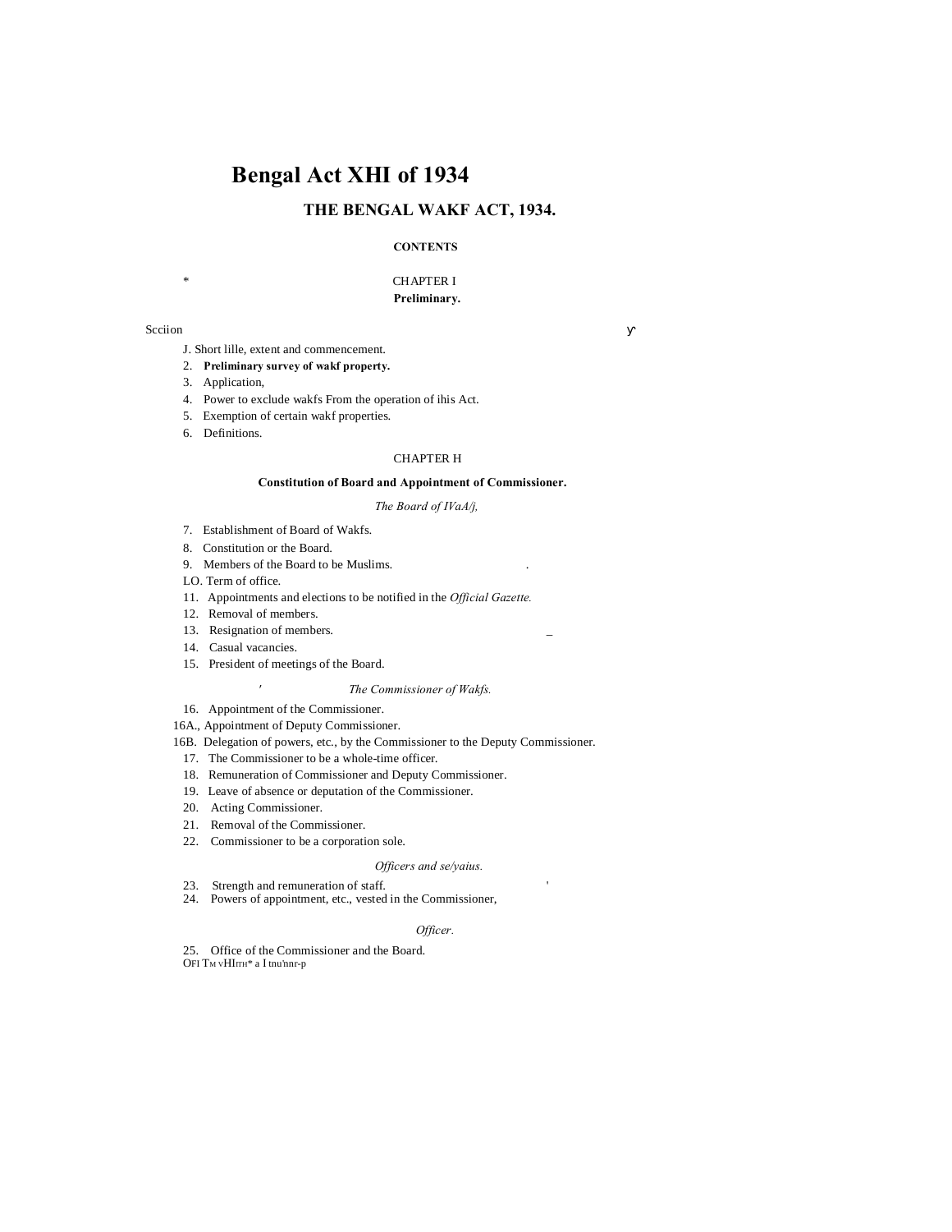# Bengal Act XHI of 1934

## THE BENGAL WAKF ACT, 1934.

**CONTENTS**

CHAPTER I

**Preliminary.**

Scciion

J. Short lille, extent and commencement.
2. **Preliminary survey of wakf property.**
3. Application,
4. Power to exclude wakfs From the operation of ihis Act.
5. Exemption of certain wakf properties.
6. Definitions.

CHAPTER H

**Constitution of Board and Appointment of Commissioner.**

*The Board of IVaA/j,*

7. Establishment of Board of Wakfs.
8. Constitution or the Board.
9. Members of the Board to be Muslims.
LO. Term of office.
11. Appointments and elections to be notified in the *Official Gazette.*
12. Removal of members.
13. Resignation of members.
14. Casual vacancies.
15. President of meetings of the Board.

*The Commissioner of Wakfs.*

16. Appointment of the Commissioner.
16A., Appointment of Deputy Commissioner.
16B. Delegation of powers, etc., by the Commissioner to the Deputy Commissioner.
17. The Commissioner to be a whole-time officer.
18. Remuneration of Commissioner and Deputy Commissioner.
19. Leave of absence or deputation of the Commissioner.
20. Acting Commissioner.
21. Removal of the Commissioner.
22. Commissioner to be a corporation sole.

*Officers and se/yaius.*

23. Strength and remuneration of staff.
24. Powers of appointment, etc., vested in the Commissioner,

*Officer.*

25. Office of the Commissioner and the Board.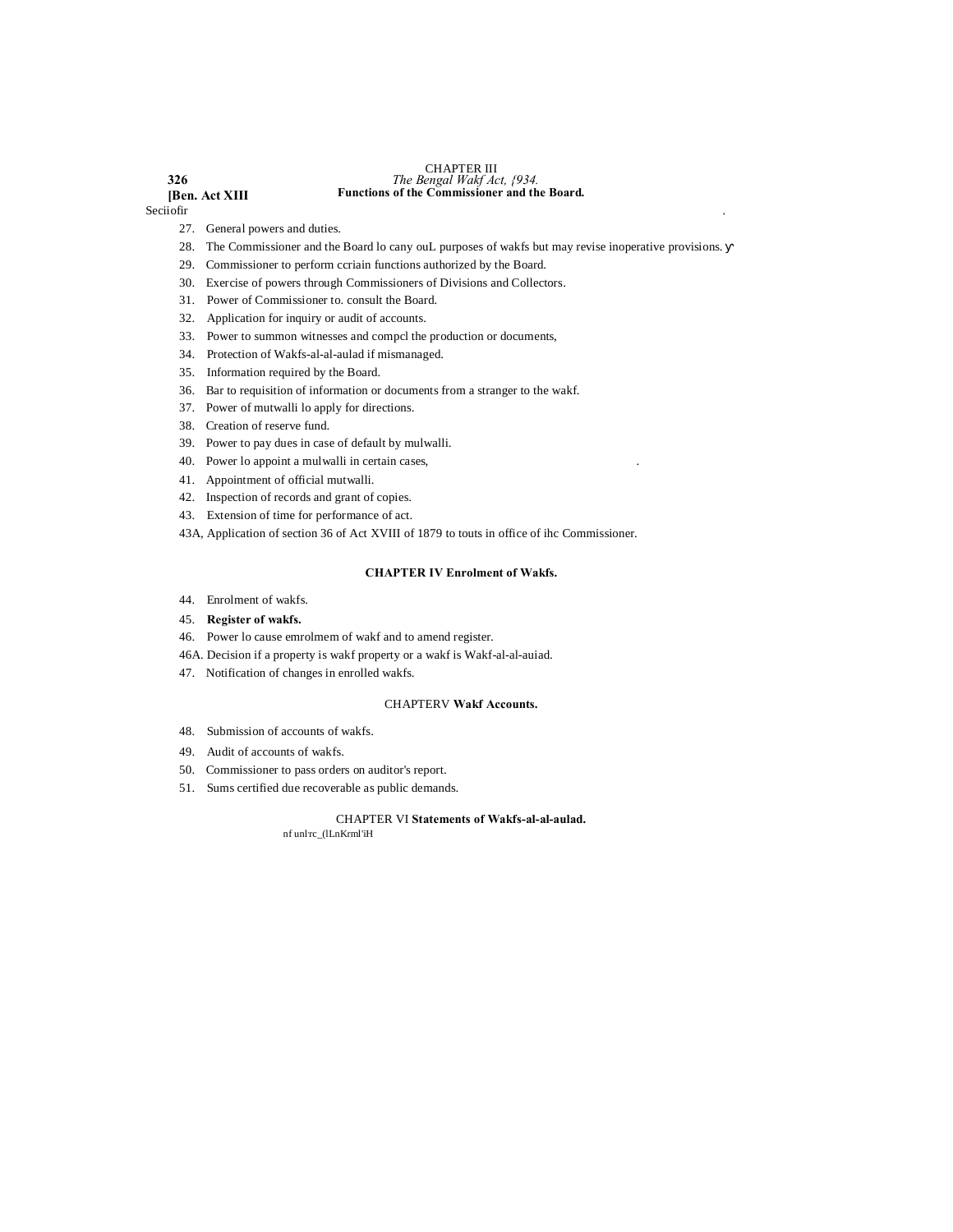## CHAPTER III

### Functions of the Commissioner and the Board.

Seciiofir

27. General powers and duties.
28. The Commissioner and the Board lo cany ouL purposes of wakfs but may revise inoperative provisions.
29. Commissioner to perform ccriain functions authorized by the Board.
30. Exercise of powers through Commissioners of Divisions and Collectors.
31. Power of Commissioner to. consult the Board.
32. Application for inquiry or audit of accounts.
33. Power to summon witnesses and compcl the production or documents,
34. Protection of Wakfs-al-al-aulad if mismanaged.
35. Information required by the Board.
36. Bar to requisition of information or documents from a stranger to the wakf.
37. Power of mutwalli lo apply for directions.
38. Creation of reserve fund.
39. Power to pay dues in case of default by mulwalli.
40. Power lo appoint a mulwalli in certain cases,
41. Appointment of official mutwalli.
42. Inspection of records and grant of copies.
43. Extension of time for performance of act.

43A, Application of section 36 of Act XVIII of 1879 to touts in office of ihc Commissioner.

## CHAPTER IV Enrolment of Wakfs.

44. Enrolment of wakfs.
45. **Register of wakfs.**
46. Power lo cause emrolmem of wakf and to amend register.

46A. Decision if a property is wakf property or a wakf is Wakf-al-al-auiad.

47. Notification of changes in enrolled wakfs.

## CHAPTERV Wakf Accounts.

48. Submission of accounts of wakfs.
49. Audit of accounts of wakfs.
50. Commissioner to pass orders on auditor's report.
51. Sums certified due recoverable as public demands.

## CHAPTER VI Statements of Wakfs-al-al-aulad.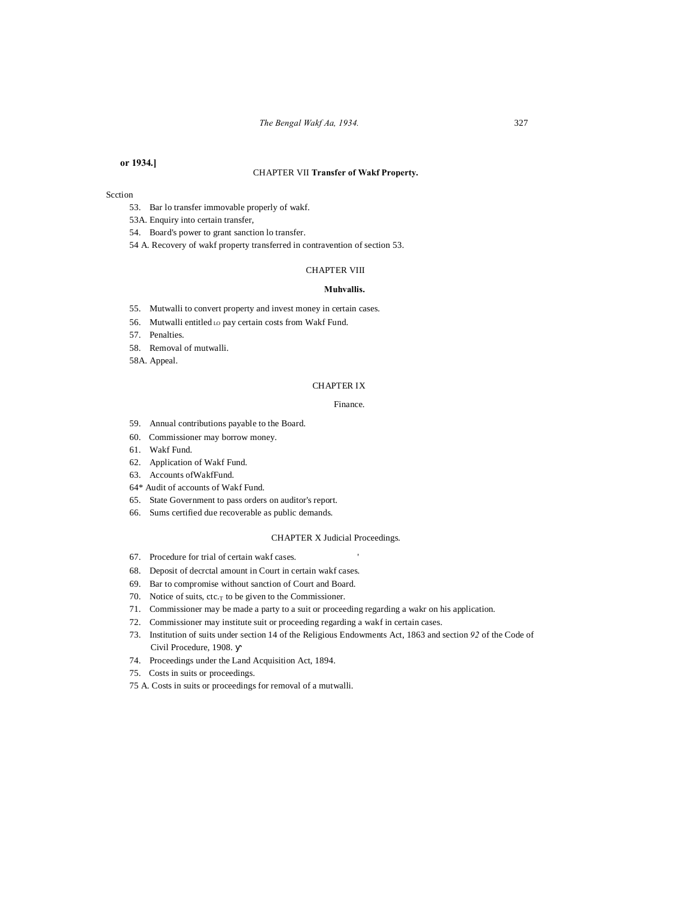**or 1934.]**

## CHAPTER VII **Transfer of Wakf Property.**

Scction

53. Bar lo transfer immovable properly of wakf.

53A. Enquiry into certain transfer,

54. Board's power to grant sanction lo transfer.

54 A. Recovery of wakf property transferred in contravention of section 53.

## CHAPTER VIII

### Muhvallis.

55. Mutwalli to convert property and invest money in certain cases.

56. Mutwalli entitled LO pay certain costs from Wakf Fund.

57. Penalties.

58. Removal of mutwalli.

58A. Appeal.

## CHAPTER IX

### Finance.

59. Annual contributions payable to the Board.

60. Commissioner may borrow money.

61. Wakf Fund.

62. Application of Wakf Fund.

63. Accounts ofWakfFund.

64* Audit of accounts of Wakf Fund.

65. State Government to pass orders on auditor's report.

66. Sums certified due recoverable as public demands.

## CHAPTER X Judicial Proceedings.

67. Procedure for trial of certain wakf cases.

68. Deposit of decrctal amount in Court in certain wakf cases.

69. Bar to compromise without sanction of Court and Board.

70. Notice of suits, ctc.T to be given to the Commissioner.

71. Commissioner may be made a party to a suit or proceeding regarding a wakr on his application.

72. Commissioner may institute suit or proceeding regarding a wakf in certain cases.

73. Institution of suits under section 14 of the Religious Endowments Act, 1863 and section *92* of the Code of Civil Procedure, 1908.

74. Proceedings under the Land Acquisition Act, 1894.

75. Costs in suits or proceedings.

75 A. Costs in suits or proceedings for removal of a mutwalli.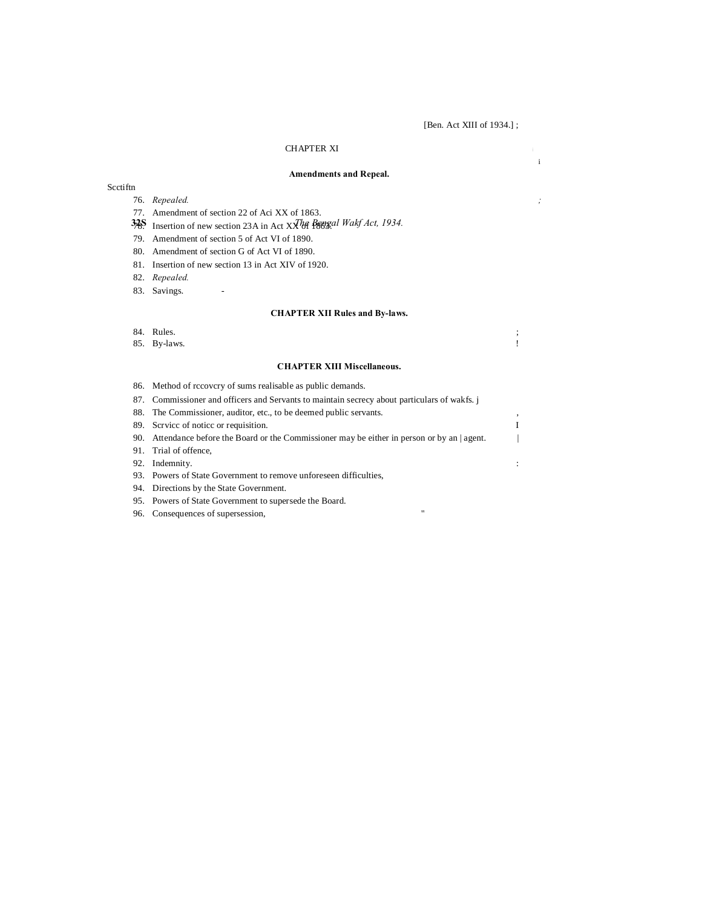## CHAPTER XI

### Amendments and Repeal.

Section

76. *Repealed.*
77. Amendment of section 22 of Aci XX of 1863.
78. Insertion of new section 23A in Act XX of 1863.
79. Amendment of section 5 of Act VI of 1890.
80. Amendment of section G of Act VI of 1890.
81. Insertion of new section 13 in Act XIV of 1920.
82. *Repealed.*
83. Savings.

### CHAPTER XII Rules and By-laws.

84. Rules.
85. By-laws.

### CHAPTER XIII Miscellaneous.

86. Method of rccovcry of sums realisable as public demands.
87. Commissioner and officers and Servants to maintain secrecy about particulars of wakfs.
88. The Commissioner, auditor, etc., to be deemed public servants.
89. Scrvicc of noticc or requisition.
90. Attendance before the Board or the Commissioner may be either in person or by an agent.
91. Trial of offence,
92. Indemnity.
93. Powers of State Government to remove unforeseen difficulties,
94. Directions by the State Government.
95. Powers of State Government to supersede the Board.
96. Consequences of supersession,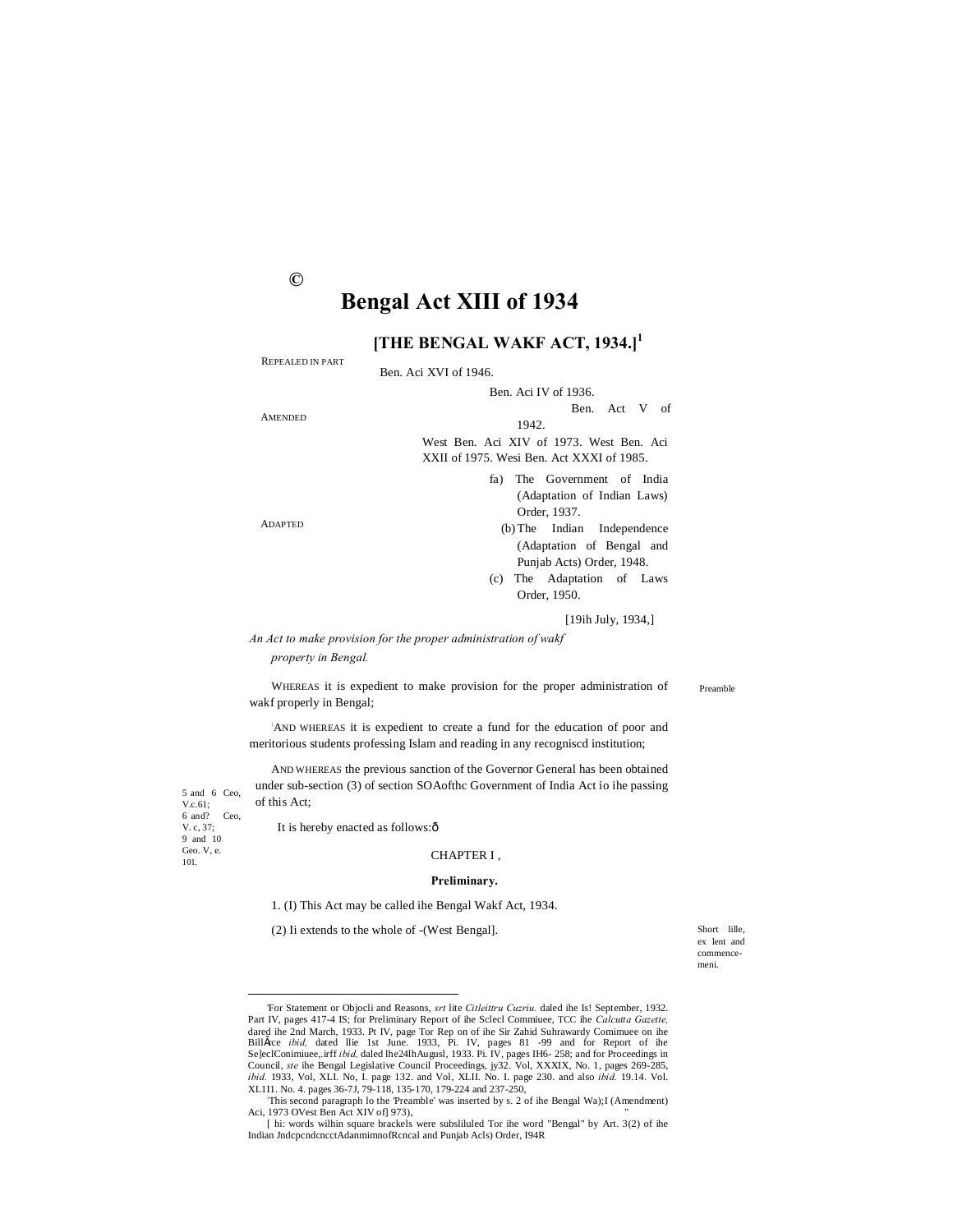©

# Bengal Act XIII of 1934

## [THE BENGAL WAKF ACT, 1934.][1]

REPEALED IN PART — Ben. Aci XVI of 1946.

AMENDED — Ben. Aci IV of 1936. Ben. Act V of 1942. West Ben. Aci XIV of 1973. West Ben. Aci XXII of 1975. Wesi Ben. Act XXXI of 1985.

ADAPTED —

fa) The Government of India (Adaptation of Indian Laws) Order, 1937.

(b) The Indian Independence (Adaptation of Bengal and Punjab Acts) Order, 1948.

(c) The Adaptation of Laws Order, 1950.

[19ih July, 1934,]

*An Act to make provision for the proper administration of wakf property in Bengal.*

Preamble

WHEREAS it is expedient to make provision for the proper administration of wakf properly in Bengal;

[2]AND WHEREAS it is expedient to create a fund for the education of poor and meritorious students professing Islam and reading in any recogniscd institution;

AND WHEREAS the previous sanction of the Governor General has been obtained under sub-section (3) of section SOAofthc Government of India Act io ihe passing of this Act;

5 and 6 Ceo, V.c.61; 6 and? Ceo, V. c, 37; 9 and 10 Geo. V, e. 101.

It is hereby enacted as follows:ô

CHAPTER I ,

**Preliminary.**

Short lille, ex lent and commence-meni.

1. (I) This Act may be called ihe Bengal Wakf Act, 1934.

(2) Ii extends to the whole of [3][West Bengal].

---

[1]For Statement or Objocli and Reasons, *srt* lite *Citleittru Cuzriu.* daled ihe Is! September, 1932. Part IV, pages 417-4 IS; for Preliminary Report of ihe Sclecl Commiuee, TCC ihe *Calcutta Gazette,* dared ihe 2nd March, 1933. Pt IV, page Tor Rep on of ihe Sir Zahid Suhrawardy Comimuee on ihe BillÄce *ibid,* dated llie 1st June. 1933, Pi. IV, pages 81 -99 and for Report of ihe Se]eclConimiuee,.irff *ibid,* daled lhe24lhAugusl, 1933. Pi. IV, pages IH6- 258; and for Proceedings in Council, *ste* ihe Bengal Legislative Council Proceedings, jy32. Vol, XXXIX, No. 1, pages 269-285, *ibid.* 1933, Vol, XLI. No, I. page 132. and Vol, XLII. No. I. page 230. and also *ibid.* 19.14. Vol. XL1I1. No. 4. pages 36-7J, 79-118, 135-170, 179-224 and 237-250,

[2]This second paragraph lo the 'Preamble' was inserted by s. 2 of ihe Bengal Wa);I (Amendment) Aci, 1973 OVest Ben Act XIV of] 973),

[3][ hi: words wilhin square brackels were subsliluled Tor ihe word "Bengal" by Art. 3(2) of ihe Indian JndcpcndcncctAdanmimnofRcncal and Punjab Acls) Order, I94R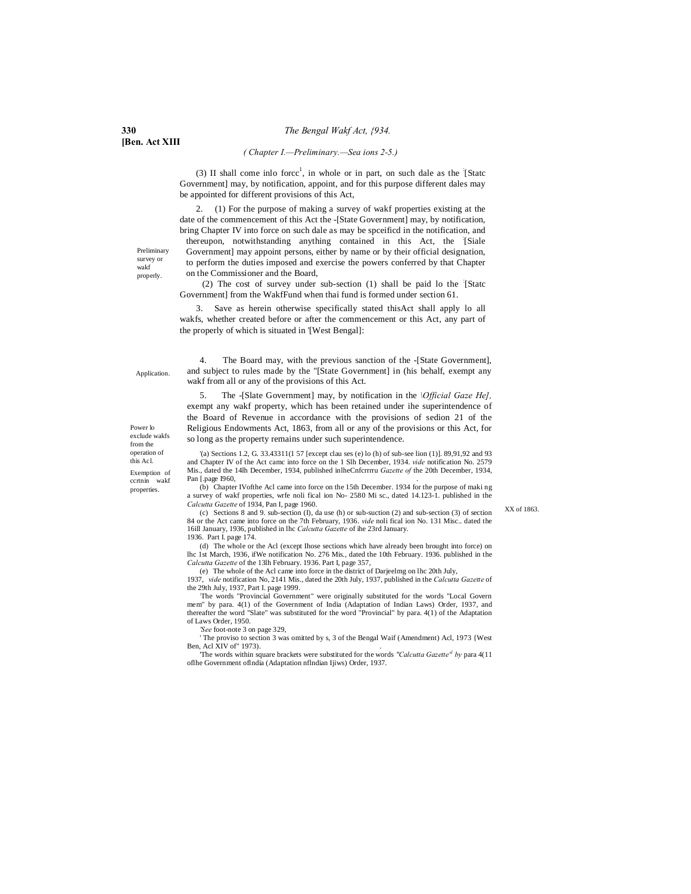*( Chapter I.—Preliminary.—Sea ions 2-5.)*

(3) II shall come inlo forcc[1], in whole or in part, on such dale as the [Statc Government] may, by notification, appoint, and for this purpose different dales may be appointed for different provisions of this Act,

Preliminary survey or wakf properly.

2. (1) For the purpose of making a survey of wakf properties existing at the date of the commencement of this Act the -[State Government] may, by notification, bring Chapter IV into force on such dale as may be spceificd in the notification, and thereupon, notwithstanding anything contained in this Act, the [Siale Government] may appoint persons, either by name or by their official designation, to perform the duties imposed and exercise the powers conferred by that Chapter on the Commissioner and the Board,

(2) The cost of survey under sub-section (1) shall be paid lo the [Statc Government] from the WakfFund when thai fund is formed under section 61.

Application.

3. Save as herein otherwise specifically stated thisAct shall apply lo all wakfs, whether created before or after the commencement or this Act, any part of the properly of which is situated in '[West Bengal]:

Power lo exclude wakfs from the operation of this Acl.

4. The Board may, with the previous sanction of the -[State Government], and subject to rules made by the "[State Government] in (his behalf, exempt any wakf from all or any of the provisions of this Act.

Exemption of ccrtnin wakf properties.

5. The -[Slate Government] may, by notification in the *\Official Gaze He],* exempt any wakf property, which has been retained under ihe superintendence of the Board of Revenue in accordance with the provisions of sedion 21 of the Religious Endowments Act, 1863, from all or any of the provisions or this Act, for so long as the property remains under such superintendence.

XX of 1863.

'(a) Sections 1.2, G. 33.43311(1 57 [except clau ses (e) lo (h) of sub-see lion (1)]. 89,91,92 and 93 and Chapter IV of the Act camc into force on the 1 Slh December, 1934. *vide* notification No. 2579 Mis., dated the 14lh December, 1934, published inlheCnfcrrrru *Gazette of* the 20th December, 1934, Pan [.page I960,

(b) Chapter IVofthe Acl came into force on the 15th December. 1934 for the purpose of maki ng a survey of wakf properties, wrfe noli fical ion No- 2580 Mi sc., dated 14.123-1. published in the *Calcutta Gazette* of 1934, Pan I, page 1960.

(c) Sections 8 and 9. sub-section (I), da use (h) or sub-suction (2) and sub-section (3) of section 84 or the Act came into force on the 7th February, 1936. *vide* noli fical ion No. 131 Misc.. dated the 16ill January, 1936, published in lhc *Calcutta Gazette* of ihe 23rd January. 1936. Part I. page 174.

(d) The whole or the Acl (except Ihose sections which have already been brought into force) on lhc 1st March, 1936, ifWe notification No. 276 Mis., dated the 10th February. 1936. published in the *Calcutta Gazette* of the 13lh February. 1936. Part I, page 357,

(e) The whole of the Acl came into force in the district of Darjeelmg on lhc 20th July, 1937, *vide* notification No, 2141 Mis., dated the 20th July, 1937, published in the *Calcutta Gazette* of the 29th July, 1937, Part I. page 1999.

The words "Provincial Government" were originally substituted for the words "Local Govern mem" by para. 4(1) of the Government of India (Adaptation of Indian Laws) Order, 1937, and thereafter the word "Slate" was substituted for the word "Provincial" by para. 4(1) of the Adaptation of Laws Order, 1950.

*'See* foot-note 3 on page 329,

' The proviso to section 3 was omitted by s, 3 of the Bengal Waif (Amendment) Acl, 1973 {West Ben, Acl XIV of" 1973).

'The words within square brackets were substituted for the words *"Calcutta Gazette" by* para 4(11 oflhe Government oflndia (Adaptation nflndian Ijiws) Order, 1937.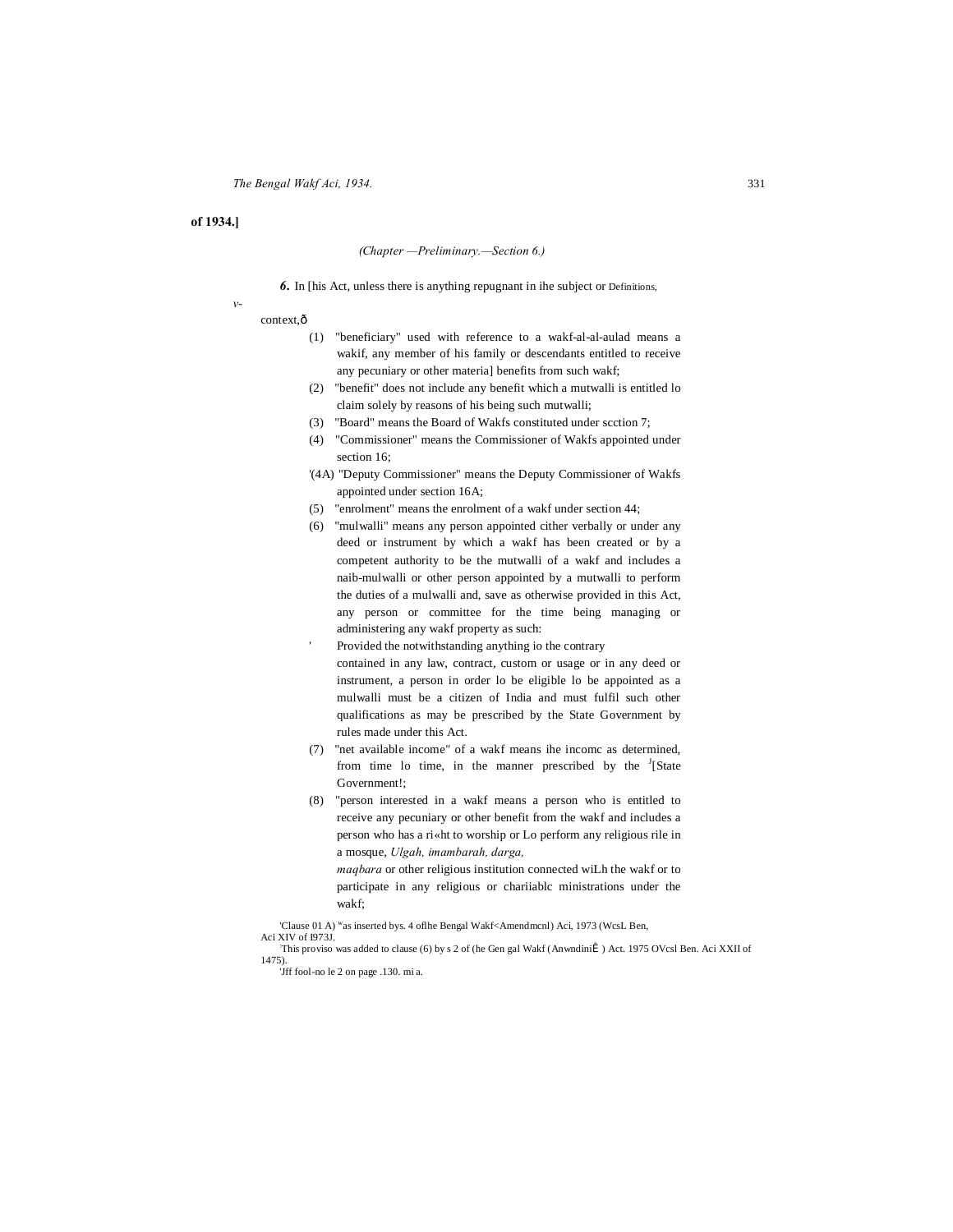**of 1934.]**

*(Chapter —Preliminary.—Section 6.)*

***6.*** In [his Act, unless there is anything repugnant in ihe subject or context,ð — Definitions.

(1) "beneficiary" used with reference to a wakf-al-al-aulad means a wakif, any member of his family or descendants entitled to receive any pecuniary or other materia] benefits from such wakf;

(2) "benefit" does not include any benefit which a mutwalli is entitled lo claim solely by reasons of his being such mutwalli;

(3) "Board" means the Board of Wakfs constituted under scction 7;

(4) "Commissioner" means the Commissioner of Wakfs appointed under section 16;

'(4A) "Deputy Commissioner" means the Deputy Commissioner of Wakfs appointed under section 16A;

(5) "enrolment" means the enrolment of a wakf under section 44;

(6) "mulwalli" means any person appointed cither verbally or under any deed or instrument by which a wakf has been created or by a competent authority to be the mutwalli of a wakf and includes a naib-mulwalli or other person appointed by a mutwalli to perform the duties of a mulwalli and, save as otherwise provided in this Act, any person or committee for the time being managing or administering any wakf property as such:

' Provided the notwithstanding anything io the contrary contained in any law, contract, custom or usage or in any deed or instrument, a person in order lo be eligible lo be appointed as a mulwalli must be a citizen of India and must fulfil such other qualifications as may be prescribed by the State Government by rules made under this Act.

(7) "net available income" of a wakf means ihe incomc as determined, from time lo time, in the manner prescribed by the [J][State Government!;

(8) "person interested in a wakf means a person who is entitled to receive any pecuniary or other benefit from the wakf and includes a person who has a ri«ht to worship or Lo perform any religious rile in a mosque, *Ulgah, imambarah, darga, maqbara* or other religious institution connected wiLh the wakf or to participate in any religious or chariiablc ministrations under the wakf;

'Clause 01 A) [w]as inserted bys. 4 oflhe Bengal Wakf<Amendmcnl) Aci, 1973 (WcsL Ben, Aci XIV of I973J.

[:]This proviso was added to clause (6) by s 2 of (he Gen gal Wakf (AnwndiniÊ ) Act. 1975 OVcsl Ben. Aci XXII of 1475).

'Jff fool-no le 2 on page .130. mi a.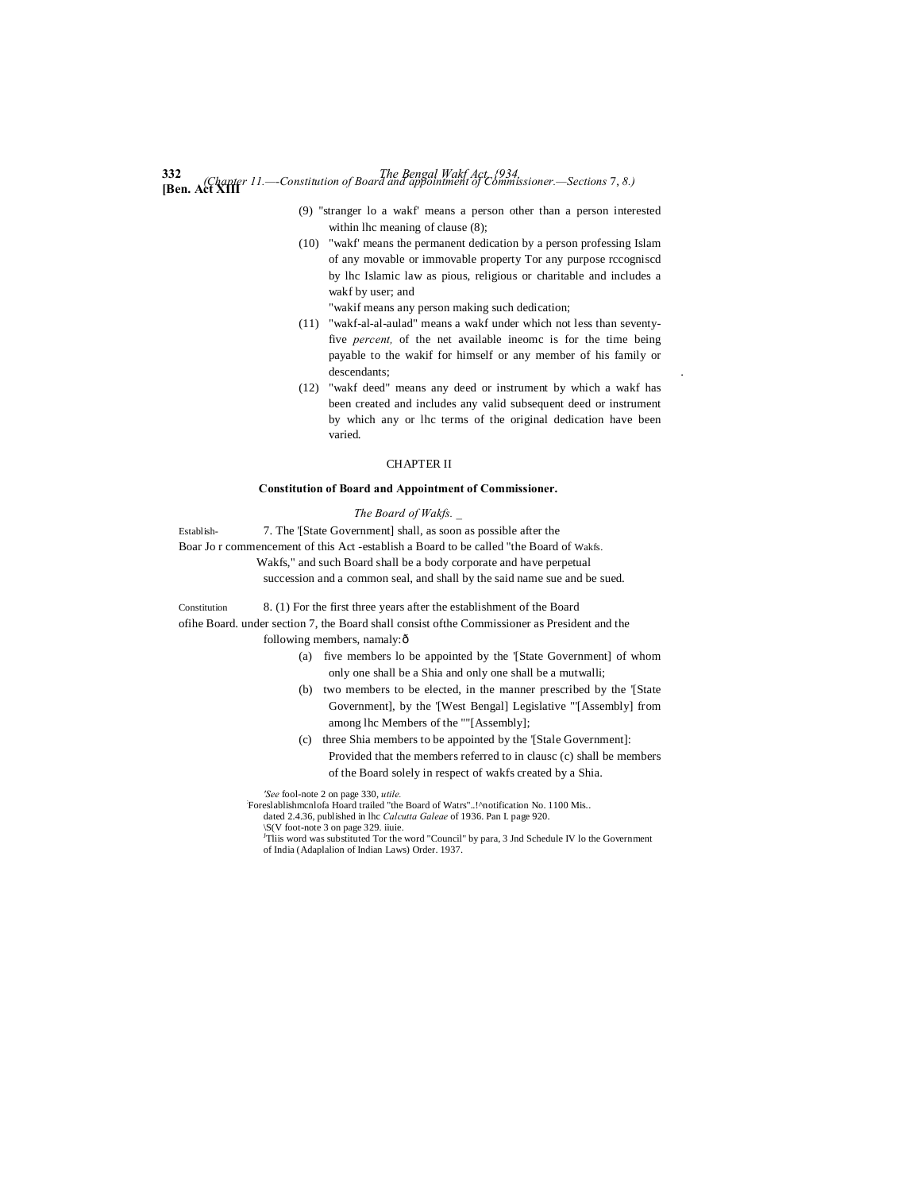(9) "stranger lo a wakf' means a person other than a person interested within lhc meaning of clause (8);

(10) "wakf' means the permanent dedication by a person professing Islam of any movable or immovable property Tor any purpose rccogniscd by lhc Islamic law as pious, religious or charitable and includes a wakf by user; and

"wakif means any person making such dedication;

(11) "wakf-al-al-aulad" means a wakf under which not less than seventy-five *percent,* of the net available ineomc is for the time being payable to the wakif for himself or any member of his family or descendants;

(12) "wakf deed" means any deed or instrument by which a wakf has been created and includes any valid subsequent deed or instrument by which any or lhc terms of the original dedication have been varied.

## CHAPTER II

### Constitution of Board and Appointment of Commissioner.

*The Board of Wakfs.*

Establish- Boar Jo r Wakfs. 7. The '[State Government] shall, as soon as possible after the commencement of this Act -establish a Board to be called "the Board of Wakfs," and such Board shall be a body corporate and have perpetual succession and a common seal, and shall by the said name sue and be sued.

Constitution ofihe Board. 8. (1) For the first three years after the establishment of the Board under section 7, the Board shall consist ofthe Commissioner as President and the following members, namaly:—

(a) five members lo be appointed by the '[State Government] of whom only one shall be a Shia and only one shall be a mutwalli;

(b) two members to be elected, in the manner prescribed by the '[State Government], by the '[West Bengal] Legislative '"[Assembly] from among lhc Members of the ""[Assembly];

(c) three Shia members to be appointed by the '[Stale Government]:

Provided that the members referred to in clausc (c) shall be members of the Board solely in respect of wakfs created by a Shia.

*'See* fool-note 2 on page 330, *utile.*

Foreslablishmcnlofa Hoard trailed "the Board of Watrs"..!^notification No. 1100 Mis.. dated 2.4.36, published in lhc *Calcutta Galeae* of 1936. Pan I. page 920.

\S(V foot-note 3 on page 329. iiuie.

[J]Tliis word was substituted Tor the word "Council" by para, 3 Jnd Schedule IV lo the Government of India (Adaplalion of Indian Laws) Order. 1937.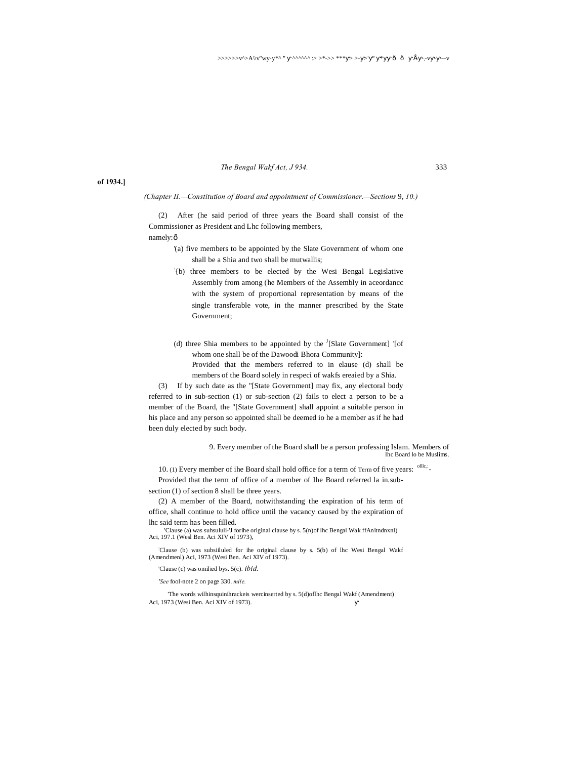(Chapter II.—Constitution of Board and appointment of Commissioner.—Sections 9, 10.)

(2) After (he said period of three years the Board shall consist of the Commissioner as President and Lhc following members, namely:—

[1](a) five members to be appointed by the Slate Government of whom one shall be a Shia and two shall be mutwallis;

[2](b) three members to be elected by the Wesi Bengal Legislative Assembly from among (he Members of the Assembly in aceordancc with the system of proportional representation by means of the single transferable vote, in the manner prescribed by the State Government;

(d) three Shia members to be appointed by the [4][Slate Government] [5][of whom one shall be of the Dawoodi Bhora Community]:

Provided that the members referred to in elause (d) shall be members of the Board solely in respeci of wakfs ereaied by a Shia.

(3) If by such date as the "[State Government] may fix, any electoral body referred to in sub-section (1) or sub-section (2) fails to elect a person to be a member of the Board, the "[State Government] shall appoint a suitable person in his place and any person so appointed shall be deemed io he a member as if he had been duly elected by such body.

Members of lhc Board lo be Muslims.

9. Every member of the Board shall be a person professing Islam.

Term of ollic.

10. (1) Every member of ihe Board shall hold office for a term of five years:

Provided that the term of office of a member of Ihe Board referred la in.sub-section (1) of section 8 shall be three years.

(2) A member of the Board, notwithstanding the expiration of his term of office, shall continue to hold office until the vacancy caused by the expiration of lhc said term has been filled.

---

[1]Clause (a) was suhsululi-'J forihe original clause by s. 5(n)of lhc Bengal Wak ffAnitndnxnl) Aci, 197.1 (Wesl Ben. Aci XIV of 1973),

[2]Clause (b) was subsiiluled for ihe original clause by s. 5(b) of lhc Wesi Bengal Wakf (Amendmenl) Aci, 1973 (Wesi Ben. Aci XIV of 1973).

[3]Clause (c) was omilied bys. 5(c). *ibid.*

[4]*See* fool-note 2 on page 330. *mile.*

[5]The words wilhinsquinihrackeis wercinserted by s. 5(d)oflhc Bengal Wakf (Amendment) Aci, 1973 (Wesi Ben. Aci XIV of 1973).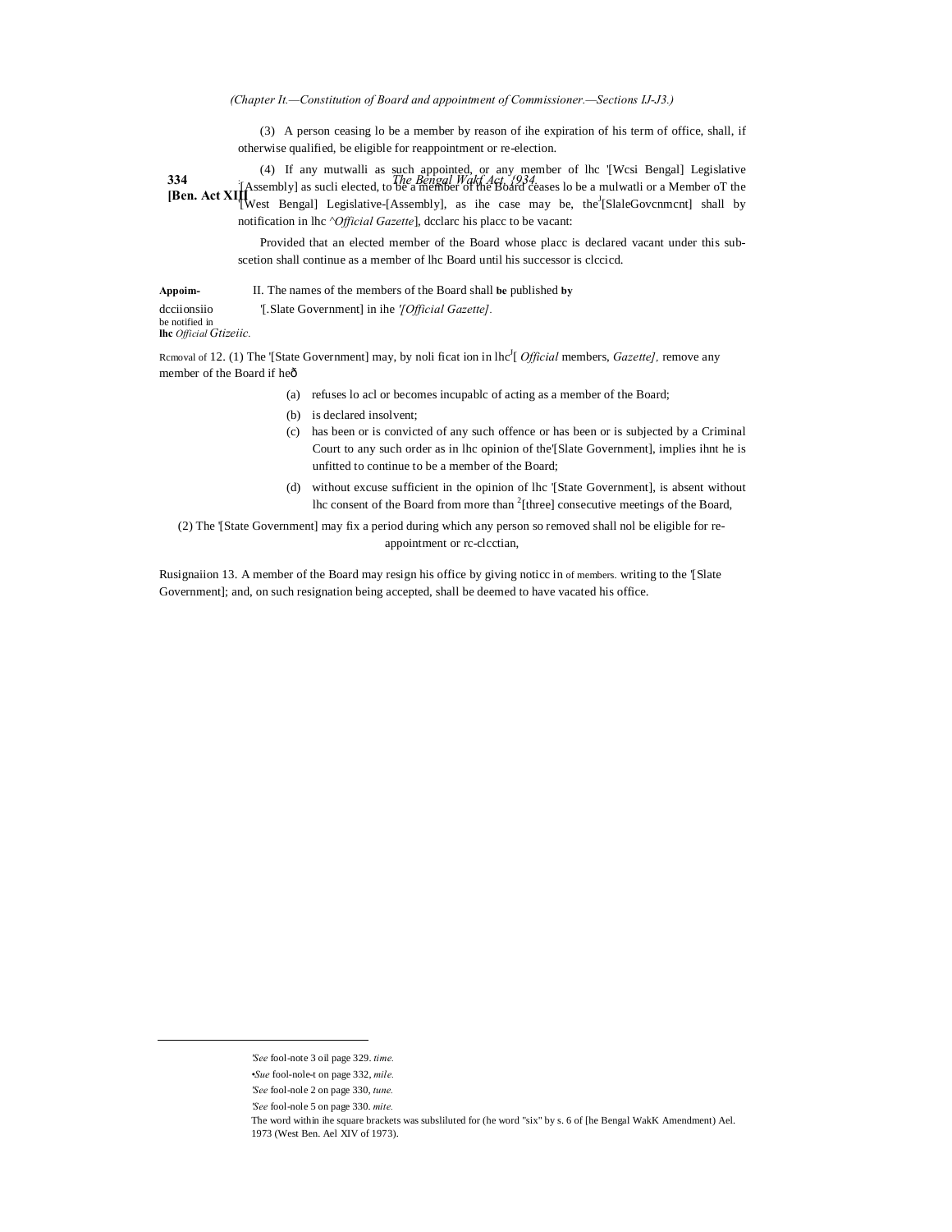(Chapter It.—Constitution of Board and appointment of Commissioner.—Sections IJ-J3.)

(3) A person ceasing lo be a member by reason of ihe expiration of his term of office, shall, if otherwise qualified, be eligible for reappointment or re-election.

(4) If any mutwalli as such appointed, or any member of lhc '[Wcsi Bengal] Legislative '[Assembly] as sucli elected, to be a member of the Board ceases lo be a mulwatli or a Member oT the '[West Bengal] Legislative-[Assembly], as ihe case may be, the[1][SlaleGovcnmcnt] shall by notification in lhc ^*Official Gazette*], dcclarc his placc to be vacant:

Provided that an elected member of the Board whose placc is declared vacant under this sub-scetion shall continue as a member of lhc Board until his successor is clccicd.

**Appoim-** dcciionsiio be notified in **lhc** *Official Gtizeiic.*

II. The names of the members of the Board shall **be** published **by** '[.Slate Government] in ihe *'[Official Gazette].*

Rcmoval of members,

12. (1) The '[State Government] may, by noli ficat ion in lhc[1][ *Official Gazette],* remove any member of the Board if heð

(a) refuses lo acl or becomes incupablc of acting as a member of the Board;

(b) is declared insolvent;

(c) has been or is convicted of any such offence or has been or is subjected by a Criminal Court to any such order as in lhc opinion of the'[Slate Government], implies ihnt he is unfitted to continue to be a member of the Board;

(d) without excuse sufficient in the opinion of lhc '[State Government], is absent without lhc consent of the Board from more than [2][three] consecutive meetings of the Board,

(2) The '[State Government] may fix a period during which any person so removed shall nol be eligible for re-appointment or rc-clcctian,

Rusignaiion of members.

13. A member of the Board may resign his office by giving noticc in writing to the '[Slate Government]; and, on such resignation being accepted, shall be deemed to have vacated his office.

---

'*See* fool-note 3 oil page 329. *time.*

•*Sue* fool-nole-t on page 332, *mile.*

'*See* fool-nole 2 on page 330, *tune.*

'*See* fool-nole 5 on page 330. *mite.*

The word within ihe square brackets was subsliluted for (he word "six" by s. 6 of [he Bengal WakK Amendment) Ael. 1973 (West Ben. Ael XIV of 1973).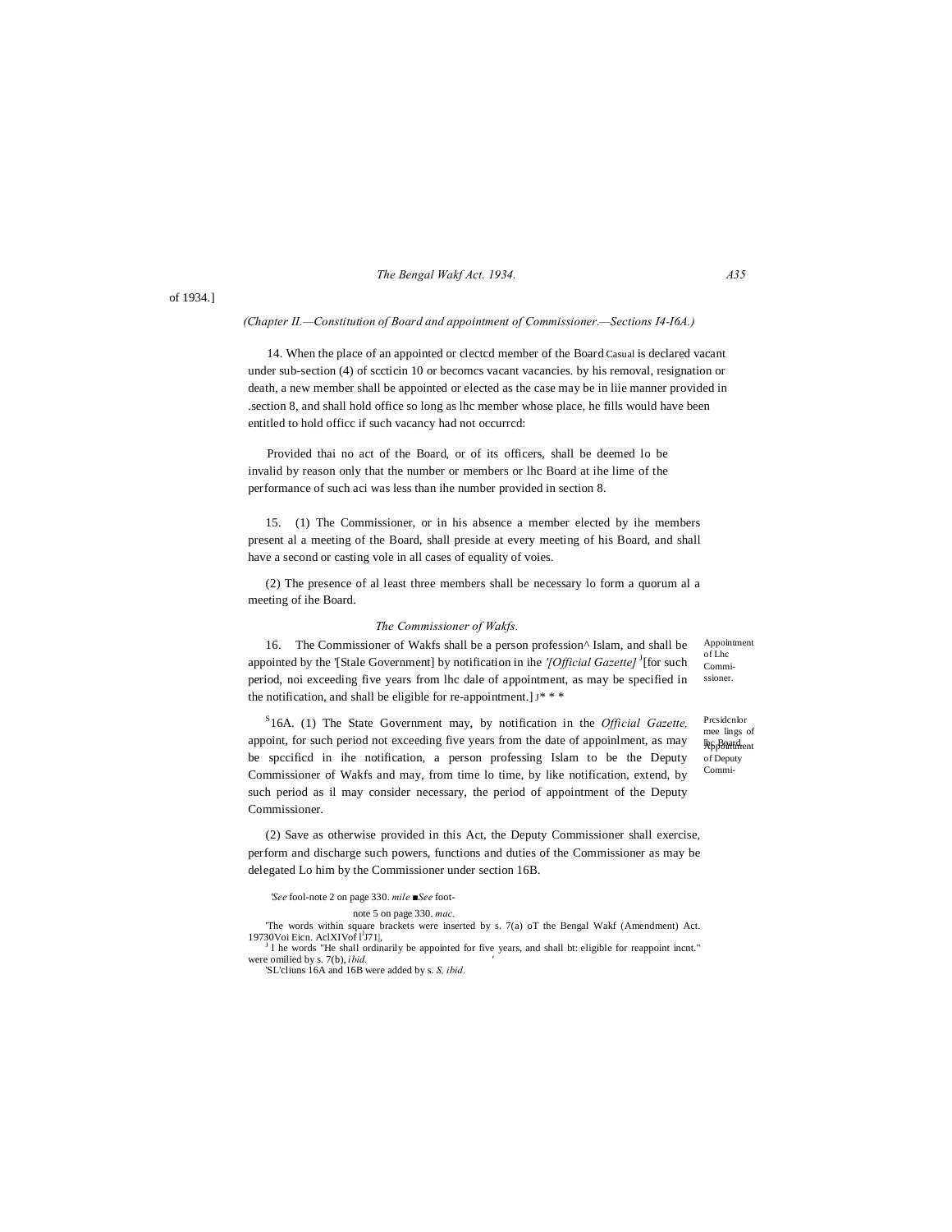of 1934.]

*(Chapter II.—Constitution of Board and appointment of Commissioner.—Sections I4-I6A.)*

14. When the place of an appointed or clectcd member of the Board is declared vacant under sub-section (4) of sccticin 10 or becomcs vacant vacancies. by his removal, resignation or death, a new member shall be appointed or elected as the case may be in liie manner provided in .section 8, and shall hold office so long as lhc member whose place, he fills would have been entitled to hold officc if such vacancy had not occurrcd:

Casual

Provided thai no act of the Board, or of its officers, shall be deemed lo be invalid by reason only that the number or members or lhc Board at ihe lime of the performance of such aci was less than ihe number provided in section 8.

15. (1) The Commissioner, or in his absence a member elected by ihe members present al a meeting of the Board, shall preside at every meeting of his Board, and shall have a second or casting vole in all cases of equality of voies.

Prcsidcnlor mee lings of lhc Board.

(2) The presence of al least three members shall be necessary lo form a quorum al a meeting of ihe Board.

*The Commissioner of Wakfs.*

16. The Commissioner of Wakfs shall be a person profession^ Islam, and shall be appointed by the '[Stale Government] by notification in ihe *'[Official Gazette]* [J][for such period, noi exceeding five years from lhc dale of appointment, as may be specified in the notification, and shall be eligible for re-appointment.] J* * *

Appointment of Lhc Commi-ssioner.

[S]16A. (1) The State Government may, by notification in the *Official Gazette,* appoint, for such period not exceeding five years from the date of appoinlment, as may be spccificd in ihe notification, a person professing Islam to be the Deputy Commissioner of Wakfs and may, from time lo time, by like notification, extend, by such period as il may consider necessary, the period of appointment of the Deputy Commissioner.

Appointment of Deputy Commi-

(2) Save as otherwise provided in this Act, the Deputy Commissioner shall exercise, perform and discharge such powers, functions and duties of the Commissioner as may be delegated Lo him by the Commissioner under section 16B.

*'See* fool-note 2 on page 330. *mile* ■*See* foot-note 5 on page 330. *mac.*

'The words within square brackets were inserted by s. 7(a) oT the Bengal Wakf (Amendment) Act. 19730Voi Eicn. AclXIVof l[l]J71|,

[J] l he words "He shall ordinarily be appointed for five years, and shall bt: eligible for reappoint incnt." were omilied by s. 7(b), *ibid.*

'SL'cliuns 16A and 16B were added by s. *S, ibid.*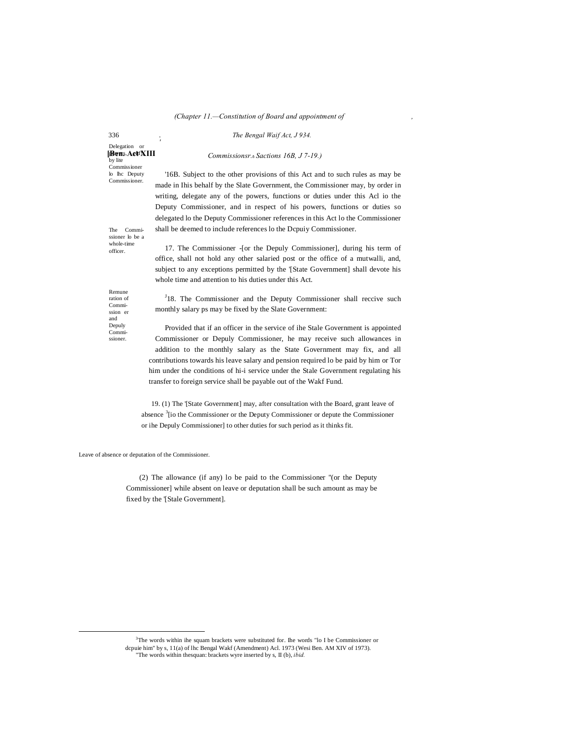(Chapter 11.—Constitution of Board and appointment of Commissionsr.s Sactions 16B, J 7-19.)

Delegation or powers by lite Commissioner lo lhc Deputy Commissioner.

'16B. Subject to the other provisions of this Act and to such rules as may be made in Ihis behalf by the Slate Government, the Commissioner may, by order in writing, delegate any of the powers, functions or duties under this Acl io the Deputy Commissioner, and in respect of his powers, functions or duties so delegated lo the Deputy Commissioner references in this Act lo the Commissioner shall be deemed to include references lo the Dcpuiy Commissioner.

The Commissioner lo be a whole-time officer.

17. The Commissioner -[or the Depuly Commissioner], during his term of office, shall not hold any other salaried post or the office of a mutwalli, and, subject to any exceptions permitted by the '[State Government] shall devote his whole time and attention to his duties under this Act.

Remuneration of Commission er and Depuly Commissioner.

[J]18. The Commissioner and the Deputy Commissioner shall reccive such monthly salary ps may be fixed by the Slate Government:

Provided that if an officer in the service of ihe Stale Government is appointed Commissioner or Depuly Commissioner, he may receive such allowances in addition to the monthly salary as the State Government may fix, and all contributions towards his leave salary and pension required lo be paid by him or Tor him under the conditions of hi-i service under the Stale Government regulating his transfer to foreign service shall be payable out of the Wakf Fund.

Leave of absence or deputation of the Commissioner.

19. (1) The '[State Government] may, after consultation with the Board, grant leave of absence [3][io the Commissioner or the Deputy Commissioner or depute the Commissioner or ihe Depuly Commissioner] to other duties for such period as it thinks fit.

(2) The allowance (if any) lo be paid to the Commissioner "(or the Deputy Commissioner] while absent on leave or deputation shall be such amount as may be fixed by the '[Stale Government].

---

[3]The words within ihe squam brackets were substituted for. Ihe words "lo I be Commissioner or dcpuie him" by s, 11(a) of lhc Bengal Wakf (Amendment) Acl. 1973 (Wesi Ben. AM XIV of 1973).
"The words within thesquan: brackets wyre inserted by s, II (b), *ibid.*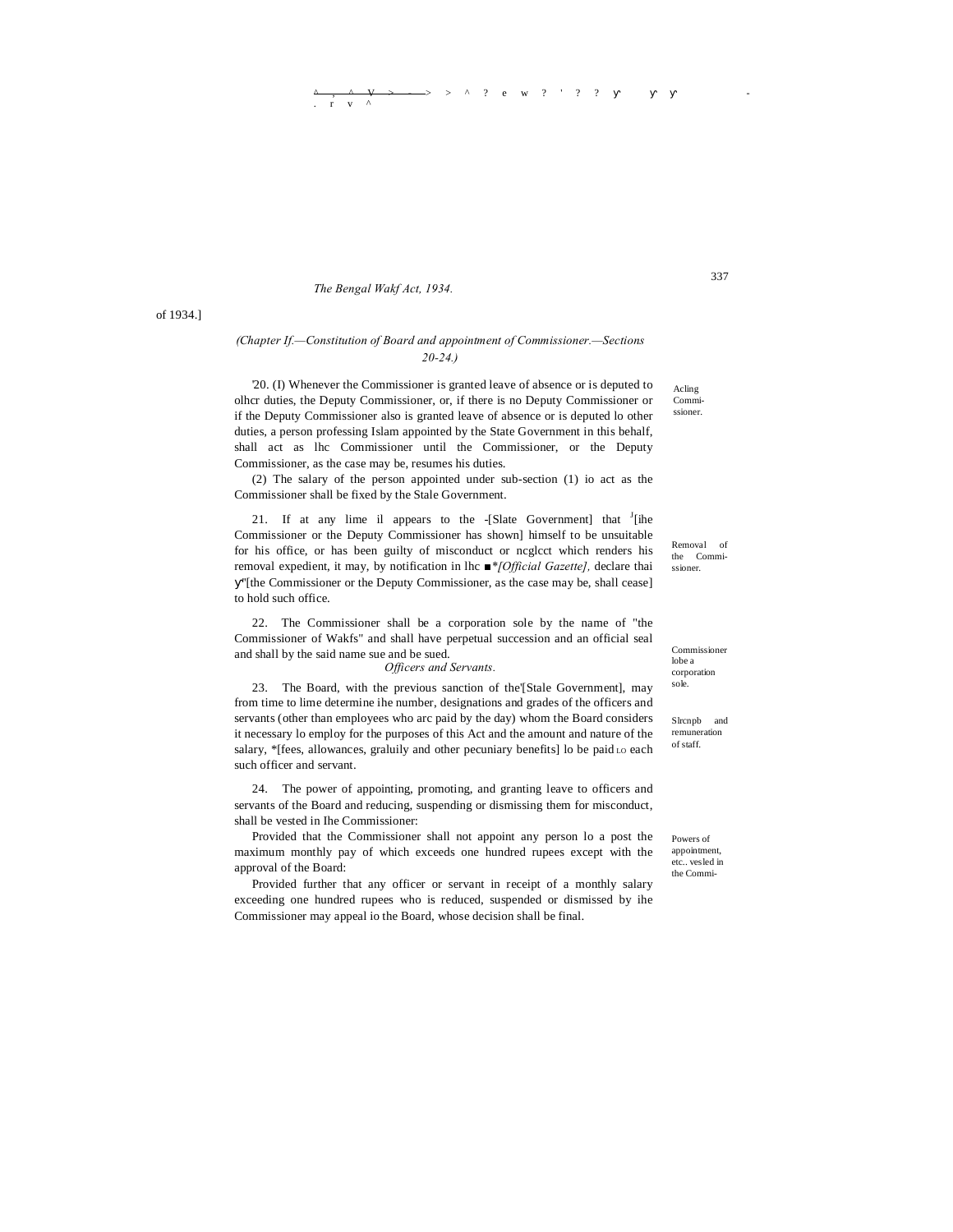of 1934.]

*(Chapter If.—Constitution of Board and appointment of Commissioner.—Sections 20-24.)*

Acling Commi-ssioner.

'20. (I) Whenever the Commissioner is granted leave of absence or is deputed to olhcr duties, the Deputy Commissioner, or, if there is no Deputy Commissioner or if the Deputy Commissioner also is granted leave of absence or is deputed lo other duties, a person professing Islam appointed by the State Government in this behalf, shall act as lhc Commissioner until the Commissioner, or the Deputy Commissioner, as the case may be, resumes his duties.

(2) The salary of the person appointed under sub-section (1) io act as the Commissioner shall be fixed by the Stale Government.

Removal of the Commi-ssioner.

21. If at any lime il appears to the -[Slate Government] that J[ihe Commissioner or the Deputy Commissioner has shown] himself to be unsuitable for his office, or has been guilty of misconduct or ncglcct which renders his removal expedient, it may, by notification in lhc ■*[*Official Gazette],* declare thai y"[the Commissioner or the Deputy Commissioner, as the case may be, shall cease] to hold such office.

Commissioner lobe a corporation sole.

22. The Commissioner shall be a corporation sole by the name of "the Commissioner of Wakfs" and shall have perpetual succession and an official seal and shall by the said name sue and be sued.

*Officers and Servants.*

Slrcnpb and remuneration of staff.

23. The Board, with the previous sanction of the'[Stale Government], may from time to lime determine ihe number, designations and grades of the officers and servants (other than employees who arc paid by the day) whom the Board considers it necessary lo employ for the purposes of this Act and the amount and nature of the salary, *[fees, allowances, graluily and other pecuniary benefits] lo be paid LO each such officer and servant.

Powers of appointment, etc.. vesled in the Commi-

24. The power of appointing, promoting, and granting leave to officers and servants of the Board and reducing, suspending or dismissing them for misconduct, shall be vested in Ihe Commissioner:

Provided that the Commissioner shall not appoint any person lo a post the maximum monthly pay of which exceeds one hundred rupees except with the approval of the Board:

Provided further that any officer or servant in receipt of a monthly salary exceeding one hundred rupees who is reduced, suspended or dismissed by ihe Commissioner may appeal io the Board, whose decision shall be final.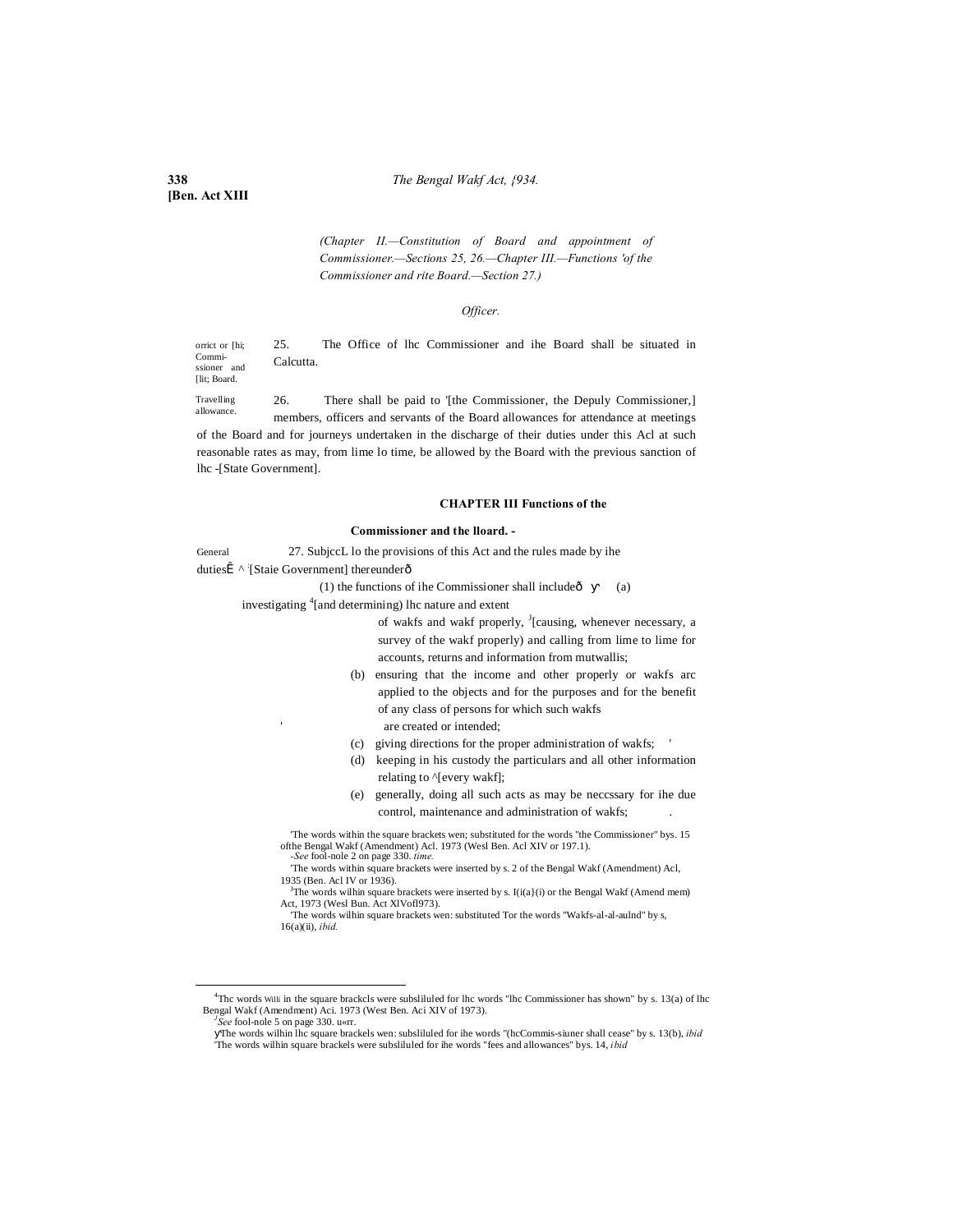(Chapter II.—Constitution of Board and appointment of Commissioner.—Sections 25, 26.—Chapter III.—Functions 'of the Commissioner and rite Board.—Section 27.)

*Officer.*

orrict or [hi; Commi-ssioner and [lit; Board.

25. The Office of lhc Commissioner and ihe Board shall be situated in Calcutta.

Travelling allowance.

26. There shall be paid to '[the Commissioner, the Depuly Commissioner,] members, officers and servants of the Board allowances for attendance at meetings of the Board and for journeys undertaken in the discharge of their duties under this Acl at such reasonable rates as may, from lime lo time, be allowed by the Board with the previous sanction of lhc -[State Government].

## CHAPTER III Functions of the Commissioner and the lloard. -

General dutiesÊ

27. SubjccL lo the provisions of this Act and the rules made by ihe ^ :[Staie Government] thereunderð

(1) the functions of ihe Commissioner shall includeð ӯ (a) investigating [4][and determining) lhc nature and extent of wakfs and wakf properly, [J][causing, whenever necessary, a survey of the wakf properly) and calling from lime to lime for accounts, returns and information from mutwallis;

(b) ensuring that the income and other properly or wakfs arc applied to the objects and for the purposes and for the benefit of any class of persons for which such wakfs are created or intended;

(c) giving directions for the proper administration of wakfs;

(d) keeping in his custody the particulars and all other information relating to ^[every wakf];

(e) generally, doing all such acts as may be neccssary for ihe due control, maintenance and administration of wakfs;

'The words within the square brackets wen; substituted for the words "the Commissioner" bys. 15 ofthe Bengal Wakf (Amendment) Acl. 1973 (Wesl Ben. Acl XIV or 197.1).

-*See* fool-nole 2 on page 330. *time.*

'The words within square brackets were inserted by s. 2 of the Bengal Wakf (Amendment) Acl, 1935 (Ben. Acl IV or 1936).

[J]The words wilhin square brackets were inserted by s. I(i(a}(i) or the Bengal Wakf (Amend mem) Act, 1973 (Wesl Bun. Act XlVofl973).

'The words wilhin square brackets wen: substituted Tor the words "Wakfs-al-al-aulnd" by s, 16(a)(ii), *ibid.*

---

[4]Thc words Willi in the square brackcls were subsliluled for lhc words "lhc Commissioner has shown" by s. 13(a) of lhc Bengal Wakf (Amendment) Aci. 1973 (West Ben. Aci XIV of 1973).

[J]*See* fool-nole 5 on page 330. u«rr.

ӯThe words wilhin lhc square brackels wen: subsliluled for ihe words "(hcCommis-siuner shall cease" by s. 13(b), *ibid*

'The words wilhin square brackels were subsliluled for ihe words "fees and allowances" bys. 14, *ibid*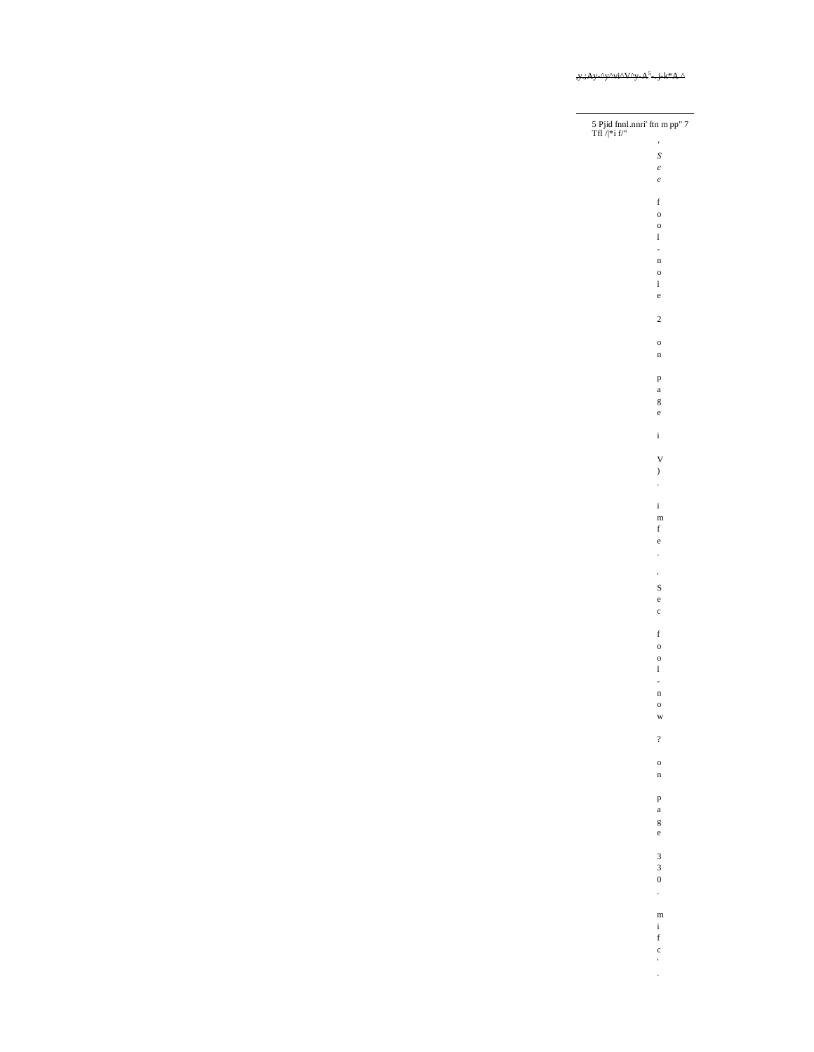,y.;Ay-^y^vi^V^y-A[5]-.j-k*A ^

5 Pjid fnnl.nnri' ftn m pp" 7 Tfl /|*i f/"

' *See* foot-note 2 on page iV). imfe.

' Sec foot-now ? on page 330. mifc'.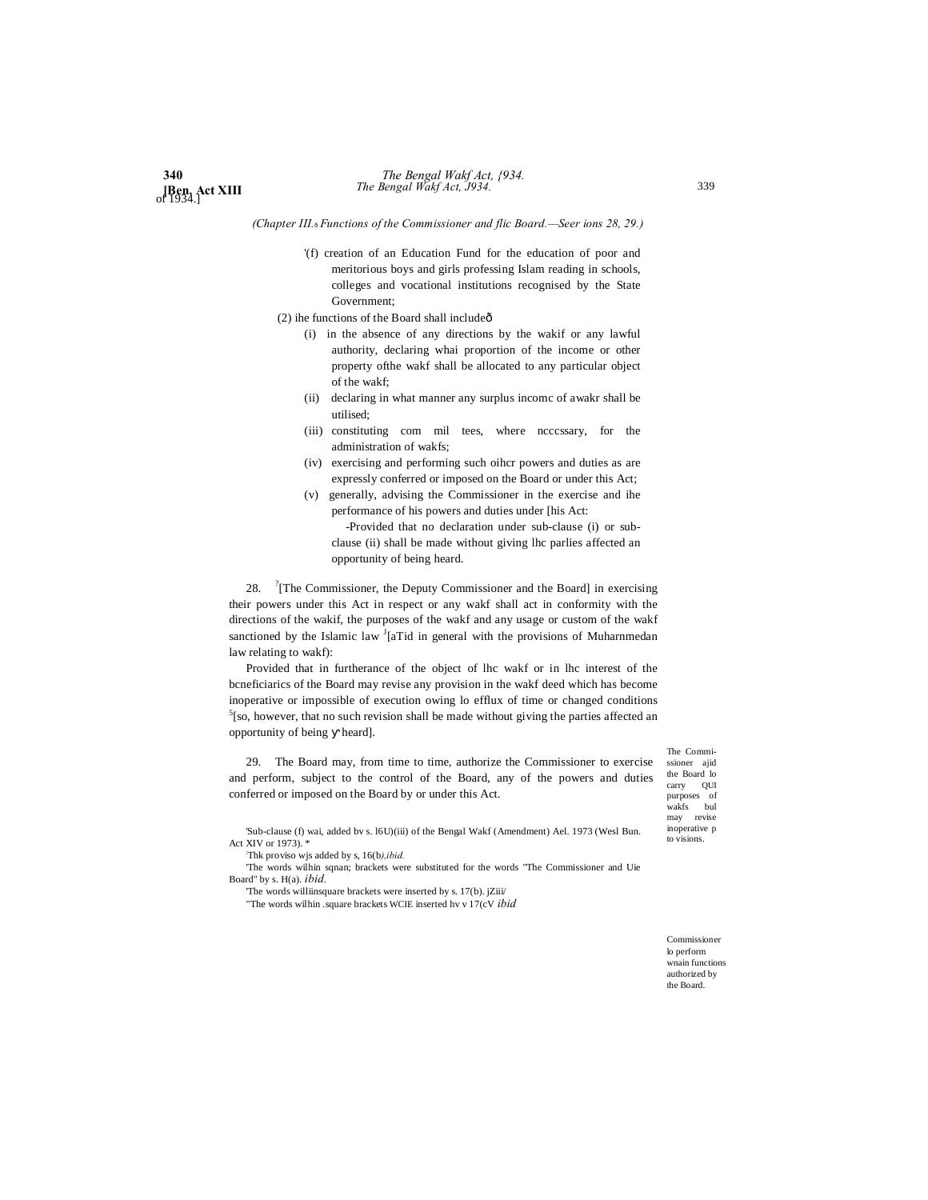(Chapter III.—Functions of the Commissioner and the Board.—Sections 28, 29.)

[1](f) creation of an Education Fund for the education of poor and meritorious boys and girls professing Islam reading in schools, colleges and vocational institutions recognised by the State Government;

(2) the functions of the Board shall include—

(i) in the absence of any directions by the wakif or any lawful authority, declaring what proportion of the income or other property of the wakf shall be allocated to any particular object of the wakf;

(ii) declaring in what manner any surplus income of a wakf shall be utilised;

(iii) constituting committees, where necessary, for the administration of wakfs;

(iv) exercising and performing such other powers and duties as are expressly conferred or imposed on the Board or under this Act;

(v) generally, advising the Commissioner in the exercise and the performance of his powers and duties under this Act:

[2]Provided that no declaration under sub-clause (i) or sub-clause (ii) shall be made without giving the parties affected an opportunity of being heard.

The Commissioner and the Board to carry out purposes of wakfs but may revise inoperative provisions.

28. [3][The Commissioner, the Deputy Commissioner and the Board] in exercising their powers under this Act in respect of any wakf shall act in conformity with the directions of the wakif, the purposes of the wakf and any usage or custom of the wakf sanctioned by the Islamic law [4][and in general with the provisions of Muhammedan law relating to wakf]:

Provided that in furtherance of the object of the wakf or in the interest of the beneficiaries of the Board may revise any provision in the wakf deed which has become inoperative or impossible of execution owing to efflux of time or changed conditions [5][so, however, that no such revision shall be made without giving the parties affected an opportunity of being heard].

Commissioner to perform certain functions authorized by the Board.

29. The Board may, from time to time, authorize the Commissioner to exercise and perform, subject to the control of the Board, any of the powers and duties conferred or imposed on the Board by or under this Act.

[1]Sub-clause (f) was added by s. 16(1)(iii) of the Bengal Wakf (Amendment) Act, 1973 (West Ben. Act XIV of 1973).

[2]This proviso was added by s. 16(b), *ibid.*

[3]The words within square brackets were substituted for the words "The Commissioner and the Board" by s. 17(a), *ibid.*

[4]The words within square brackets were inserted by s. 17(b), *ibid.*

[5]The words within square brackets were inserted by s. 17(c), *ibid.*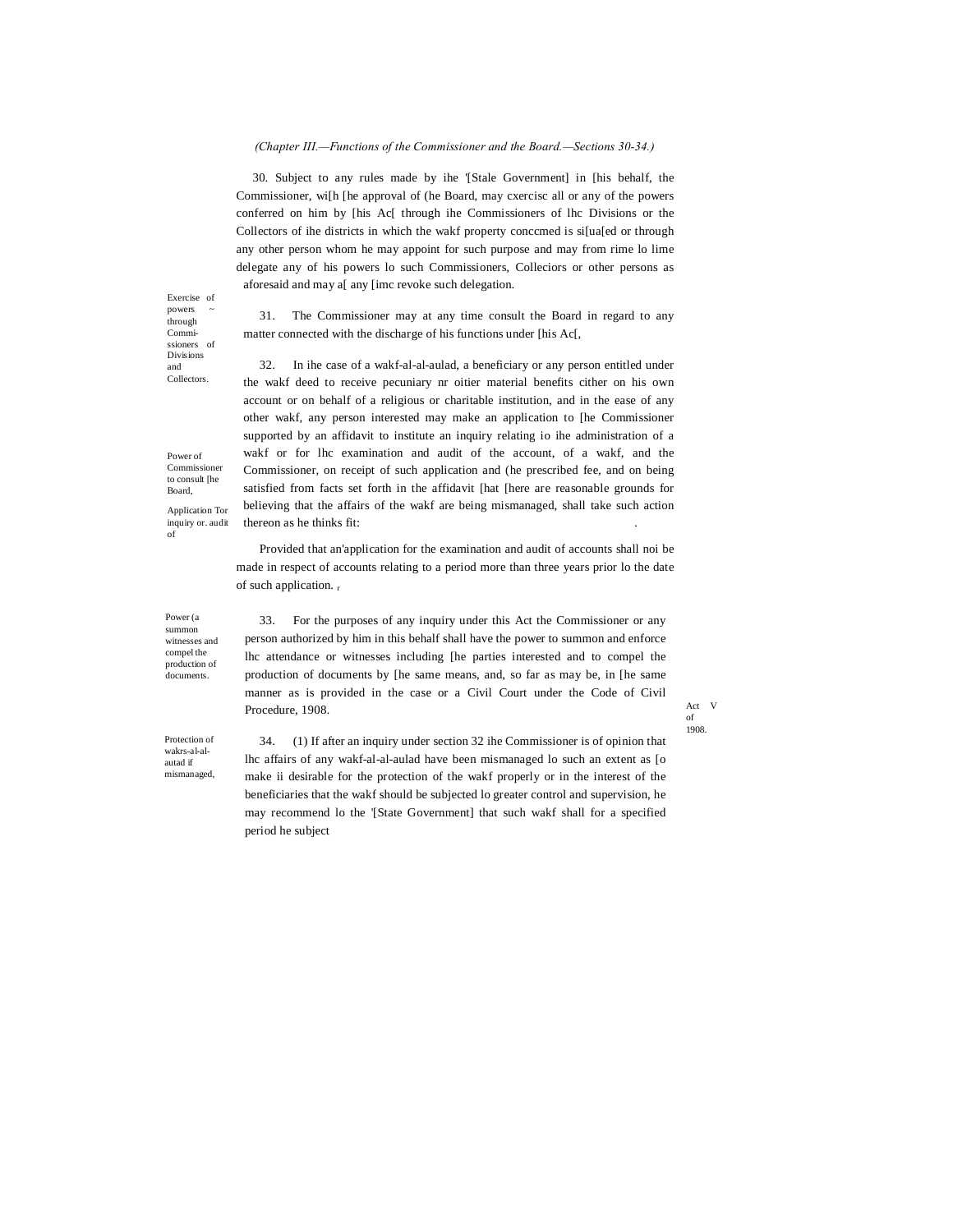*(Chapter III.—Functions of the Commissioner and the Board.—Sections 30-34.)*

Exercise of powers through Commi-ssioners of Divisions and Collectors.

30. Subject to any rules made by ihe '[Stale Government] in [his behalf, the Commissioner, wi[h [he approval of (he Board, may cxercisc all or any of the powers conferred on him by [his Ac[ through ihe Commissioners of lhc Divisions or the Collectors of ihe districts in which the wakf property conccmed is si[ua[ed or through any other person whom he may appoint for such purpose and may from rime lo lime delegate any of his powers lo such Commissioners, Colleciors or other persons as aforesaid and may a[ any [imc revoke such delegation.

Power of Commissioner to consult [he Board,

31. The Commissioner may at any time consult the Board in regard to any matter connected with the discharge of his functions under [his Ac[,

Application Tor inquiry or. audit of

32. In ihe case of a wakf-al-al-aulad, a beneficiary or any person entitled under the wakf deed to receive pecuniary nr oitier material benefits cither on his own account or on behalf of a religious or charitable institution, and in the ease of any other wakf, any person interested may make an application to [he Commissioner supported by an affidavit to institute an inquiry relating io ihe administration of a wakf or for lhc examination and audit of the account, of a wakf, and the Commissioner, on receipt of such application and (he prescribed fee, and on being satisfied from facts set forth in the affidavit [hat [here are reasonable grounds for believing that the affairs of the wakf are being mismanaged, shall take such action thereon as he thinks fit:

Provided that an'application for the examination and audit of accounts shall noi be made in respect of accounts relating to a period more than three years prior lo the date of such application.

Power (a summon witnesses and compel the production of documents.

33. For the purposes of any inquiry under this Act the Commissioner or any person authorized by him in this behalf shall have the power to summon and enforce lhc attendance or witnesses including [he parties interested and to compel the production of documents by [he same means, and, so far as may be, in [he same manner as is provided in the case or a Civil Court under the Code of Civil Procedure, 1908.

Act V of 1908.

Protection of wakrs-al-al-autad if mismanaged,

34. (1) If after an inquiry under section 32 ihe Commissioner is of opinion that lhc affairs of any wakf-al-al-aulad have been mismanaged lo such an extent as [o make ii desirable for the protection of the wakf properly or in the interest of the beneficiaries that the wakf should be subjected lo greater control and supervision, he may recommend lo the '[State Government] that such wakf shall for a specified period he subject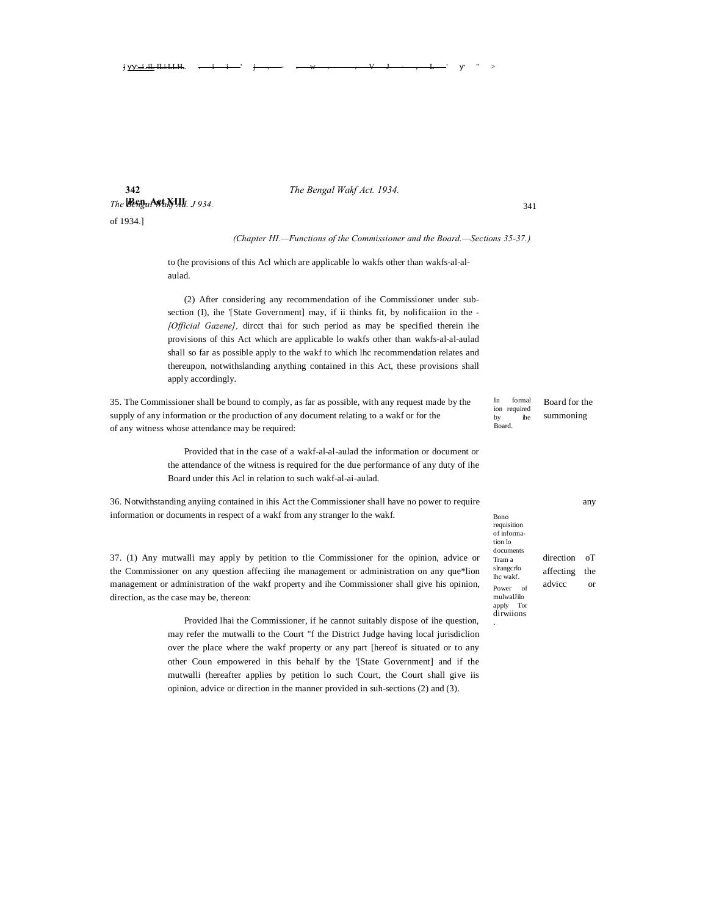of 1934.]

*(Chapter HI.—Functions of the Commissioner and the Board.—Sections 35-37.)*

to (he provisions of this Acl which are applicable lo wakfs other than wakfs-al-al-aulad.

(2) After considering any recommendation of ihe Commissioner under sub-section (I), ihe '[State Government] may, if ii thinks fit, by nolificaiion in the - *[Official Gazene],* dircct thai for such period as may be specified therein ihe provisions of this Act which are applicable lo wakfs other than wakfs-al-al-aulad shall so far as possible apply to the wakf to which lhc recommendation relates and thereupon, notwithslanding anything contained in this Act, these provisions shall apply accordingly.

In formal ion required by ihe Board.

35. The Commissioner shall be bound to comply, as far as possible, with any request made by the Board for the supply of any information or the production of any document relating to a wakf or for the summoning of any witness whose attendance may be required:

Provided that in the case of a wakf-al-al-aulad the information or document or the attendance of the witness is required for the due performance of any duty of ihe Board under this Acl in relation to such wakf-al-ai-aulad.

Bono requisition of informa-tion lo documents Tram a slrangcrlo lhc wakf.

36. Notwithstanding anyiing contained in ihis Act the Commissioner shall have no power to require any information or documents in respect of a wakf from any stranger lo the wakf.

Power of mulwalJilo apply Tor dirwiions.

37. (1) Any mutwalli may apply by petition to tlie Commissioner for the opinion, advice or direction oT the Commissioner on any question affeciing ihe management or administration on any que*lion affecting the management or administration of the wakf property and ihe Commissioner shall give his opinion, advicc or direction, as the case may be, thereon:

Provided lhai the Commissioner, if he cannot suitably dispose of ihe question, may refer the mutwalli to the Court "f the District Judge having local jurisdiclion over the place where the wakf property or any part [hereof is situated or to any other Coun empowered in this behalf by the '[State Government] and if the mutwalli (hereafter applies by petition lo such Court, the Court shall give iis opinion, advice or direction in the manner provided in suh-sections (2) and (3).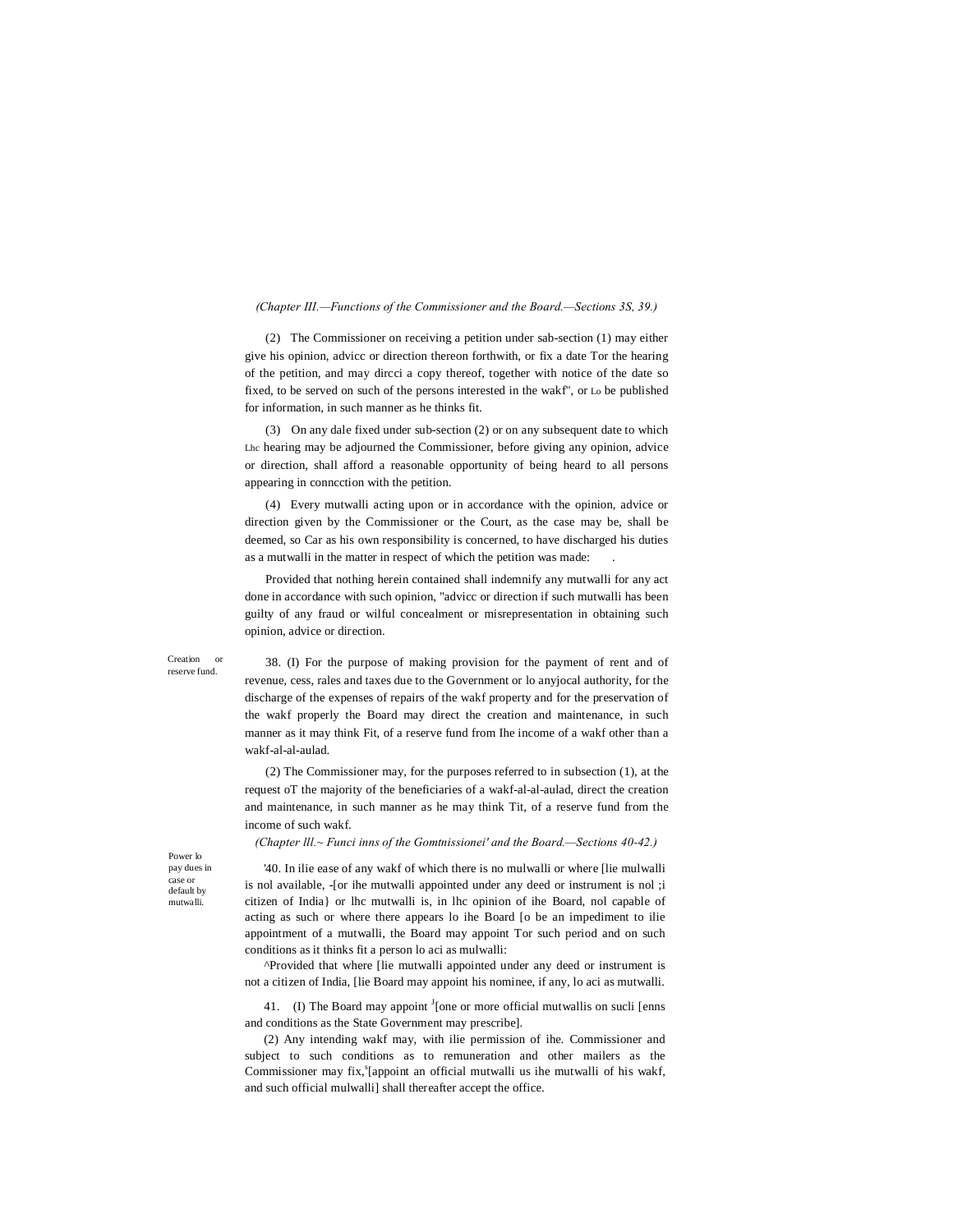*(Chapter III.—Functions of the Commissioner and the Board.—Sections 3S, 39.)*

(2) The Commissioner on receiving a petition under sab-section (1) may either give his opinion, advicc or direction thereon forthwith, or fix a date Tor the hearing of the petition, and may dircci a copy thereof, together with notice of the date so fixed, to be served on such of the persons interested in the wakf", or Lo be published for information, in such manner as he thinks fit.

(3) On any dale fixed under sub-section (2) or on any subsequent date to which Lhc hearing may be adjourned the Commissioner, before giving any opinion, advice or direction, shall afford a reasonable opportunity of being heard to all persons appearing in conncction with the petition.

(4) Every mutwalli acting upon or in accordance with the opinion, advice or direction given by the Commissioner or the Court, as the case may be, shall be deemed, so Car as his own responsibility is concerned, to have discharged his duties as a mutwalli in the matter in respect of which the petition was made: .

Provided that nothing herein contained shall indemnify any mutwalli for any act done in accordance with such opinion, "advicc or direction if such mutwalli has been guilty of any fraud or wilful concealment or misrepresentation in obtaining such opinion, advice or direction.

Creation or reserve fund.

38. (I) For the purpose of making provision for the payment of rent and of revenue, cess, rales and taxes due to the Government or lo anyjocal authority, for the discharge of the expenses of repairs of the wakf property and for the preservation of the wakf properly the Board may direct the creation and maintenance, in such manner as it may think Fit, of a reserve fund from Ihe income of a wakf other than a wakf-al-al-aulad.

(2) The Commissioner may, for the purposes referred to in subsection (1), at the request oT the majority of the beneficiaries of a wakf-al-al-aulad, direct the creation and maintenance, in such manner as he may think Tit, of a reserve fund from the income of such wakf.

*(Chapter lll.~ Funci inns of the Gomtnissionei' and the Board.—Sections 40-42.)*

Power lo pay dues in case or default by mutwalli.

'40. In ilie ease of any wakf of which there is no mulwalli or where [lie mulwalli is nol available, -[or ihe mutwalli appointed under any deed or instrument is nol ;i citizen of India} or lhc mutwalli is, in lhc opinion of ihe Board, nol capable of acting as such or where there appears lo ihe Board [o be an impediment to ilie appointment of a mutwalli, the Board may appoint Tor such period and on such conditions as it thinks fit a person lo aci as mulwalli:

^Provided that where [lie mutwalli appointed under any deed or instrument is not a citizen of India, [lie Board may appoint his nominee, if any, lo aci as mutwalli.

41. (I) The Board may appoint [J][one or more official mutwallis on sucli [enns and conditions as the State Government may prescribe].

(2) Any intending wakf may, with ilie permission of ihe. Commissioner and subject to such conditions as to remuneration and other mailers as the Commissioner may fix,[s][appoint an official mutwalli us ihe mutwalli of his wakf, and such official mulwalli] shall thereafter accept the office.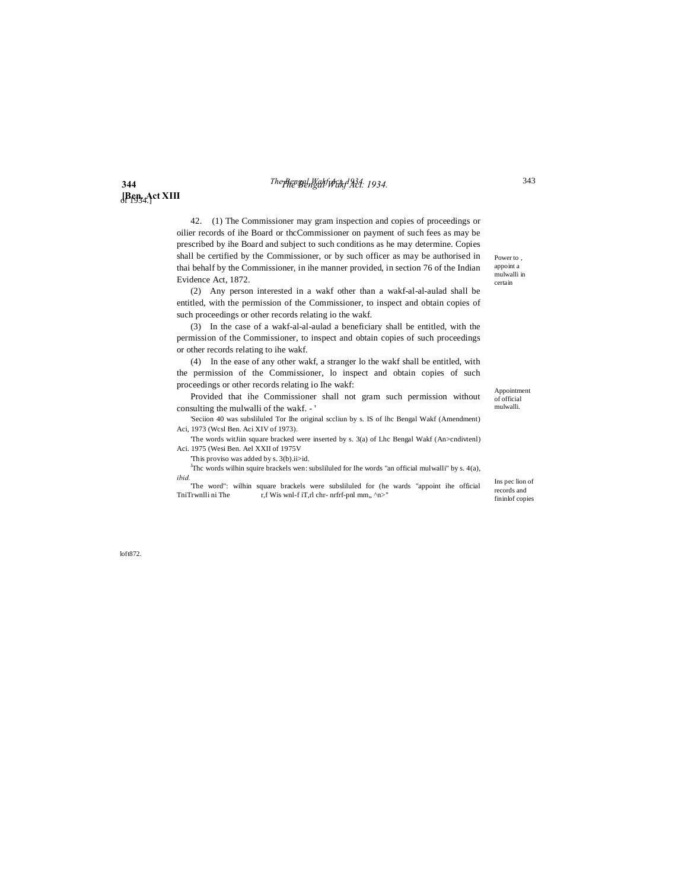42. (1) The Commissioner may gram inspection and copies of proceedings or oilier records of ihe Board or thcCommissioner on payment of such fees as may be prescribed by ihe Board and subject to such conditions as he may determine. Copies shall be certified by the Commissioner, or by such officer as may be authorised in thai behalf by the Commissioner, in ihe manner provided, in section 76 of the Indian Evidence Act, 1872.

(2) Any person interested in a wakf other than a wakf-al-al-aulad shall be entitled, with the permission of the Commissioner, to inspect and obtain copies of such proceedings or other records relating io the wakf.

(3) In the case of a wakf-al-al-aulad a beneficiary shall be entitled, with the permission of the Commissioner, to inspect and obtain copies of such proceedings or other records relating to ihe wakf.

(4) In the ease of any other wakf, a stranger lo the wakf shall be entitled, with the permission of the Commissioner, lo inspect and obtain copies of such proceedings or other records relating io Ihe wakf:

Provided that ihe Commissioner shall not gram such permission without consulting the mulwalli of the wakf. - '

Power to , appoint a mulwalli in certain

Appointment of official mulwalli.

Ins pec lion of records and fininlof copies

loft872.

'Seciion 40 was subsliluled Tor Ihe original sccliun by s. IS of lhc Bengal Wakf (Amendment) Aci, 1973 (Wcsl Ben. Aci XIV of 1973).

'The words witJiin square bracked were inserted by s. 3(a) of Lhc Bengal Wakf (An>cndivtenl) Aci. 1975 (Wesi Ben. Ael XXII of 1975V

'This proviso was added by s. 3(b).ii>id.

[J]Thc words wilhin squire brackels wen: subsliluled for Ihe words "an official mulwalli" by s. 4(a), *ibid.*

'The word": wilhin square brackels were subsliluled for (he wards "appoint ihe official TniTrwnlli ni The r,f Wis wnl-f iT,rl chr- nrfrf-pnl mm,, ^n>"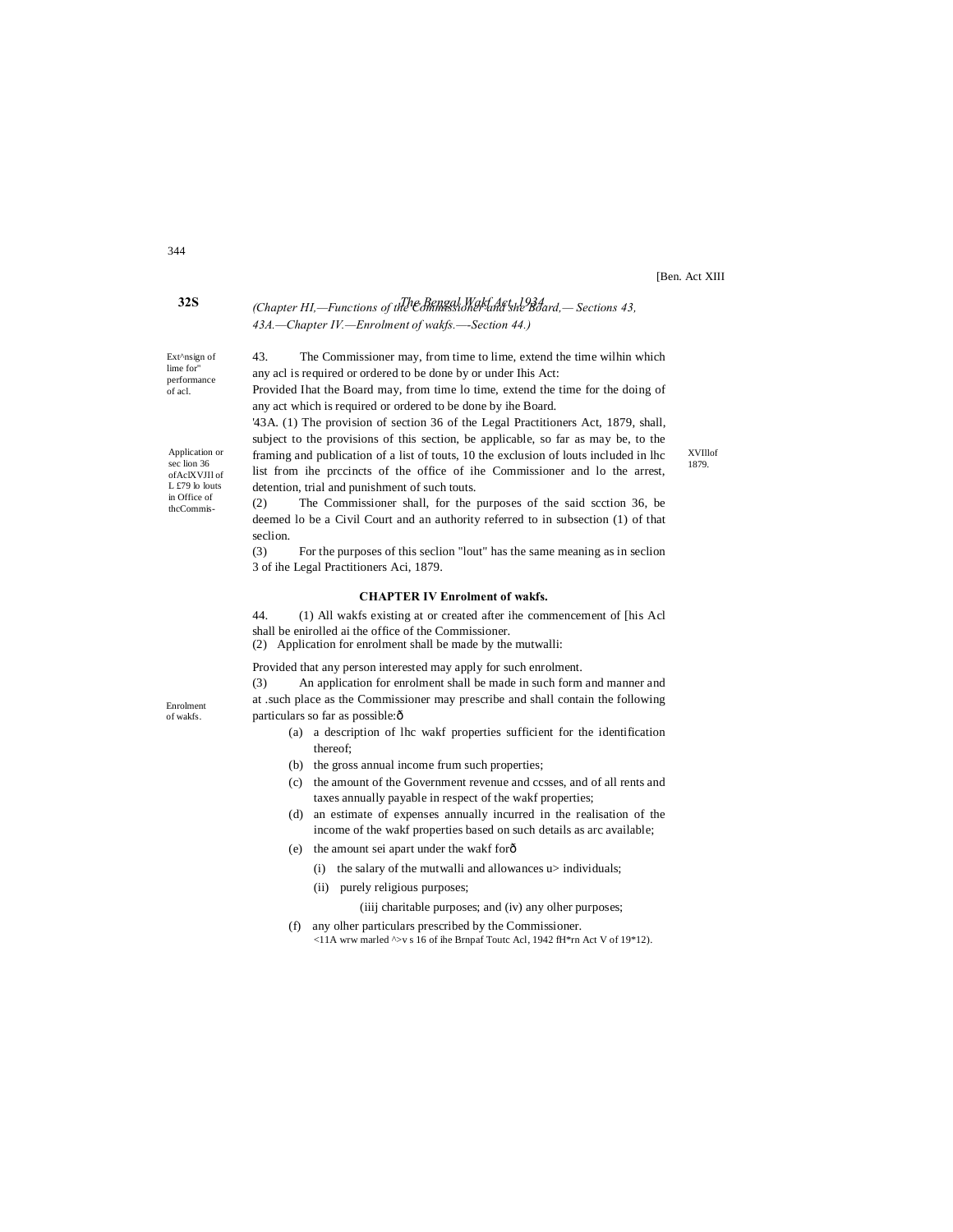(Chapter III,—Functions of the Commissioner and the Board,— Sections 43, 43A.—Chapter IV.—Enrolment of wakfs.—Section 44.)

Ext^nsign of lime for" performance of acl.

43. The Commissioner may, from time to lime, extend the time wilhin which any acl is required or ordered to be done by or under Ihis Act:

Provided Ihat the Board may, from time lo time, extend the time for the doing of any act which is required or ordered to be done by ihe Board.

Application or sec lion 36 ofAclXVJIl of L £79 lo louts in Office of thcCommis-

'43A. (1) The provision of section 36 of the Legal Practitioners Act, 1879, shall, subject to the provisions of this section, be applicable, so far as may be, to the framing and publication of a list of touts, 10 the exclusion of louts included in lhc list from ihe prccincts of the office of ihe Commissioner and lo the arrest, detention, trial and punishment of such touts.

XVIIlof 1879.

(2) The Commissioner shall, for the purposes of the said scction 36, be deemed lo be a Civil Court and an authority referred to in subsection (1) of that seclion.

(3) For the purposes of this seclion "lout" has the same meaning as in seclion 3 of ihe Legal Practitioners Aci, 1879.

## CHAPTER IV Enrolment of wakfs.

Enrolment of wakfs.

44. (1) All wakfs existing at or created after ihe commencement of [his Acl shall be enirolled ai the office of the Commissioner.

(2) Application for enrolment shall be made by the mutwalli:

Provided that any person interested may apply for such enrolment.

(3) An application for enrolment shall be made in such form and manner and at .such place as the Commissioner may prescribe and shall contain the following particulars so far as possible:—

- (a) a description of lhc wakf properties sufficient for the identification thereof;
- (b) the gross annual income frum such properties;
- (c) the amount of the Government revenue and ccsses, and of all rents and taxes annually payable in respect of the wakf properties;
- (d) an estimate of expenses annually incurred in the realisation of the income of the wakf properties based on such details as arc available;
- (e) the amount sei apart under the wakf for—
  - (i) the salary of the mutwalli and allowances u> individuals;
  - (ii) purely religious purposes;
  - (iiij charitable purposes; and (iv) any olher purposes;
- (f) any olher particulars prescribed by the Commissioner.

<11A wrw marled ^>v s 16 of ihe Brnpaf Toutc Acl, 1942 fH*rn Act V of 19*12).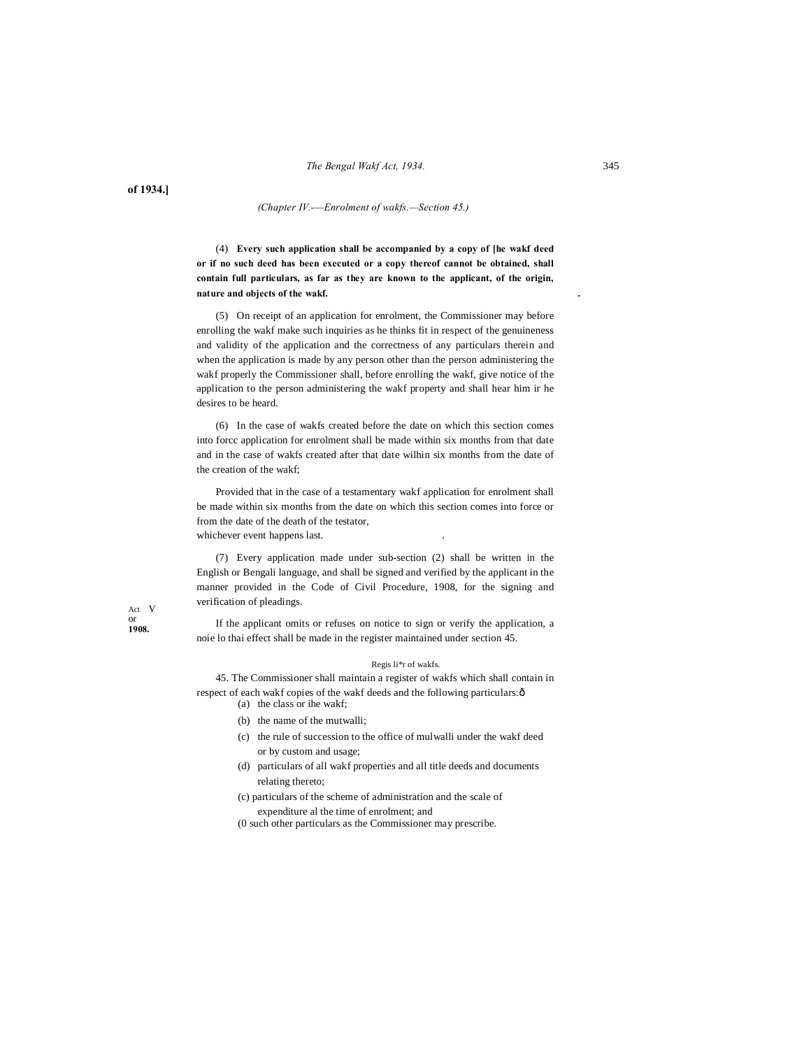(4) **Every such application shall be accompanied by a copy of [he wakf deed or if no such deed has been executed or a copy thereof cannot be obtained, shall contain full particulars, as far as they are known to the applicant, of the origin, nature and objects of the wakf.**

(5) On receipt of an application for enrolment, the Commissioner may before enrolling the wakf make such inquiries as he thinks fit in respect of the genuineness and validity of the application and the correctness of any particulars therein and when the application is made by any person other than the person administering the wakf properly the Commissioner shall, before enrolling the wakf, give notice of the application to the person administering the wakf property and shall hear him ir he desires to be heard.

(6) In the case of wakfs created before the date on which this section comes into forcc application for enrolment shall be made within six months from that date and in the case of wakfs created after that date wilhin six months from the date of the creation of the wakf;

Provided that in the case of a testamentary wakf application for enrolment shall be made within six months from the date on which this section comes into force or from the date of the death of the testator, whichever event happens last.

(7) Every application made under sub-section (2) shall be written in the English or Bengali language, and shall be signed and verified by the applicant in the manner provided in the Code of Civil Procedure, 1908, for the signing and verification of pleadings.

Act V or **1908.**

If the applicant omits or refuses on notice to sign or verify the application, a noie lo thai effect shall be made in the register maintained under section 45.

Regis li*r of wakfs.

45. The Commissioner shall maintain a register of wakfs which shall contain in respect of each wakf copies of the wakf deeds and the following particulars:—

(a) the class or ihe wakf;

(b) the name of the mutwalli;

(c) the rule of succession to the office of mulwalli under the wakf deed or by custom and usage;

(d) particulars of all wakf properties and all title deeds and documents relating thereto;

(c) particulars of the scheme of administration and the scale of expenditure al the time of enrolment; and

(0 such other particulars as the Commissioner may prescribe.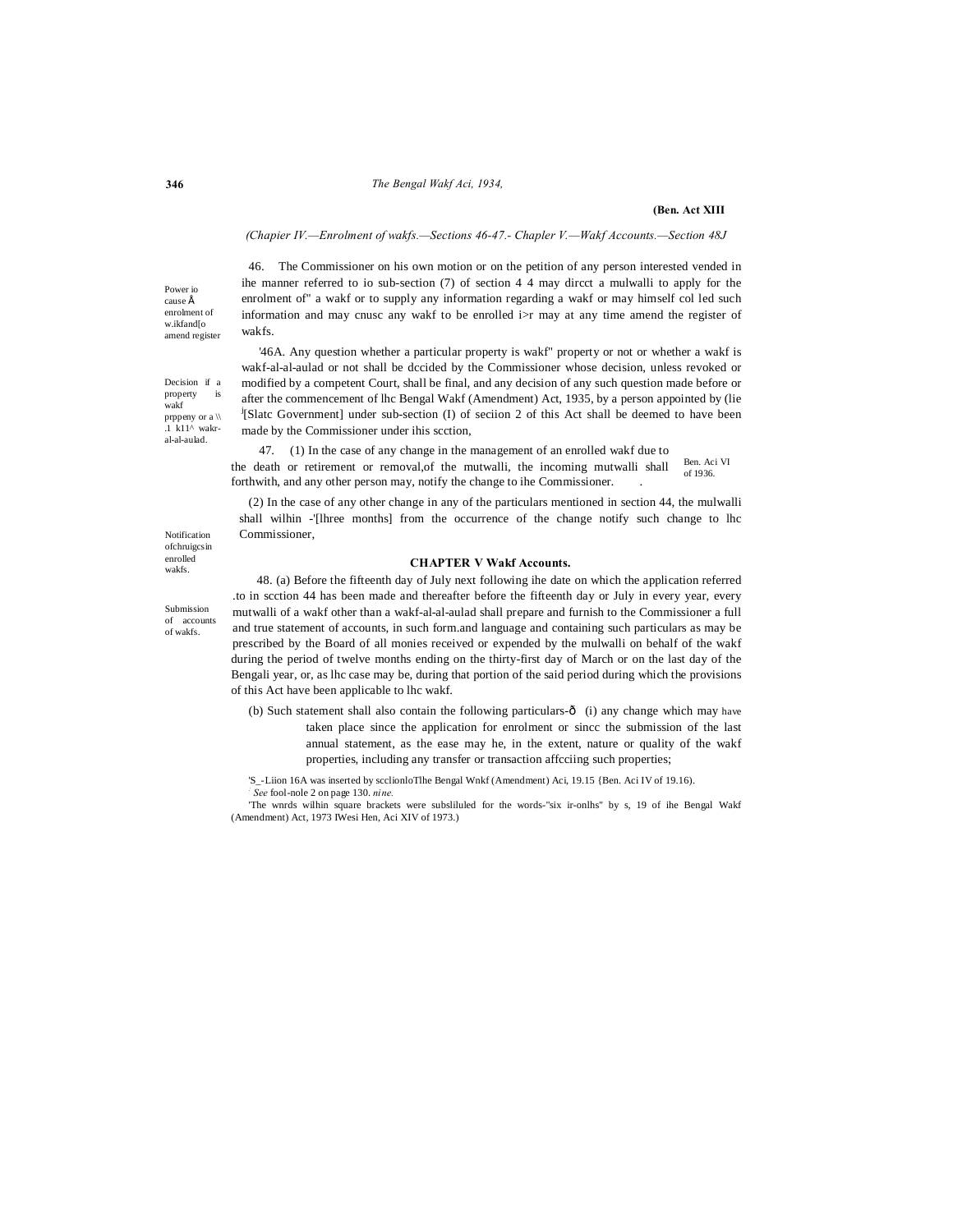(Ben. Act XIII

*(Chapier IV.—Enrolment of wakfs.—Sections 46-47.- Chapler V.—Wakf Accounts.—Section 48J*

Power io cause Å enrolment of w.ikfand[o amend register

46. The Commissioner on his own motion or on the petition of any person interested vended in ihe manner referred to io sub-section (7) of section 4 4 may dircct a mulwalli to apply for the enrolment of" a wakf or to supply any information regarding a wakf or may himself col led such information and may cnusc any wakf to be enrolled i>r may at any time amend the register of wakfs.

Decision if a property is wakf prppeny or a \\ .1 k11^ wakr-al-al-aulad.

'46A. Any question whether a particular property is wakf" property or not or whether a wakf is wakf-al-al-aulad or not shall be dccided by the Commissioner whose decision, unless revoked or modified by a competent Court, shall be final, and any decision of any such question made before or after the commencement of lhc Bengal Wakf (Amendment) Act, 1935, by a person appointed by (lie [J][Slatc Government] under sub-section (I) of seciion 2 of this Act shall be deemed to have been made by the Commissioner under ihis scction,

Ben. Aci VI of 1936.

Notification ofchruigcsin enrolled wakfs.

47. (1) In the case of any change in the management of an enrolled wakf due to the death or retirement or removal,of the mutwalli, the incoming mutwalli shall forthwith, and any other person may, notify the change to ihe Commissioner. .

(2) In the case of any other change in any of the particulars mentioned in section 44, the mulwalli shall wilhin -'[lhree months] from the occurrence of the change notify such change to lhc Commissioner,

## CHAPTER V Wakf Accounts.

Submission of accounts of wakfs.

48. (a) Before the fifteenth day of July next following ihe date on which the application referred .to in scction 44 has been made and thereafter before the fifteenth day or July in every year, every mutwalli of a wakf other than a wakf-al-al-aulad shall prepare and furnish to the Commissioner a full and true statement of accounts, in such form.and language and containing such particulars as may be prescribed by the Board of all monies received or expended by the mulwalli on behalf of the wakf during the period of twelve months ending on the thirty-first day of March or on the last day of the Bengali year, or, as lhc case may be, during that portion of the said period during which the provisions of this Act have been applicable to lhc wakf.

(b) Such statement shall also contain the following particulars-ð (i) any change which may have taken place since the application for enrolment or sincc the submission of the last annual statement, as the ease may he, in the extent, nature or quality of the wakf properties, including any transfer or transaction affcciing such properties;

'S_-Liion 16A was inserted by scclionloTlhe Bengal Wnkf (Amendment) Aci, 19.15 {Ben. Aci IV of 19.16).

*See* fool-nole 2 on page 130. *nine.*

'The wnrds wilhin square brackets were subsliluled for the words-"six ir-onlhs" by s, 19 of ihe Bengal Wakf (Amendment) Act, 1973 IWesi Hen, Aci XIV of 1973.)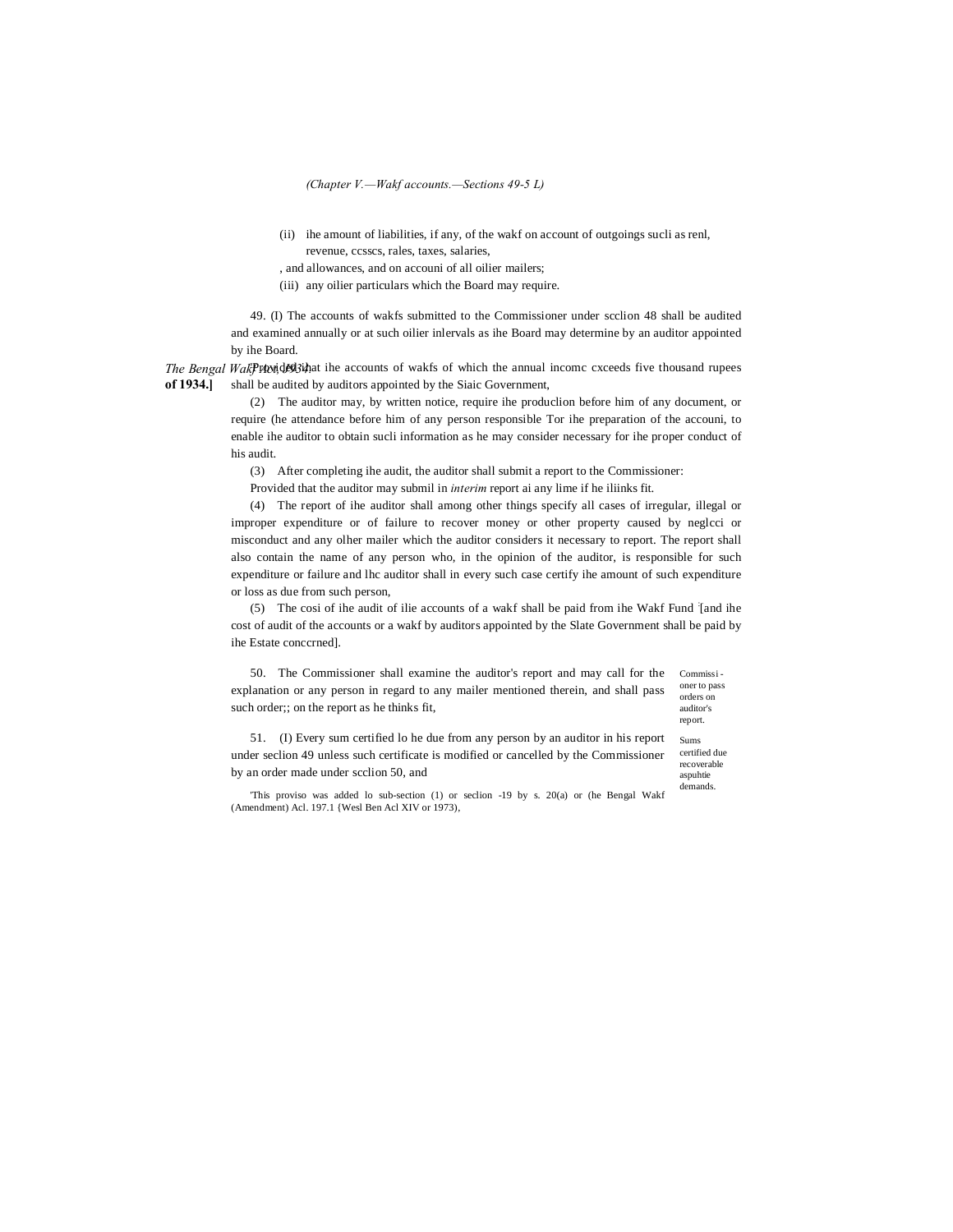(Chapter V.—Wakf accounts.—Sections 49-5 L)

(ii) ihe amount of liabilities, if any, of the wakf on account of outgoings sucli as renl, revenue, ccsscs, rales, taxes, salaries,

, and allowances, and on accouni of all oilier mailers;

(iii) any oilier particulars which the Board may require.

49. (I) The accounts of wakfs submitted to the Commissioner under scclion 48 shall be audited and examined annually or at such oilier inlervals as ihe Board may determine by an auditor appointed by ihe Board.

*The Bengal Wakf Act, 1934.* **of 1934.]**

[1]Provided that ihe accounts of wakfs of which the annual incomc cxceeds five thousand rupees shall be audited by auditors appointed by the Siaic Government,

(2) The auditor may, by written notice, require ihe produclion before him of any document, or require (he attendance before him of any person responsible Tor ihe preparation of the accouni, to enable ihe auditor to obtain sucli information as he may consider necessary for ihe proper conduct of his audit.

(3) After completing ihe audit, the auditor shall submit a report to the Commissioner:

Provided that the auditor may submil in *interim* report ai any lime if he iliinks fit.

(4) The report of ihe auditor shall among other things specify all cases of irregular, illegal or improper expenditure or of failure to recover money or other property caused by neglcci or misconduct and any olher mailer which the auditor considers it necessary to report. The report shall also contain the name of any person who, in the opinion of the auditor, is responsible for such expenditure or failure and lhc auditor shall in every such case certify ihe amount of such expenditure or loss as due from such person,

(5) The cosi of ihe audit of ilie accounts of a wakf shall be paid from ihe Wakf Fund [1][and ihe cost of audit of the accounts or a wakf by auditors appointed by the Slate Government shall be paid by ihe Estate conccrned].

Commissi-oner to pass orders on auditor's report.

50. The Commissioner shall examine the auditor's report and may call for the explanation or any person in regard to any mailer mentioned therein, and shall pass such order;; on the report as he thinks fit,

Sums certified due recoverable aspuhtie demands.

51. (I) Every sum certified lo he due from any person by an auditor in his report under seclion 49 unless such certificate is modified or cancelled by the Commissioner by an order made under scclion 50, and

[1]This proviso was added lo sub-section (1) or seclion -19 by s. 20(a) or (he Bengal Wakf (Amendment) Acl. 197.1 {Wesl Ben Acl XIV or 1973),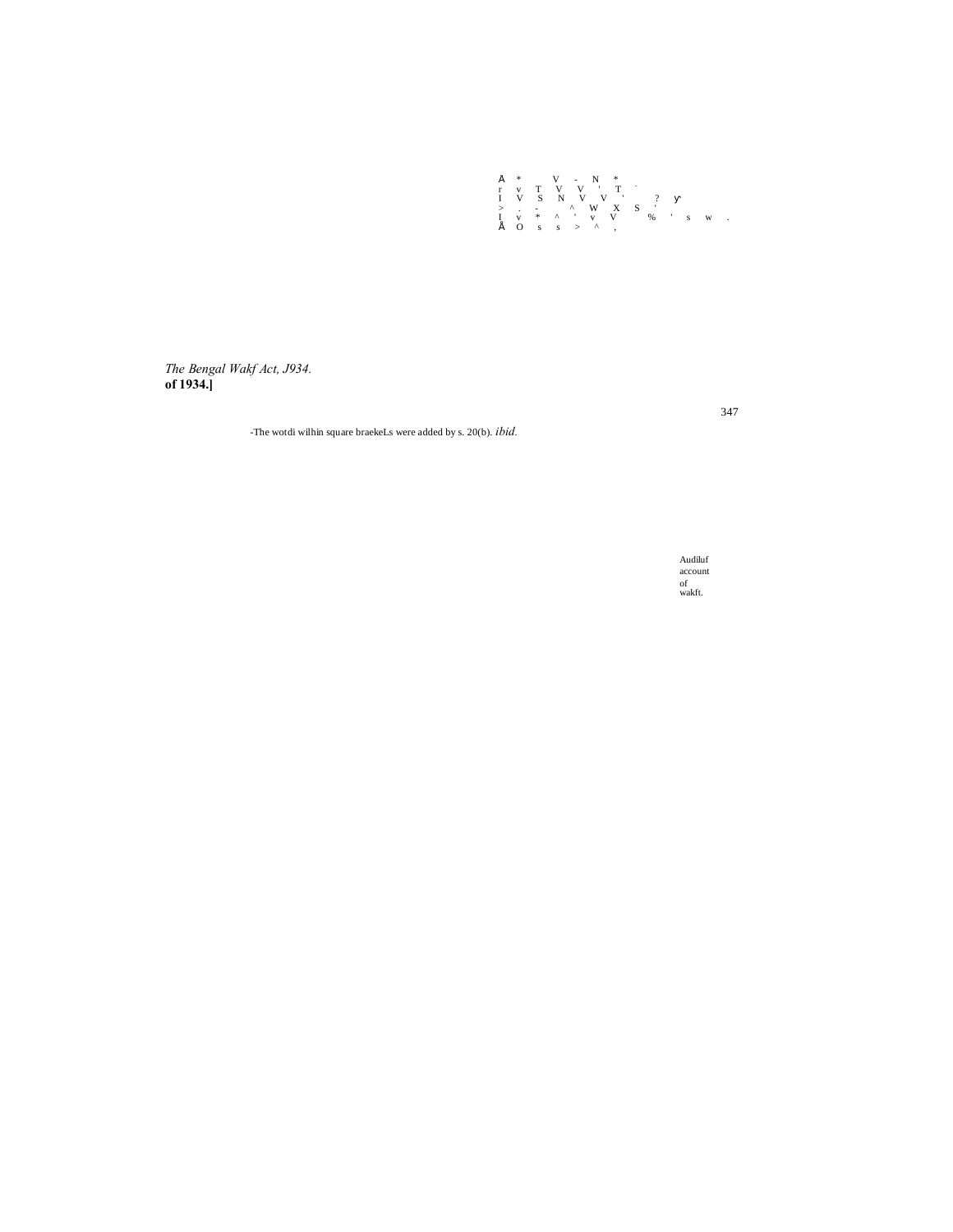The Bengal Wakf Act, J934.

**of 1934.]**

-The wotdi wilhin square braekeLs were added by s. 20(b). *ibid.*

Audiluf account of wakft.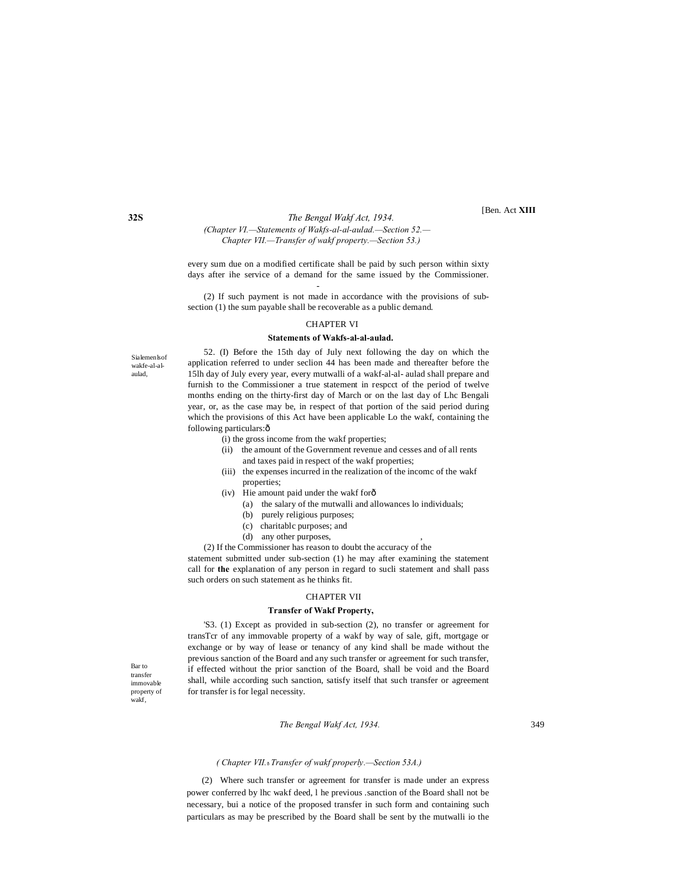every sum due on a modified certificate shall be paid by such person within sixty days after ihe service of a demand for the same issued by the Commissioner.

(2) If such payment is not made in accordance with the provisions of sub-section (1) the sum payable shall be recoverable as a public demand.

## CHAPTER VI

### Statements of Wakfs-al-al-aulad.

Sialemenlsof wakfe-al-al-aulad,

52. (I) Before the 15th day of July next following the day on which the application referred to under seclion 44 has been made and thereafter before the 15lh day of July every year, every mutwalli of a wakf-al-al- aulad shall prepare and furnish to the Commissioner a true statement in respcct of the period of twelve months ending on the thirty-first day of March or on the last day of Lhc Bengali year, or, as the case may be, in respect of that portion of the said period during which the provisions of this Act have been applicable Lo the wakf, containing the following particulars:ô

(i) the gross income from the wakf properties;

(ii) the amount of the Government revenue and cesses and of all rents and taxes paid in respect of the wakf properties;

(iii) the expenses incurred in the realization of the incomc of the wakf properties;

(iv) Hie amount paid under the wakf forô

(a) the salary of the mutwalli and allowances lo individuals;

(b) purely religious purposes;

(c) charitablc purposes; and

(d) any other purposes,

(2) If the Commissioner has reason to doubt the accuracy of the statement submitted under sub-section (1) he may after examining the statement call for **the** explanation of any person in regard to sucli statement and shall pass such orders on such statement as he thinks fit.

## CHAPTER VII

### Transfer of Wakf Property,

Bar to transfer immovable property of wakf,

'S3. (1) Except as provided in sub-section (2), no transfer or agreement for transTcr of any immovable property of a wakf by way of sale, gift, mortgage or exchange or by way of lease or tenancy of any kind shall be made without the previous sanction of the Board and any such transfer or agreement for such transfer, if effected without the prior sanction of the Board, shall be void and the Board shall, while according such sanction, satisfy itself that such transfer or agreement for transfer is for legal necessity.

(2) Where such transfer or agreement for transfer is made under an express power conferred by lhc wakf deed, l he previous .sanction of the Board shall not be necessary, bui a notice of the proposed transfer in such form and containing such particulars as may be prescribed by the Board shall be sent by the mutwalli io the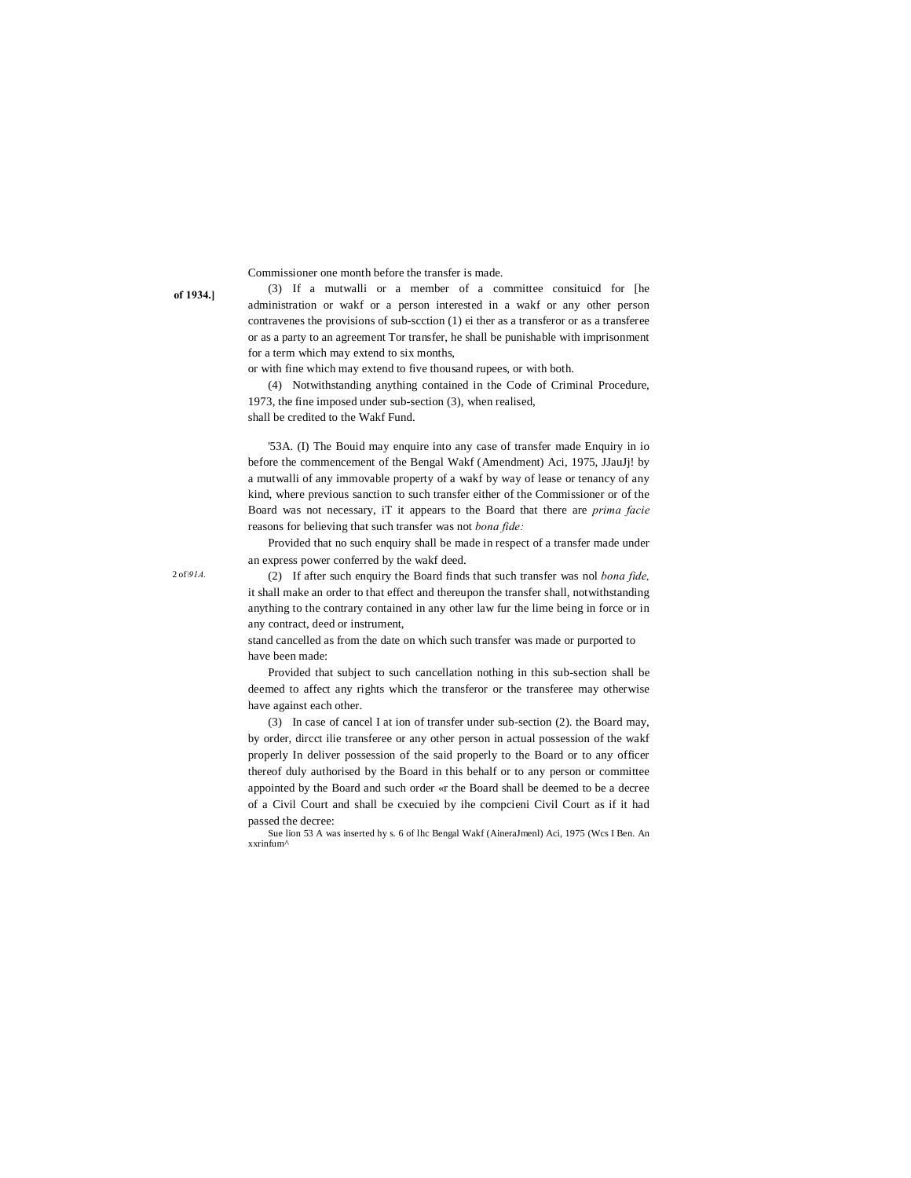Commissioner one month before the transfer is made.

of 1934.]

(3) If a mutwalli or a member of a committee consituicd for [he administration or wakf or a person interested in a wakf or any other person contravenes the provisions of sub-scction (1) ei ther as a transferor or as a transferee or as a party to an agreement Tor transfer, he shall be punishable with imprisonment for a term which may extend to six months,
or with fine which may extend to five thousand rupees, or with both.

(4) Notwithstanding anything contained in the Code of Criminal Procedure, 1973, the fine imposed under sub-section (3), when realised,
shall be credited to the Wakf Fund.

'53A. (I) The Bouid may enquire into any case of transfer made before the commencement of the Bengal Wakf (Amendment) Aci, 1975, by a mutwalli of any immovable property of a wakf by way of lease or tenancy of any kind, where previous sanction to such transfer either of the Commissioner or of the Board was not necessary, iT it appears to the Board that there are *prima facie* reasons for believing that such transfer was not *bona fide:*

Enquiry in io JJauJj!

Provided that no such enquiry shall be made in respect of a transfer made under an express power conferred by the wakf deed.

2 of|*91A.*

(2) If after such enquiry the Board finds that such transfer was nol *bona fide,* it shall make an order to that effect and thereupon the transfer shall, notwithstanding anything to the contrary contained in any other law fur the lime being in force or in any contract, deed or instrument,
stand cancelled as from the date on which such transfer was made or purported to have been made:

Provided that subject to such cancellation nothing in this sub-section shall be deemed to affect any rights which the transferor or the transferee may otherwise have against each other.

(3) In case of cancel I at ion of transfer under sub-section (2). the Board may, by order, dircct ilie transferee or any other person in actual possession of the wakf properly In deliver possession of the said properly to the Board or to any officer thereof duly authorised by the Board in this behalf or to any person or committee appointed by the Board and such order «r the Board shall be deemed to be a decree of a Civil Court and shall be cxecuied by ihe compcieni Civil Court as if it had passed the decree:

Sue lion 53 A was inserted hy s. 6 of lhc Bengal Wakf (AineraJmenl) Aci, 1975 (Wcs I Ben. An xxrinfum^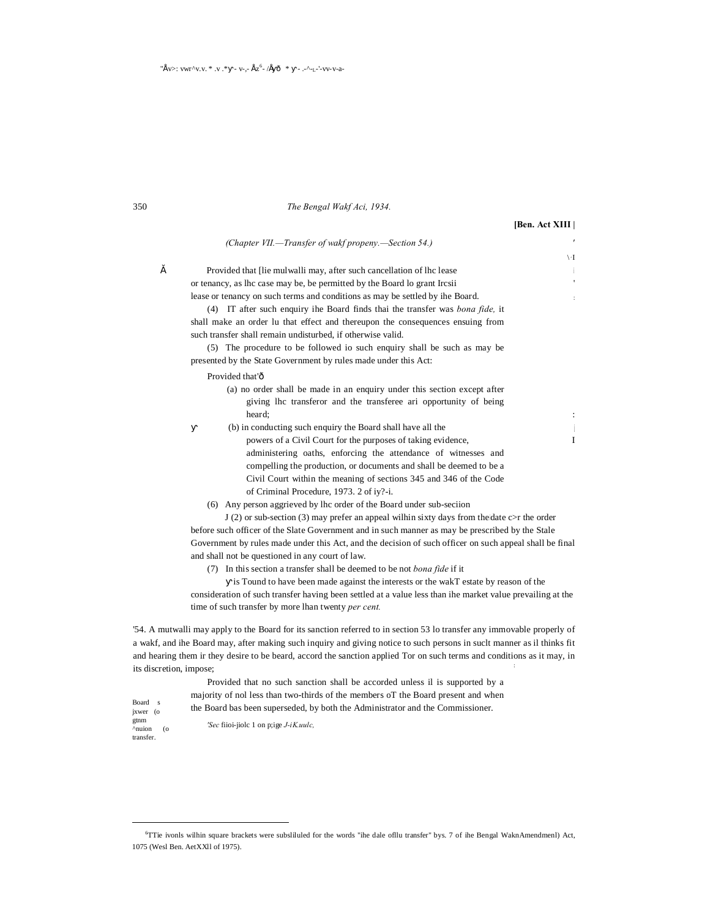[Ben. Act XIII |

*(Chapter VII.—Transfer of wakf propeny.—Section 54.)*

Provided that [lie mulwalli may, after such cancellation of lhc lease or tenancy, as lhc case may be, be permitted by the Board lo grant Ircsii lease or tenancy on such terms and conditions as may be settled by ihe Board.

(4) IT after such enquiry ihe Board finds thai the transfer was *bona fide,* it shall make an order lu that effect and thereupon the consequences ensuing from such transfer shall remain undisturbed, if otherwise valid.

(5) The procedure to be followed io such enquiry shall be such as may be presented by the State Government by rules made under this Act:

Provided that'—

(a) no order shall be made in an enquiry under this section except after giving lhc transferor and the transferee ari opportunity of being heard;

(b) in conducting such enquiry the Board shall have all the powers of a Civil Court for the purposes of taking evidence, administering oaths, enforcing the attendance of witnesses and compelling the production, or documents and shall be deemed to be a Civil Court within the meaning of sections 345 and 346 of the Code of Criminal Procedure, 1973. 2 of iy?-i.

(6) Any person aggrieved by lhc order of the Board under sub-seciion J (2) or sub-section (3) may prefer an appeal wilhin sixty days from the date c>r the order before such officer of the Slate Government and in such manner as may be prescribed by the Stale Government by rules made under this Act, and the decision of such officer on such appeal shall be final and shall not be questioned in any court of law.

(7) In this section a transfer shall be deemed to be not *bona fide* if it is Tound to have been made against the interests or the wakT estate by reason of the consideration of such transfer having been settled at a value less than ihe market value prevailing at the time of such transfer by more lhan twenty *per cent.*

Board s jxwer (o gtnm ^nuion (o transfer.

'54. A mutwalli may apply to the Board for its sanction referred to in section 53 lo transfer any immovable properly of a wakf, and ihe Board may, after making such inquiry and giving notice to such persons in suclt manner as il thinks fit and hearing them ir they desire to be beard, accord the sanction applied Tor on such terms and conditions as it may, in its discretion, impose;

Provided that no such sanction shall be accorded unless il is supported by a majority of nol less than two-thirds of the members oT the Board present and when the Board bas been superseded, by both the Administrator and the Commissioner.

*'Sec* fiioi-jiolc 1 on p;ige *J-iK.uulc,*

[6] TTie ivonls wilhin square brackets were subsliluled for the words "ihe dale ofllu transfer" bys. 7 of ihe Bengal WaknAmendmenl) Act, 1075 (Wesl Ben. AetXXll of 1975).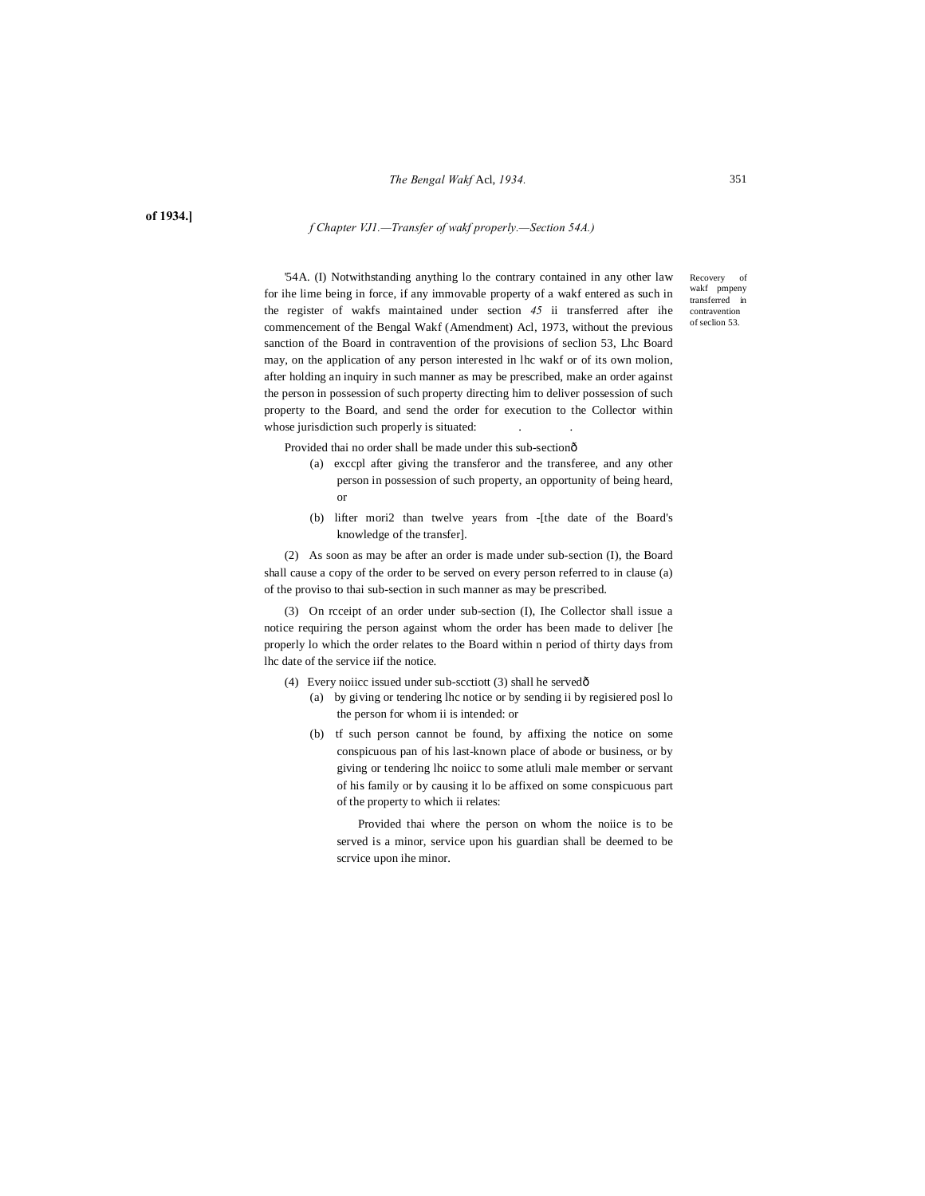*f Chapter VJ1.—Transfer of wakf properly.—Section 54A.)*

Recovery of wakf pmpeny transferred in contravention of seclion 53.

'54A. (I) Notwithstanding anything lo the contrary contained in any other law for ihe lime being in force, if any immovable property of a wakf entered as such in the register of wakfs maintained under section *45* ii transferred after ihe commencement of the Bengal Wakf (Amendment) Acl, 1973, without the previous sanction of the Board in contravention of the provisions of seclion 53, Lhc Board may, on the application of any person interested in lhc wakf or of its own molion, after holding an inquiry in such manner as may be prescribed, make an order against the person in possession of such property directing him to deliver possession of such property to the Board, and send the order for execution to the Collector within whose jurisdiction such properly is situated:

Provided thai no order shall be made under this sub-sectionô

(a) exccpl after giving the transferor and the transferee, and any other person in possession of such property, an opportunity of being heard, or

(b) lifter mori2 than twelve years from -[the date of the Board's knowledge of the transfer].

(2) As soon as may be after an order is made under sub-section (I), the Board shall cause a copy of the order to be served on every person referred to in clause (a) of the proviso to thai sub-section in such manner as may be prescribed.

(3) On rcceipt of an order under sub-section (I), Ihe Collector shall issue a notice requiring the person against whom the order has been made to deliver [he properly lo which the order relates to the Board within n period of thirty days from lhc date of the service iif the notice.

(4) Every noiicc issued under sub-scctiott (3) shall he servedô

(a) by giving or tendering lhc notice or by sending ii by regisiered posl lo the person for whom ii is intended: or

(b) tf such person cannot be found, by affixing the notice on some conspicuous pan of his last-known place of abode or business, or by giving or tendering lhc noiicc to some atluli male member or servant of his family or by causing it lo be affixed on some conspicuous part of the property to which ii relates:

Provided thai where the person on whom the noiice is to be served is a minor, service upon his guardian shall be deemed to be scrvice upon ihe minor.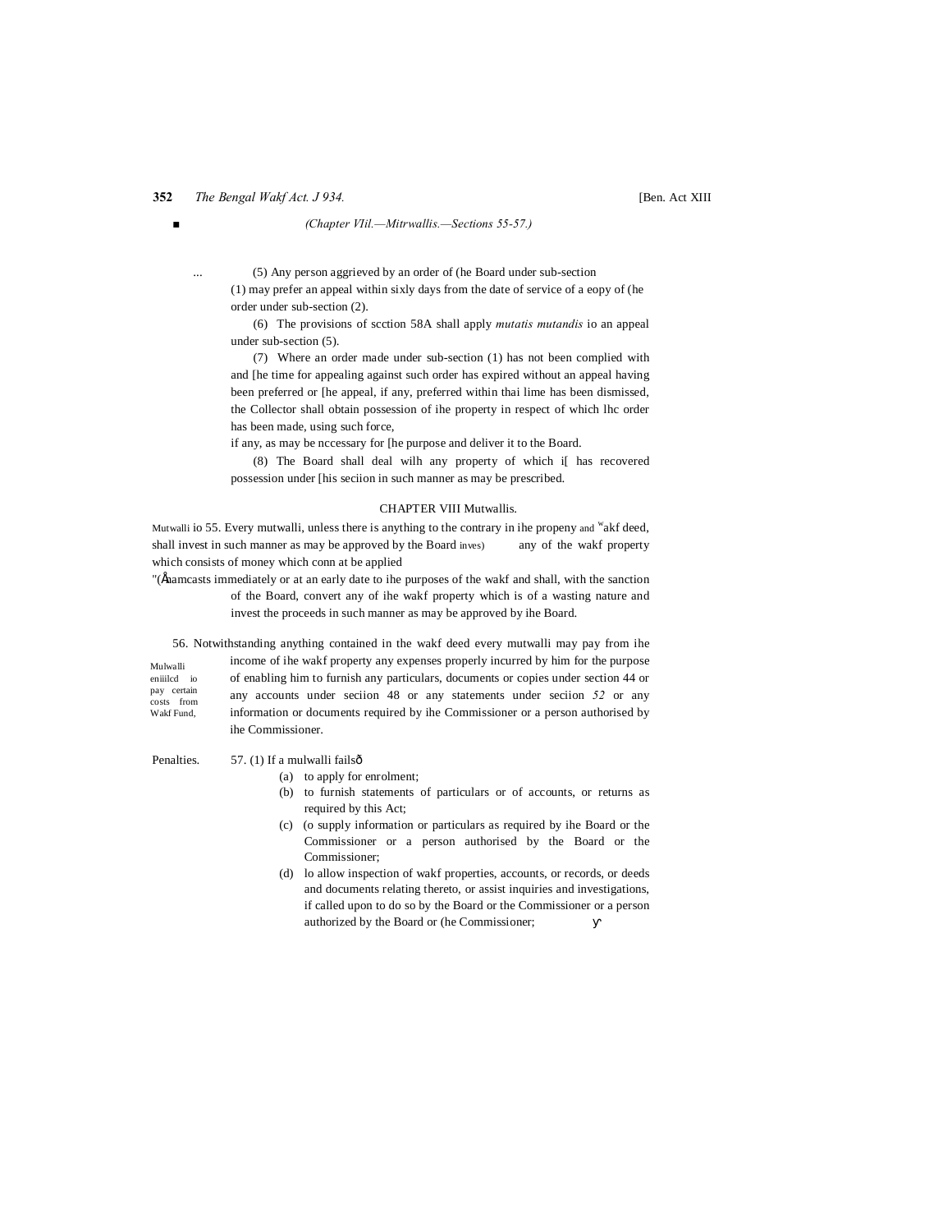(5) Any person aggrieved by an order of (he Board under sub-section (1) may prefer an appeal within sixly days from the date of service of a eopy of (he order under sub-section (2).

(6) The provisions of scction 58A shall apply *mutatis mutandis* io an appeal under sub-section (5).

(7) Where an order made under sub-section (1) has not been complied with and [he time for appealing against such order has expired without an appeal having been preferred or [he appeal, if any, preferred within thai lime has been dismissed, the Collector shall obtain possession of ihe property in respect of which lhc order has been made, using such force, if any, as may be nccessary for [he purpose and deliver it to the Board.

(8) The Board shall deal wilh any property of which i[ has recovered possession under [his seciion in such manner as may be prescribed.

## CHAPTER VIII Mutwallis.

Mutwalli io invest.

55. Every mutwalli, unless there is anything to the contrary in ihe propeny and wakf deed, shall invest in such manner as may be approved by the Board any of the wakf property which consists of money which conn at be applied immediately or at an early date to ihe purposes of the wakf and shall, with the sanction of the Board, convert any of ihe wakf property which is of a wasting nature and invest the proceeds in such manner as may be approved by ihe Board.

Mulwalli eniiilcd io pay certain costs from Wakf Fund,

56. Notwithstanding anything contained in the wakf deed every mutwalli may pay from ihe income of ihe wakf property any expenses properly incurred by him for the purpose of enabling him to furnish any particulars, documents or copies under section 44 or any accounts under seciion 48 or any statements under seciion *52* or any information or documents required by ihe Commissioner or a person authorised by ihe Commissioner.

Penalties.

57. (1) If a mulwalli fails—

(a) to apply for enrolment;

(b) to furnish statements of particulars or of accounts, or returns as required by this Act;

(c) (o supply information or particulars as required by ihe Board or the Commissioner or a person authorised by the Board or the Commissioner;

(d) lo allow inspection of wakf properties, accounts, or records, or deeds and documents relating thereto, or assist inquiries and investigations, if called upon to do so by the Board or the Commissioner or a person authorized by the Board or (he Commissioner;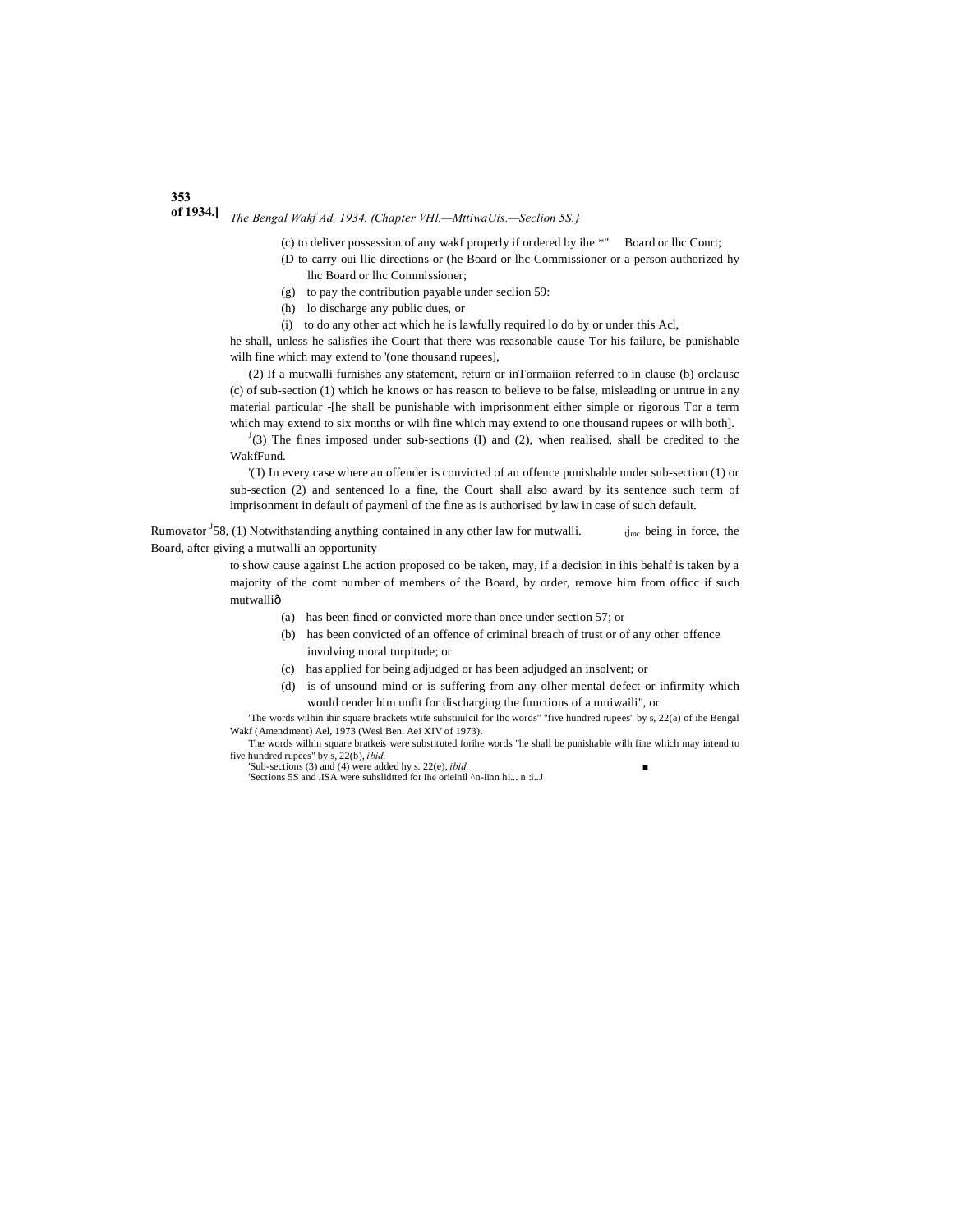(c) to deliver possession of any wakf properly if ordered by ihe *" Board or lhc Court;

(D to carry oui llie directions or (he Board or lhc Commissioner or a person authorized hy lhc Board or lhc Commissioner;

(g) to pay the contribution payable under seclion 59:

(h) lo discharge any public dues, or

(i) to do any other act which he is lawfully required lo do by or under this Acl,

he shall, unless he salisfies ihe Court that there was reasonable cause Tor his failure, be punishable wilh fine which may extend to '(one thousand rupees],

(2) If a mutwalli furnishes any statement, return or inTormaiion referred to in clause (b) orclausc (c) of sub-section (1) which he knows or has reason to believe to be false, misleading or untrue in any material particular -[he shall be punishable with imprisonment either simple or rigorous Tor a term which may extend to six months or wilh fine which may extend to one thousand rupees or wilh both].

[J](3) The fines imposed under sub-sections (I) and (2), when realised, shall be credited to the WakfFund.

'('I) In every case where an offender is convicted of an offence punishable under sub-section (1) or sub-section (2) and sentenced lo a fine, the Court shall also award by its sentence such term of imprisonment in default of paymenl of the fine as is authorised by law in case of such default.

Rumovator [J]58, (1) Notwithstanding anything contained in any other law for mutwalli. ţJmc being in force, the Board, after giving a mutwalli an opportunity to show cause against Lhe action proposed co be taken, may, if a decision in ihis behalf is taken by a majority of the comt number of members of the Board, by order, remove him from officc if such mutwallið

(a) has been fined or convicted more than once under section 57; or

(b) has been convicted of an offence of criminal breach of trust or of any other offence involving moral turpitude; or

(c) has applied for being adjudged or has been adjudged an insolvent; or

(d) is of unsound mind or is suffering from any olher mental defect or infirmity which would render him unfit for discharging the functions of a muiwaili", or

'The words wilhin ihir square brackets wtife suhstiiulcil for lhc words" "five hundred rupees" by s, 22(a) of ihe Bengal Wakf (Amendment) Ael, 1973 (Wesl Ben. Aei XIV of 1973).

The words wilhin square bratkeis were substituted forihe words "he shall be punishable wilh fine which may intend to five hundred rupees" by s, 22(b), *ibid.*

'Sub-sections (3) and (4) were added hy s. 22(e), *ibid.*

'Sections 5S and .ISA were suhslidtted for Ihe orieinil ^n-iinn hi... n :i..J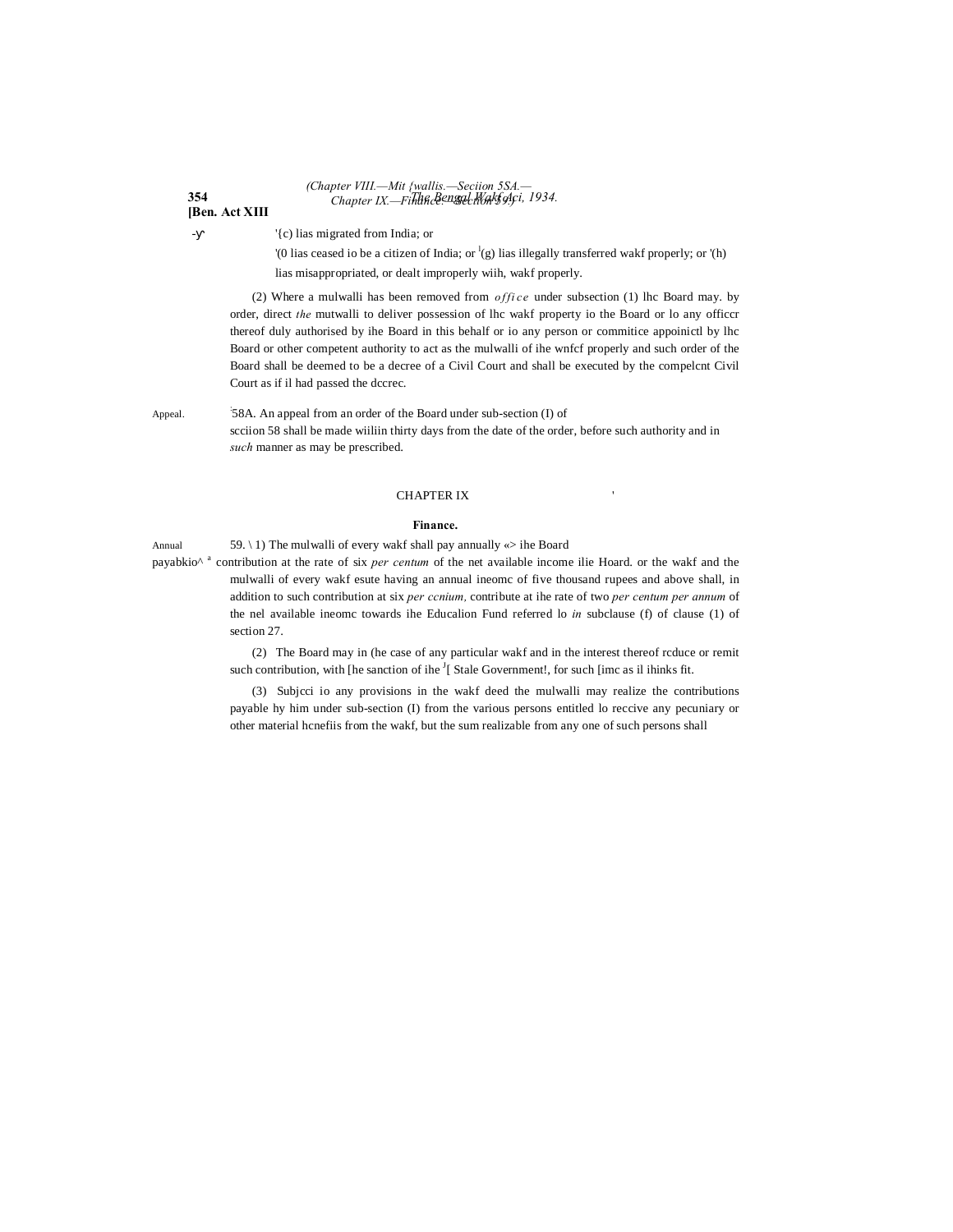'{c) lias migrated from India; or

'(0 lias ceased io be a citizen of India; or [l](g) lias illegally transferred wakf properly; or '(h) lias misappropriated, or dealt improperly wiih, wakf properly.

(2) Where a mulwalli has been removed from *office* under subsection (1) lhc Board may. by order, direct *the* mutwalli to deliver possession of lhc wakf property io the Board or lo any officcr thereof duly authorised by ihe Board in this behalf or io any person or commitice appoinictl by lhc Board or other competent authority to act as the mulwalli of ihe wnfcf properly and such order of the Board shall be deemed to be a decree of a Civil Court and shall be executed by the compelcnt Civil Court as if il had passed the dccrec.

Appeal.

58A. An appeal from an order of the Board under sub-section (I) of scciion 58 shall be made wiiliin thirty days from the date of the order, before such authority and in *such* manner as may be prescribed.

## CHAPTER IX

### Finance.

Annual payabkio^ [a]

59. \ 1) The mulwalli of every wakf shall pay annually «> ihe Board contribution at the rate of six *per centum* of the net available income ilie Hoard. or the wakf and the mulwalli of every wakf esute having an annual ineomc of five thousand rupees and above shall, in addition to such contribution at six *per ccnium,* contribute at ihe rate of two *per centum per annum* of the nel available ineomc towards ihe Educalion Fund referred lo *in* subclause (f) of clause (1) of section 27.

(2) The Board may in (he case of any particular wakf and in the interest thereof rcduce or remit such contribution, with [he sanction of ihe [J][ Stale Government!, for such [imc as il ihinks fit.

(3) Subjcci io any provisions in the wakf deed the mulwalli may realize the contributions payable hy him under sub-section (I) from the various persons entitled lo reccive any pecuniary or other material hcnefiis from the wakf, but the sum realizable from any one of such persons shall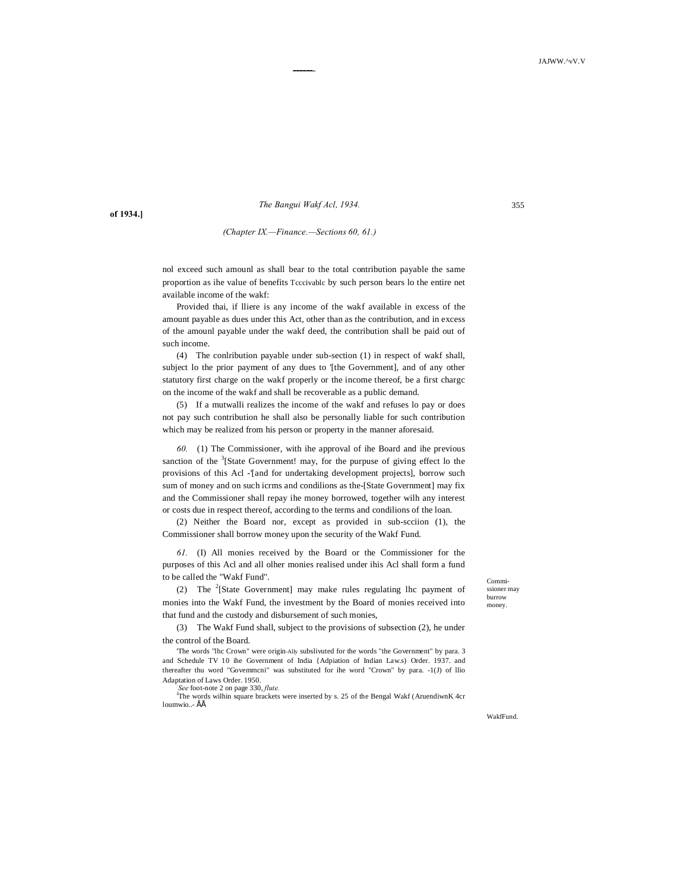(Chapter IX.—Finance.—Sections 60, 61.)

nol exceed such amounl as shall bear to the total contribution payable the same proportion as ihe value of benefits Tcccivablc by such person bears lo the entire net available income of the wakf:

Provided thai, if lliere is any income of the wakf available in excess of the amount payable as dues under this Act, other than as the contribution, and in excess of the amounl payable under the wakf deed, the contribution shall be paid out of such income.

(4) The conlribution payable under sub-section (1) in respect of wakf shall, subject lo the prior payment of any dues to '[the Government], and of any other statutory first charge on the wakf properly or the income thereof, be a first chargc on the income of the wakf and shall be recoverable as a public demand.

(5) If a mutwalli realizes the income of the wakf and refuses lo pay or does not pay such contribution he shall also be personally liable for such contribution which may be realized from his person or property in the manner aforesaid.

Commissioner may burrow money.

*60.* (1) The Commissioner, with ihe approval of ihe Board and ihe previous sanction of the [3][State Government! may, for the purpuse of giving effect lo the provisions of this Acl -'[and for undertaking development projects], borrow such sum of money and on such icrms and condilions as the-[State Government] may fix and the Commissioner shall repay ihe money borrowed, together wilh any interest or costs due in respect thereof, according to the terms and condilions of the loan.

(2) Neither the Board nor, except as provided in sub-scciion (1), the Commissioner shall borrow money upon the security of the Wakf Fund.

WakfFund.

*61.* (I) All monies received by the Board or the Commissioner for the purposes of this Acl and all olher monies realised under ihis Acl shall form a fund to be called the "Wakf Fund".

(2) The [2][State Government] may make rules regulating lhc payment of monies into the Wakf Fund, the investment by the Board of monies received into that fund and the custody and disbursement of such monies,

(3) The Wakf Fund shall, subject to the provisions of subsection (2), he under the control of the Board.

'The words "lhc Crown" were origin-Ally subslivuted for the words "the Government" by para. 3 and Schedule TV 10 ihe Government of India {Adpiation of Indian Law.s) Order. 1937. and thereafter thu word "Govemmcni" was substituted for ihe word "Crown" by para. -1(J) of llio Adaptation of Laws Order. 1950.

*See* foot-note 2 on page 330, *flute.*

[3]The words wilhin square brackets were inserted by s. 25 of the Bengal Wakf (AruendiwnK 4cr loumwio..- ÂÂ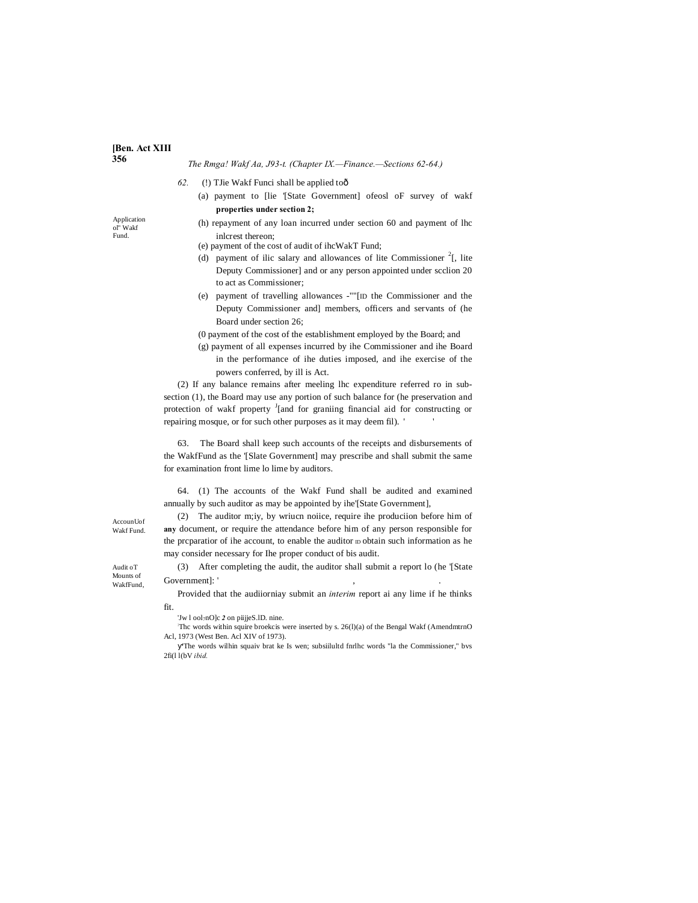The Rmga! Wakf Aa, J93-t. (Chapter IX.—Finance.—Sections 62-64.)

Application ol' Wakf Fund.

*62.* (!) TJie Wakf Funci shall be applied toð

(a) payment to [lie '[State Government] ofeosl oF survey of wakf **properties under section 2;**

(h) repayment of any loan incurred under section 60 and payment of lhc inlcrest thereon;

(e) payment of the cost of audit of ihcWakT Fund;

(d) payment of ilic salary and allowances of lite Commissioner [2][, lite Deputy Commissioner] and or any person appointed under scclion 20 to act as Commissioner;

(e) payment of travelling allowances -""[ID the Commissioner and the Deputy Commissioner and] members, officers and servants of (he Board under section 26;

(0 payment of the cost of the establishment employed by the Board; and

(g) payment of all expenses incurred by ihe Commissioner and ihe Board in the performance of ihe duties imposed, and ihe exercise of the powers conferred, by ill is Act.

(2) If any balance remains after meeling lhc expenditure referred ro in sub-section (1), the Board may use any portion of such balance for (he preservation and protection of wakf property [J][and for graniing financial aid for constructing or repairing mosque, or for such other purposes as it may deem fil). ' '

AccounUof Wakf Fund.

63. The Board shall keep such accounts of the receipts and disbursements of the WakfFund as the '[Slate Government] may prescribe and shall submit the same for examination front lime lo lime by auditors.

Audit oT Mounts of WakfFund,

64. (1) The accounts of the Wakf Fund shall be audited and examined annually by such auditor as may be appointed by ihe'[State Government],

(2) The auditor m;iy, by wriucn noiice, require ihe produciion before him of **any** document, or require the attendance before him of any person responsible for the prcparatior of ihe account, to enable the auditor ID obtain such information as he may consider necessary for Ihe proper conduct of bis audit.

(3) After completing the audit, the auditor shall submit a report lo (he '[State Government]: ' , .

Provided that the audiiorniay submit an *interim* report ai any lime if he thinks fit.

'Jw l ool?nO]c *2* on piijjeS.lD. nine.

[2]Thc words within squire broekcis were inserted by s. 26(l)(a) of the Bengal Wakf (AmendmtrnO Acl, 1973 (West Ben. Acl XIV of 1973).

ү"The words wilhin squaiv brat ke Is wen; subsiilultd fnrlhc words "la the Commissioner," bvs 2fi(l l(bV *ibid.*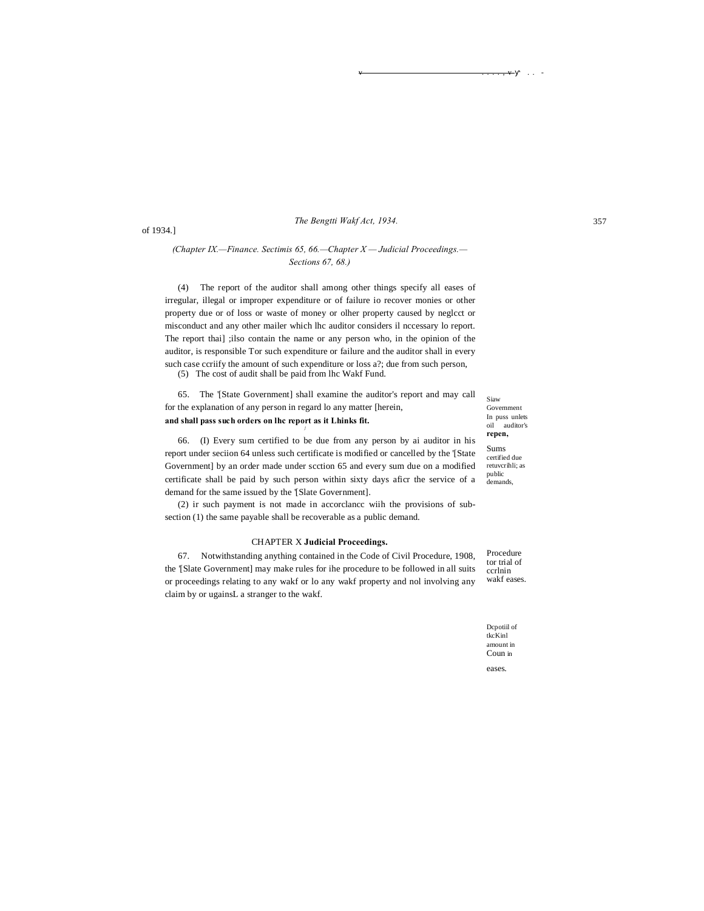of 1934.]

*(Chapter IX.—Finance. Sectimis 65, 66.—Chapter X — Judicial Proceedings.— Sections 67, 68.)*

(4) The report of the auditor shall among other things specify all eases of irregular, illegal or improper expenditure or of failure io recover monies or other property due or of loss or waste of money or olher property caused by neglcct or misconduct and any other mailer which lhc auditor considers il nccessary lo report. The report thai] ;ilso contain the name or any person who, in the opinion of the auditor, is responsible Tor such expenditure or failure and the auditor shall in every such case ccriify the amount of such expenditure or loss a?; due from such person,

(5) The cost of audit shall be paid from lhc Wakf Fund.

Siaw Govemment In puss unlets oil auditor's **repen,**

65. The '[State Government] shall examine the auditor's report and may call for the explanation of any person in regard lo any matter [herein, **and shall pass such orders on lhc report as it Lhinks fit.**

Sums certified due retuvcrihli; as public demands,

66. (I) Every sum certified to be due from any person by ai auditor in his report under seciion 64 unless such certificate is modified or cancelled by the '[State Government] by an order made under scction 65 and every sum due on a modified certificate shall be paid by such person within sixty days aficr the service of a demand for the same issued by the '[Slate Government].

(2) ir such payment is not made in accorclancc wiih the provisions of sub-section (1) the same payable shall be recoverable as a public demand.

## CHAPTER X **Judicial Proceedings.**

Procedure tor trial of ccrlnin wakf eases.

67. Notwithstanding anything contained in the Code of Civil Procedure, 1908, the '[Slate Government] may make rules for ihe procedure to be followed in all suits or proceedings relating to any wakf or lo any wakf property and nol involving any claim by or ugainsL a stranger to the wakf.

Dcpotiil of tkcKinl amount in Coun in eases.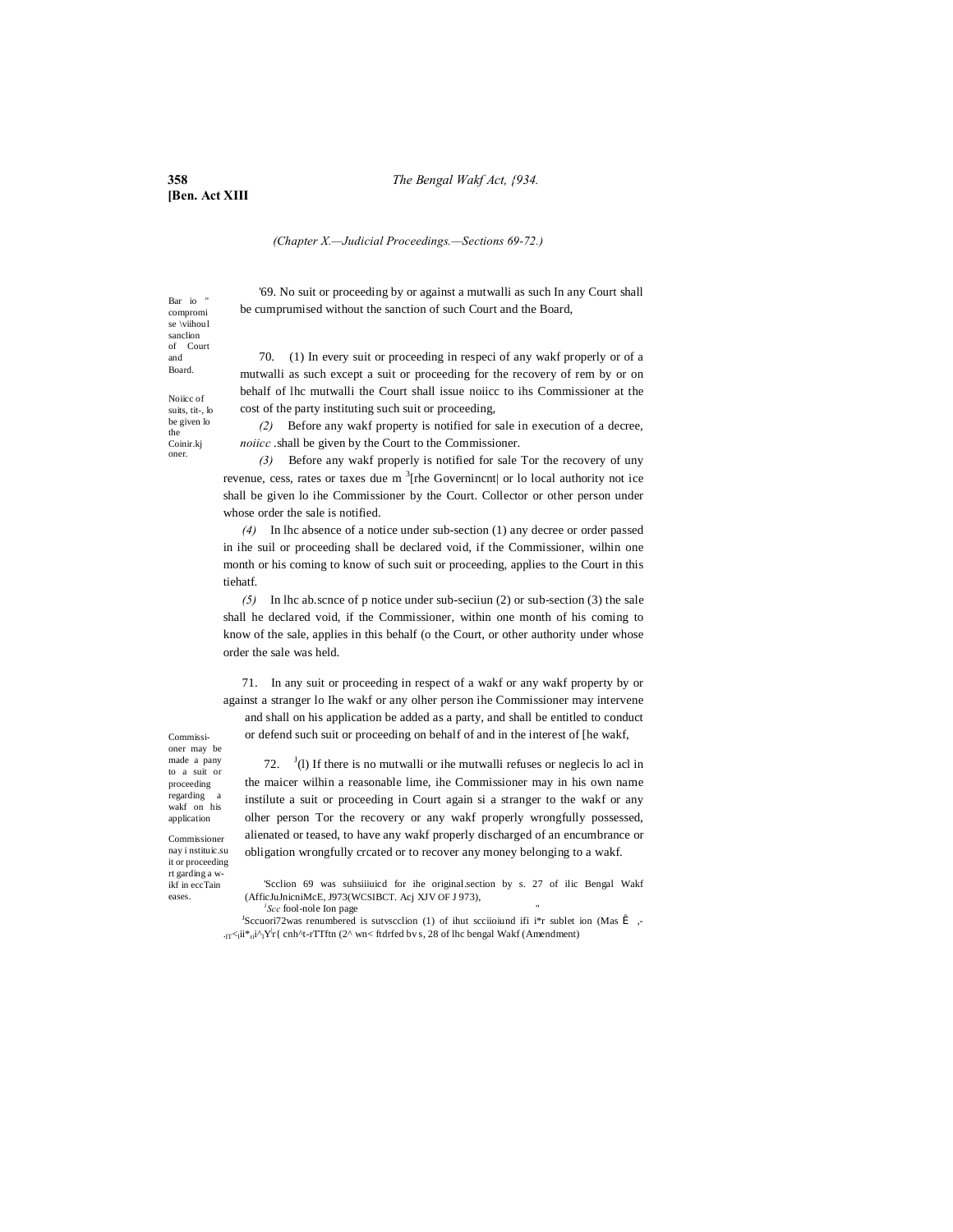*(Chapter X.—Judicial Proceedings.—Sections 69-72.)*

Bar io " compromise \viihoul sanclion of Court and Board.

'69. No suit or proceeding by or against a mutwalli as such In any Court shall be cumprumised without the sanction of such Court and the Board,

Noiicc of suits, tit-, lo be given lo the Coinir.kjoner.

70. (1) In every suit or proceeding in respeci of any wakf properly or of a mutwalli as such except a suit or proceeding for the recovery of rem by or on behalf of lhc mutwalli the Court shall issue noiicc to ihs Commissioner at the cost of the party instituting such suit or proceeding,

*(2)* Before any wakf property is notified for sale in execution of a decree, *noiicc* .shall be given by the Court to the Commissioner.

*(3)* Before any wakf properly is notified for sale Tor the recovery of uny revenue, cess, rates or taxes due m [3][rhe Governincnt| or lo local authority not ice shall be given lo ihe Commissioner by the Court. Collector or other person under whose order the sale is notified.

*(4)* In lhc absence of a notice under sub-section (1) any decree or order passed in ihe suil or proceeding shall be declared void, if the Commissioner, wilhin one month or his coming to know of such suit or proceeding, applies to the Court in this tiehatf.

*(5)* In lhc ab.scnce of p notice under sub-seciiun (2) or sub-section (3) the sale shall he declared void, if the Commissioner, within one month of his coming to know of the sale, applies in this behalf (o the Court, or other authority under whose order the sale was held.

Commissioner may be made a pany to a suit or proceeding regarding a wakf on his application

71. In any suit or proceeding in respect of a wakf or any wakf property by or against a stranger lo Ihe wakf or any olher person ihe Commissioner may intervene and shall on his application be added as a party, and shall be entitled to conduct or defend such suit or proceeding on behalf of and in the interest of [he wakf,

Commissioner nay i nstituic.su it or proceeding rt garding a w-ikf in eccTain eases.

72. [J](l) If there is no mutwalli or ihe mutwalli refuses or neglecis lo acl in the maicer wilhin a reasonable lime, ihe Commissioner may in his own name instilute a suit or proceeding in Court again si a stranger to the wakf or any olher person Tor the recovery or any wakf properly wrongfully possessed, alienated or teased, to have any wakf properly discharged of an encumbrance or obligation wrongfully crcated or to recover any money belonging to a wakf.

'Scclion 69 was suhsiiiuicd for ihe original.section by s. 27 of ilic Bengal Wakf (AfficJuJnicniMcE, J973(WCSIBCT. Acj XJV OF J 973),

[J]*Scc* fool-nole Ion page "

[J]Sccuori72was renumbered is sutvscclion (1) of ihut scciioiund ifi i*r sublet ion (Mas Ê ,- -rr<ii*,i^iY'r{ cnh^t-rTTftn (2^ wn< ftdrfed bv s, 28 of lhc bengal Wakf (Amendment)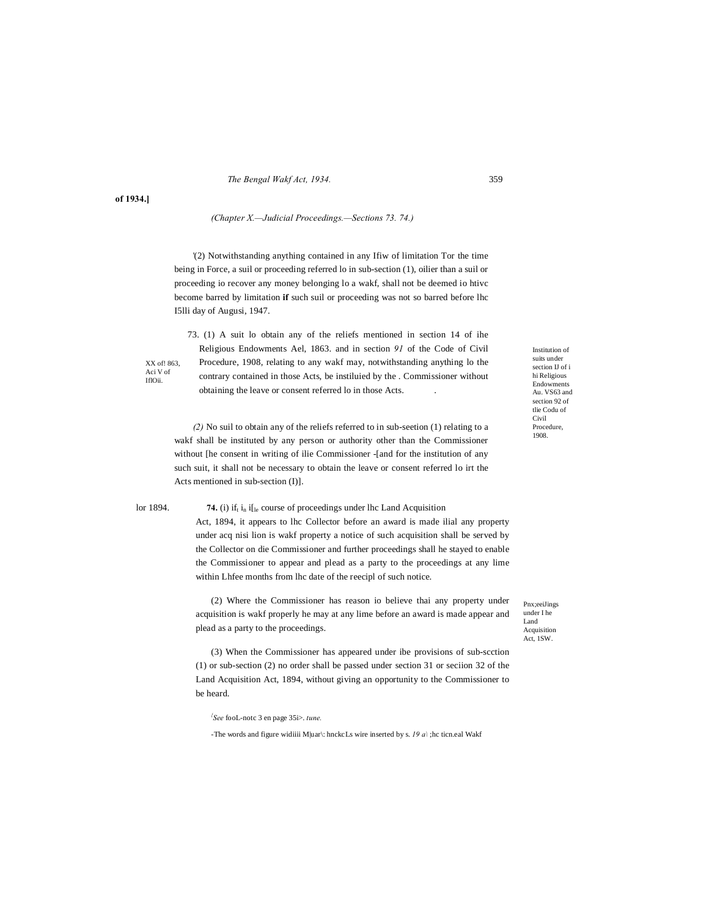of 1934.]

(Chapter X.—Judicial Proceedings.—Sections 73. 74.)

[1](2) Notwithstanding anything contained in any Ifiw of limitation Tor the time being in Force, a suil or proceeding referred lo in sub-section (1), oilier than a suil or proceeding io recover any money belonging lo a wakf, shall not be deemed io htivc become barred by limitation **if** such suil or proceeding was not so barred before lhc I5lli day of Augusi, 1947.

Institution of suits under section IJ of i hi Religious Endowments Au. VS63 and section 92 of tlie Codu of Civil Procedure, 1908.

XX of! 863, Aci V of IflOii.

73. (1) A suit lo obtain any of the reliefs mentioned in section 14 of ihe Religious Endowments Ael, 1863. and in section *91* of the Code of Civil Procedure, 1908, relating to any wakf may, notwithstanding anything lo the contrary contained in those Acts, be instiluied by the . Commissioner without obtaining the leave or consent referred lo in those Acts.

*(2)* No suil to obtain any of the reliefs referred to in sub-seetion (1) relating to a wakf shall be instituted by any person or authority other than the Commissioner without [he consent in writing of ilie Commissioner -[and for the institution of any such suit, it shall not be necessary to obtain the leave or consent referred lo irt the Acts mentioned in sub-section (I)].

Pnx;eeiJings under I he Land Acquisition Act, 1SW.

lor 1894.

**74.** (i) if$_t$ i$_n$ i[$_{ie}$ course of proceedings under lhc Land Acquisition Act, 1894, it appears to lhc Collector before an award is made ilial any property under acq nisi lion is wakf property a notice of such acquisition shall be served by the Collector on die Commissioner and further proceedings shall he stayed to enable the Commissioner to appear and plead as a party to the proceedings at any lime within Lhfee months from lhc date of the reecipl of such notice.

(2) Where the Commissioner has reason io believe thai any property under acquisition is wakf properly he may at any lime before an award is made appear and plead as a party to the proceedings.

(3) When the Commissioner has appeared under ibe provisions of sub-scction (1) or sub-section (2) no order shall be passed under section 31 or seciion 32 of the Land Acquisition Act, 1894, without giving an opportunity to the Commissioner to be heard.

[1] *See* fooL-notc 3 en page 35i>. *tune.*

-The words and figure widiiii M|uar\: hnckcLs wire inserted by s. *19 a\* ;hc ticn.eal Wakf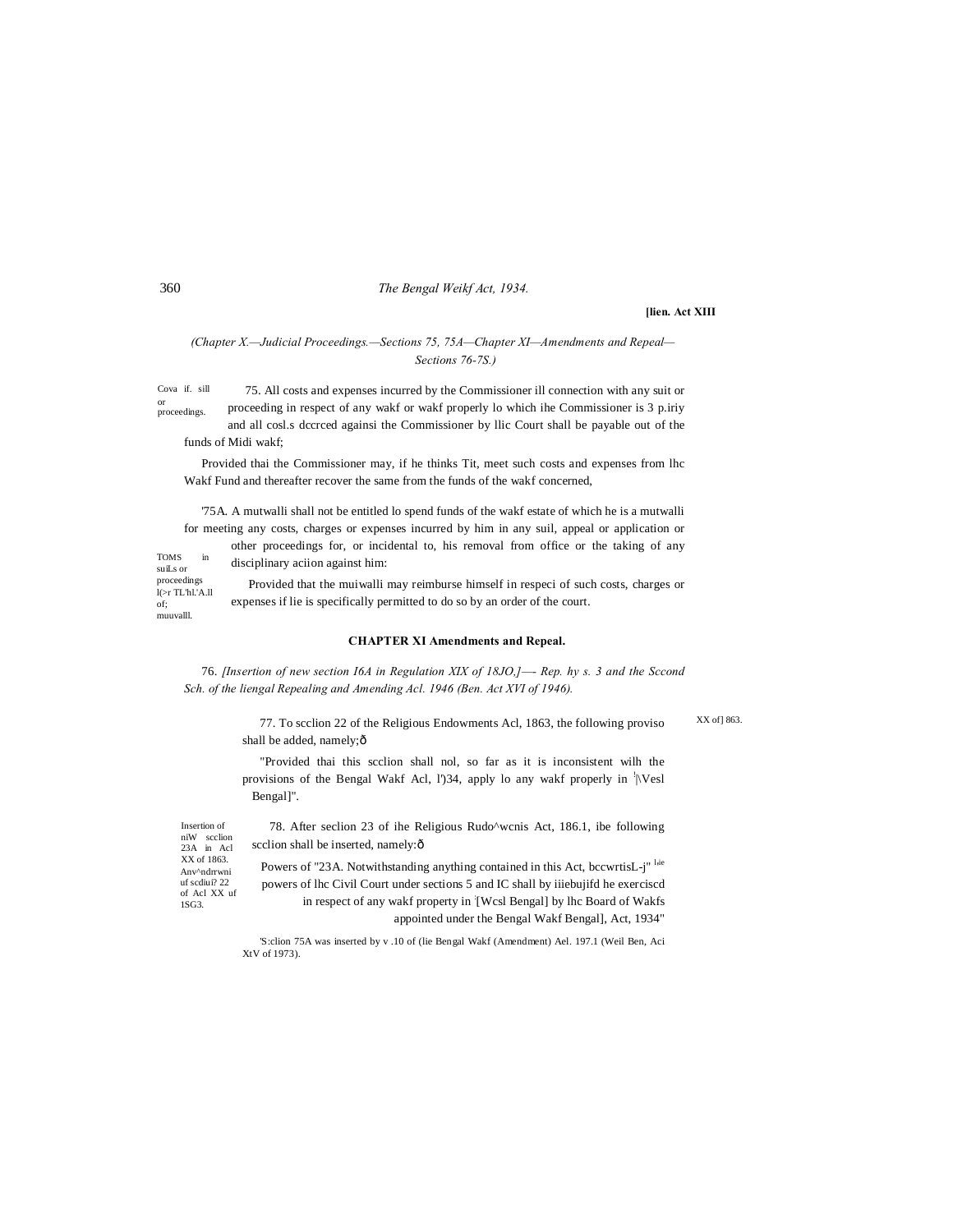(Chapter X.—Judicial Proceedings.—Sections 75, 75A—Chapter XI—Amendments and Repeal—Sections 76-7S.)

Cova if. sill or proceedings.

75. All costs and expenses incurred by the Commissioner ill connection with any suit or proceeding in respect of any wakf or wakf properly lo which ihe Commissioner is 3 p.iriy and all cosl.s dccrced againsi the Commissioner by llic Court shall be payable out of the funds of Midi wakf;

Provided thai the Commissioner may, if he thinks Tit, meet such costs and expenses from lhc Wakf Fund and thereafter recover the same from the funds of the wakf concerned,

TOMS in suiLs or proceedings l(>r TL'hl.'A.ll of; muuvalll.

'75A. A mutwalli shall not be entitled lo spend funds of the wakf estate of which he is a mutwalli for meeting any costs, charges or expenses incurred by him in any suil, appeal or application or other proceedings for, or incidental to, his removal from office or the taking of any disciplinary aciion against him:

Provided that the muiwalli may reimburse himself in respeci of such costs, charges or expenses if lie is specifically permitted to do so by an order of the court.

## CHAPTER XI Amendments and Repeal.

76. *[Insertion of new section I6A in Regulation XIX of 18JO,]—- Rep. hy s. 3 and the Sccond Sch. of the liengal Repealing and Amending Acl. 1946 (Ben. Act XVI of 1946).*

XX of] 863.

77. To scclion 22 of the Religious Endowments Acl, 1863, the following proviso shall be added, namely;ð

"Provided thai this scclion shall nol, so far as it is inconsistent wilh the provisions of the Bengal Wakf Acl, l')34, apply lo any wakf properly in [1][\Vesl Bengal]".

Insertion of niW scclion 23A in Acl XX of 1863. Anv^ndrrwni uf scdiui? 22 of Acl XX uf 1SG3.

78. After seclion 23 of ihe Religious Rudo^wcnis Act, 186.1, ibe following scclion shall be inserted, namely:ð

Powers of "23A. Notwithstanding anything contained in this Act, bccwrtisL-j" [1ie] powers of lhc Civil Court under sections 5 and IC shall by iiiebujifd he exerciscd in respect of any wakf property in [Wcsl Bengal] by lhc Board of Wakfs appointed under the Bengal Wakf Bengal], Act, 1934"

'S:clion 75A was inserted by v .10 of (lie Bengal Wakf (Amendment) Ael. 197.1 (Weil Ben, Aci XtV of 1973).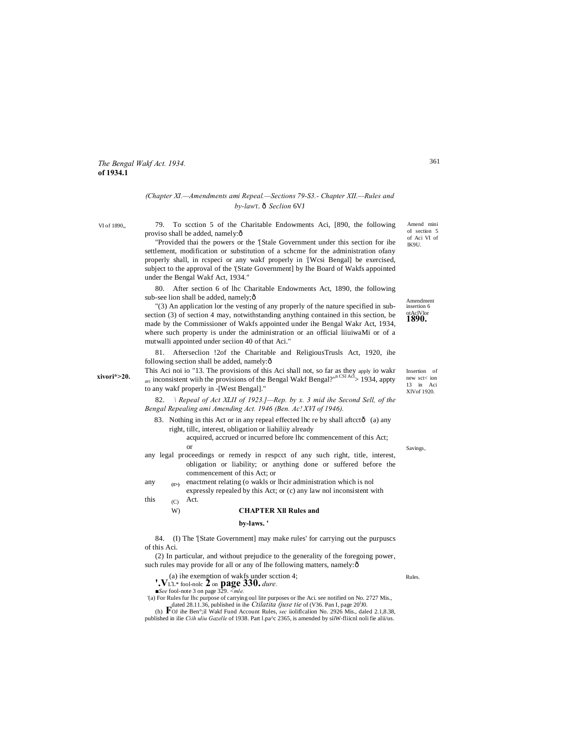*The Bengal Wakf Act. 1934.*
**of 1934.1**

*(Chapter XI.—Amendments ami Repeal.—Sections 79-S3.- Chapter XII.—Rules and by-law*T. ð *Seclion* 6VJ

VI of 1890,,

Amend mini oI section 5 of Aci VI of IK9U.

79. To scction 5 of the Charitable Endowments Aci, [890, the following proviso shall be added, namely:ð

"Provided thai the powers or the '[Stale Government under this section for ihe settlement, modification or substitution of a schcme for the administration ofany properly shall, in rcspeci or any wakf properly in :[Wcsi Bengal] be exercised, subject to the approval of the '(State Government] by Ihe Board of Wakfs appointed under the Bengal Wakf Act, 1934."

Amendment insertion 6 otAclVlor **1890.**

80. After section 6 of lhc Charitable Endowments Act, 1890, the following sub-see lion shall be added, namely;ð

"(3) An application lor the vesting of any properly of the nature specified in sub-section (3) of section 4 may, notwithstanding anything contained in this section, be made by the Commissioner of Wakfs appointed under ihe Bengal Wakr Act, 1934, where such property is under the administration or an official liiuiwaMi or of a mutwalli appointed under seciion 40 of that Aci."

**xivori*>20.**

Insertion of new sct< ion 13 in Aci XlVof 1920.

81. Afterseclion !2of the Charitable and ReligiousTrusls Act, 1920, ihe following section shall be added, namely:ð

This Aci noi io "13. The provisions of this Aci shall not, so far as they apply io wakr arc inconsistent wiih the provisions of the Bengal Wakf Bengal?",n CSl Acl> 1934, appty to any wakf properly in -[West Bengal]."

82. *\ Repeal of Act XLII of 1923.]—Rep. by x. 3 mid ihe Second Sell, of the Bengal Repealing ami Amending Act. 1946 (Ben. Ac! XVI of 1946).*

Savings,

83. Nothing in this Act or in any repeal effected lhc re by shall aftcctð (a) any right, tillc, interest, obligation or liahiliiy already acquired, accrued or incurred before lhc commencement of this Act; or

(t>) any legal proceedings or remedy in respcct of any such right, title, interest, obligation or liability; or anything done or suffered before the commencement of this Act; or

(C) any enactment relating (o wakls or lhcir administration which is nol expressly repealed by this Act; or (c) any law nol inconsistent with this Act.

W) **CHAPTER Xll Rules and by-laws. '**

Rules.

84. (I) The '[State Government] may make rules' for carrying out the purpuscs of this Aci.

(2) In particular, and without prejudice to the generality of the foregoing power, such rules may provide for all or any of Ihe following matters, namely:ð

(a) ihe exemption of wakfs under scction 4;

**'.V**L'L* fool-nolc **2** on **page 330.** *dure.*

■*See* fool-note 3 on page 329. <*mle.*

'(a) For Rules fur lhc purpose of carrying oul lite purposes or Ihe Aci. see notified on No. 2727 Mis., dated 28.11.36, published in ihe *Ctilatita (juse tie* of (V36. Pan I, page 20'J0.

(h) **F**OJ ihe Ben°;il Wakf Fund Account Rules, *sec* iioliflcalion No. 2926 Mis., daled 2.1,8.38, published in ilie *Ciih uliu Gazelle* of 1938. Part l.pa^c 2365, is amended by siiW-fliicnl noli fie alii/us.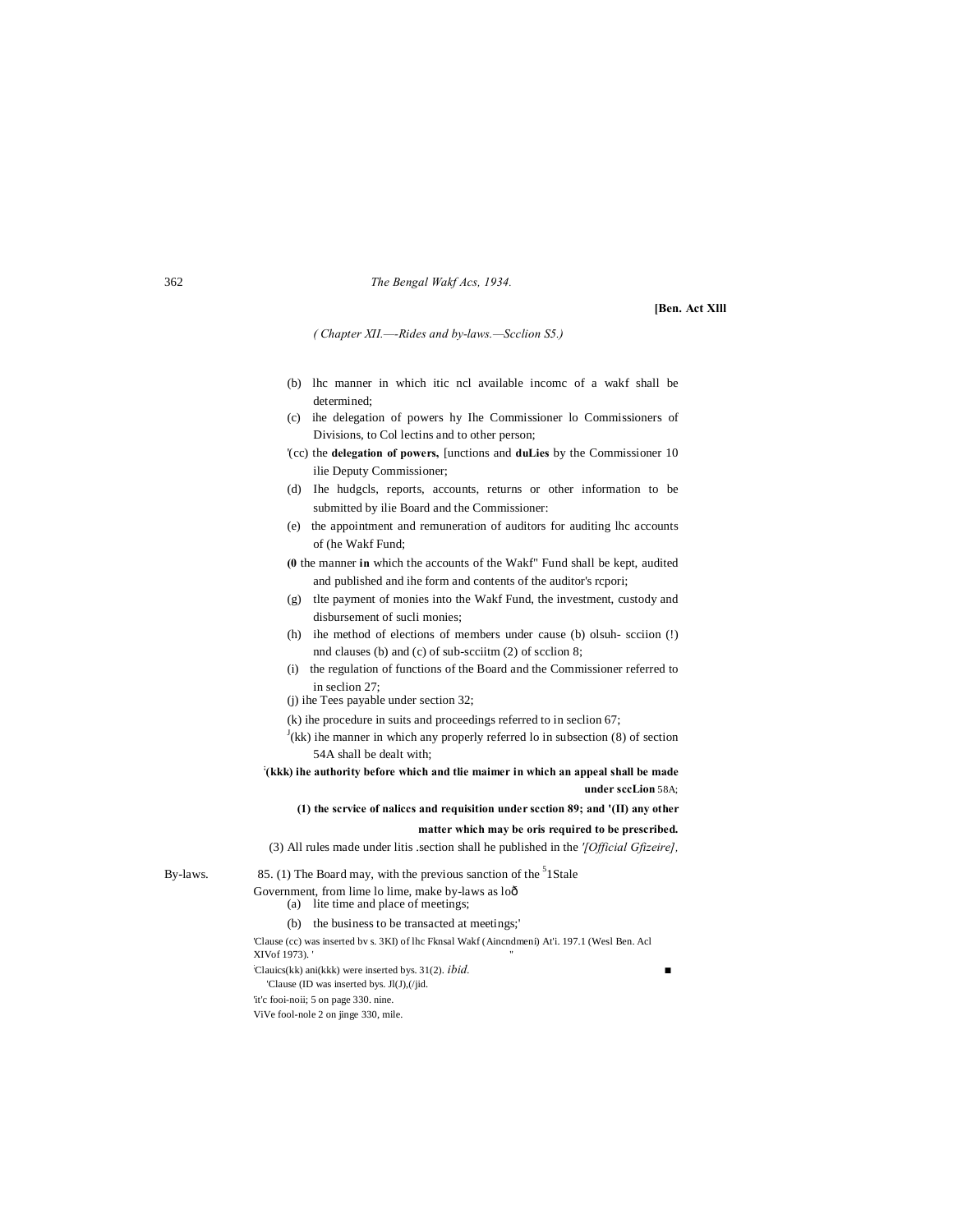[Ben. Act XIII

*( Chapter XII.—Rides and by-laws.—Scclion S5.)*

(b) lhc manner in which itic ncl available incomc of a wakf shall be determined;

(c) ihe delegation of powers hy Ihe Commissioner lo Commissioners of Divisions, to Col lectins and to other person;

'(cc) the **delegation of powers,** [unctions and **duLies** by the Commissioner 10 ilie Deputy Commissioner;

(d) Ihe hudgcls, reports, accounts, returns or other information to be submitted by ilie Board and the Commissioner:

(e) the appointment and remuneration of auditors for auditing lhc accounts of (he Wakf Fund;

**(0** the manner **in** which the accounts of the Wakf" Fund shall be kept, audited and published and ihe form and contents of the auditor's rcpori;

(g) tlte payment of monies into the Wakf Fund, the investment, custody and disbursement of sucli monies;

(h) ihe method of elections of members under cause (b) olsuh- scciion (!) nnd clauses (b) and (c) of sub-scciitm (2) of scclion 8;

(i) the regulation of functions of the Board and the Commissioner referred to in seclion 27;

(j) ihe Tees payable under section 32;

(k) ihe procedure in suits and proceedings referred to in seclion 67;

[J](kk) ihe manner in which any properly referred lo in subsection (8) of section 54A shall be dealt with;

**[:](kkk) ihe authority before which and tlie maimer in which an appeal shall be made under sccLion** 58A;

**(1) the scrvice of naliccs and requisition under scction 89; and '(II) any other matter which may be oris required to be prescribed.**

(3) All rules made under litis .section shall he published in the *'[Official Gfizeire],*

By-laws.

85. (1) The Board may, with the previous sanction of the [5]1Stale Government, from lime lo lime, make by-laws as loð

(a) lite time and place of meetings;

(b) the business to be transacted at meetings;'

'Clause (cc) was inserted bv s. 3KI) of lhc Fknsal Wakf (Aincndmeni) At'i. 197.1 (Wesl Ben. Acl XIVof 1973). ' "

[:]Clauics(kk) ani(kkk) were inserted bys. 31(2). *ibid.*

'Clause (ID was inserted bys. Jl(J),(/jid.

'it'c fooi-noii; 5 on page 330. nine.

ViVe fool-nole 2 on jinge 330, mile.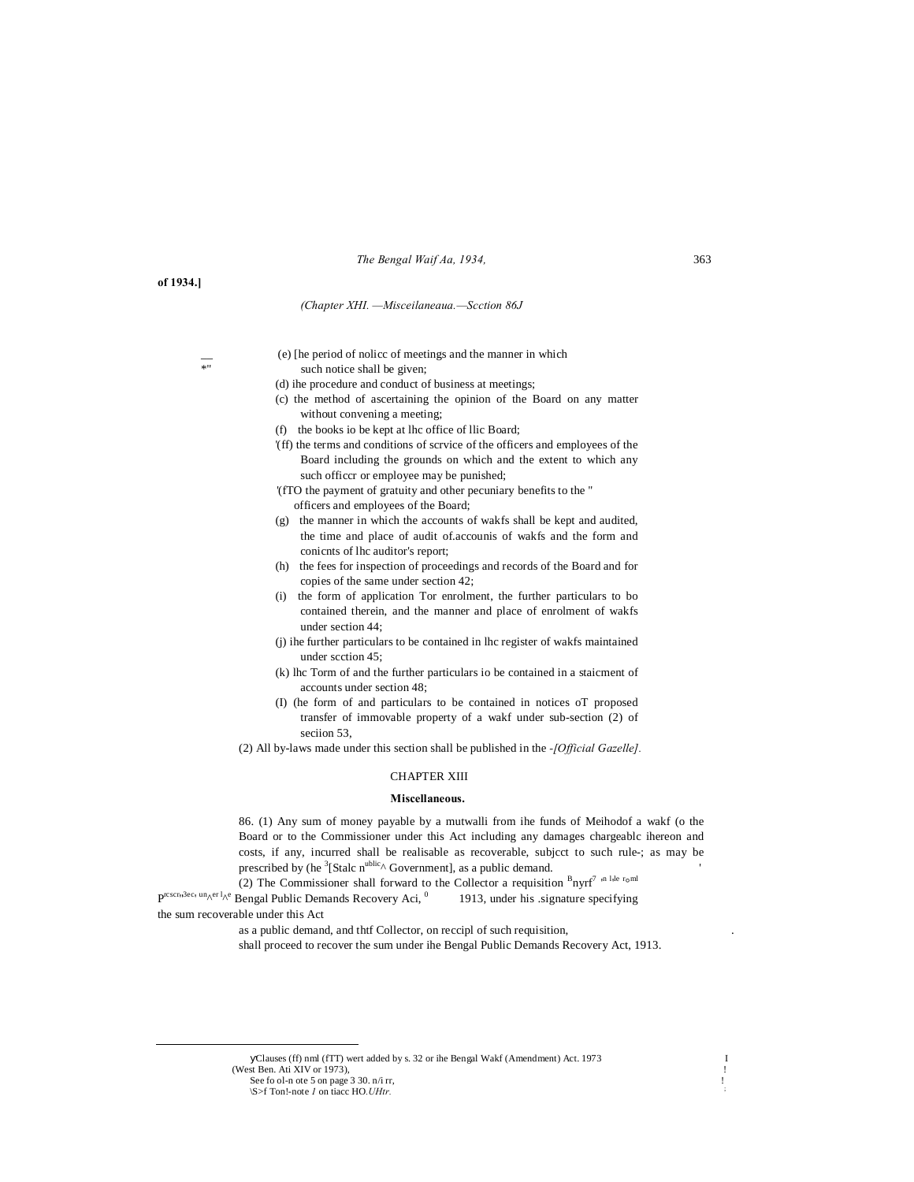**of 1934.]**

*(Chapter XHI. —Misceilaneaua.—Scction 86J*

(e) [he period of nolicc of meetings and the manner in which such notice shall be given;

(d) ihe procedure and conduct of business at meetings;

(c) the method of ascertaining the opinion of the Board on any matter without convening a meeting;

(f) the books io be kept at lhc office of llic Board;

'(ff) the terms and conditions of scrvice of the officers and employees of the Board including the grounds on which and the extent to which any such officcr or employee may be punished;

'(fTO the payment of gratuity and other pecuniary benefits to the " officers and employees of the Board;

(g) the manner in which the accounts of wakfs shall be kept and audited, the time and place of audit of.accounis of wakfs and the form and conicnts of lhc auditor's report;

(h) the fees for inspection of proceedings and records of the Board and for copies of the same under section 42;

(i) the form of application Tor enrolment, the further particulars to bo contained therein, and the manner and place of enrolment of wakfs under section 44;

(j) ihe further particulars to be contained in lhc register of wakfs maintained under scction 45;

(k) lhc Torm of and the further particulars io be contained in a staicment of accounts under section 48;

(I) (he form of and particulars to be contained in notices oT proposed transfer of immovable property of a wakf under sub-section (2) of seciion 53,

(2) All by-laws made under this section shall be published in the -*[Official Gazelle]*.

## CHAPTER XIII

### Miscellaneous.

86. (1) Any sum of money payable by a mutwalli from ihe funds of Meihodof a wakf (o the Board or to the Commissioner under this Act including any damages chargeablc ihereon and costs, if any, incurred shall be realisable as recoverable, subjcct to such rule-; as may be prescribed by (he [3][Stalc n^ublic^ Government], as a public demand.

(2) The Commissioner shall forward to the Collector a requisition Bnyrf7 ,n l,le r ml prcscr,3ec, un er l e Bengal Public Demands Recovery Aci, 0 1913, under his .signature specifying the sum recoverable under this Act

as a public demand, and thtf Collector, on reccipl of such requisition, shall proceed to recover the sum under ihe Bengal Public Demands Recovery Act, 1913.

---

Clauses (ff) nml (fTT) wert added by s. 32 or ihe Bengal Wakf (Amendment) Act. 1973 (West Ben. Ati XIV or 1973),

See fo ol-n ote 5 on page 3 30. n/i rr,

\S>f Ton!-note *1* on tiacc HO.*UHtr.*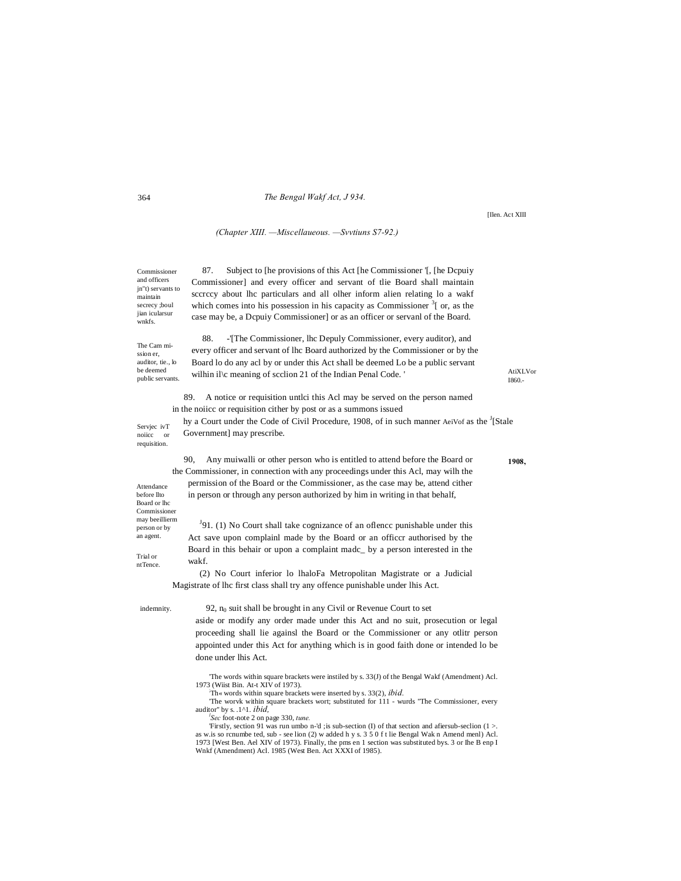[Ilen. Act XIII

*(Chapter XIII. —Miscellaueous. —Svvtiuns S7-92.)*

Commissioner and officers jn"t) servants to maintain secrecy ;boul jian icularsur wnkfs.

87. Subject to [he provisions of this Act [he Commissioner '[, [he Dcpuiy Commissioner] and every officer and servant of tlie Board shall maintain sccrccy about lhc particulars and all olher inform alien relating lo a wakf which comes into his possession in his capacity as Commissioner [3][ or, as the case may be, a Dcpuiy Commissioner] or as an officer or servanl of the Board.

The Cam mi-ssion er, auditor, tie., lo be deemed public servants.

88. -'[The Commissioner, lhc Depuly Commissioner, every auditor), and every officer and servant of lhc Board authorized by the Commissioner or by the Board lo do any acl by or under this Act shall be deemed Lo be a public servant wilhin il\c meaning of scclion 21 of the Indian Penal Code. '

AtiXLVor I860.-

Servjec ivT noiicc or requisition.

89. A notice or requisition untlci this Acl may be served on the person named in the noiicc or requisition cither by post or as a summons issued hy a Court under the Code of Civil Procedure, 1908, of in such manner AeiVof as the [J][Stale Government] may prescribe.

1908,

Attendance before llto Board or lhc Commissioner may beeillierm person or by an agent.

90, Any muiwalli or other person who is entitled to attend before the Board or the Commissioner, in connection with any proceedings under this Acl, may wilh the permission of the Board or the Commissioner, as the case may be, attend cither in person or through any person authorized by him in writing in that behalf,

Trial or ntTence.

[J]91. (1) No Court shall take cognizance of an oflencc punishable under this Act save upon complainl made by the Board or an officcr authorised by the Board in this behair or upon a complaint madc_ by a person interested in the wakf.

(2) No Court inferior lo lhaloFa Metropolitan Magistrate or a Judicial Magistrate of lhc first class shall try any offence punishable under lhis Act.

indemnity.

92, $n_0$ suit shall be brought in any Civil or Revenue Court to set aside or modify any order made under this Act and no suit, prosecution or legal proceeding shall lie againsl the Board or the Commissioner or any otlitr person appointed under this Act for anything which is in good faith done or intended lo be done under lhis Act.

'The words within square brackets were instiled by s. 33(J) of the Bengal Wakf (Amendment) Acl. 1973 (Wiist Bin. At-t XIV of 1973).

'Th« words within square brackets were inserted by s. 33(2), *ibid.*

'The worvk within square brackets wort; substituted for 111 - wurds "The Commissioner, every auditor" by s. .1^1. *ibid,*

[l]*Sec* foot-note 2 on page 330, *tune.*

'Firstly, section 91 was run umbo n-'d ;is sub-section (I) of that section and afiersub-seclion (1 >. as w.is so rcnumbe ted, sub - see lion (2) w added h y s. 3 5 0 f t lie Bengal Wak n Amend menl) Acl. 1973 [West Ben. Ael XIV of 1973). Finally, the pms en 1 section was substituted bys. 3 or Ihe B enp I Wnkf (Amendment) Acl. 1985 (West Ben. Act XXXI of 1985).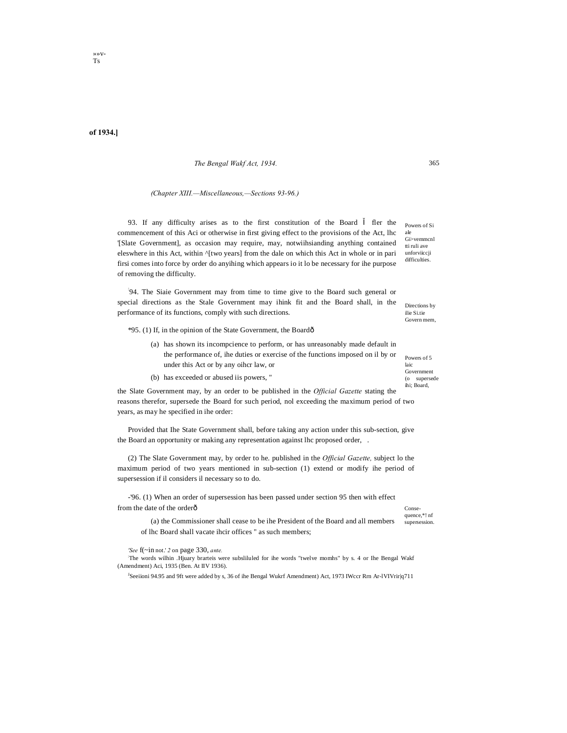*(Chapter XIII.—Miscellaneous,—Sections 93-96.)*

93. If any difficulty arises as to the first constitution of the Board Ĭ fler the commencement of this Aci or otherwise in first giving effect to the provisions of the Act, lhc '[Slate Government], as occasion may require, may, notwiihsianding anything contained eleswhere in this Act, within ^[two years] from the dale on which this Act in whole or in pari firsi comes into force by order do anyihing which appears io it lo be necessary for ihe purpose of removing the difficulty.

Powers of Si ale Gi>vemmcnl tti ruli ave unforviiccji difficulties.

:94. The Siaie Government may from time to time give to the Board such general or special directions as the Stale Government may ihink fit and the Board shall, in the performance of its functions, comply with such directions.

Directions by ilie Si.tie Govern mem,

*95. (1) If, in the opinion of the State Government, the Boardð

(a) has shown its incompcience to perform, or has unreasonably made default in the performance of, ihe duties or exercise of the functions imposed on il by or under this Act or by any oihcr law, or

(b) has exceeded or abused iis powers, "

Powers of 5 laic Government (o supersede ihi; Board,

the Slate Government may, by an order to be published in the *Official Gazette* stating the reasons therefor, supersede the Board for such period, nol exceeding the maximum period of two years, as may he specified in ihe order:

Provided that Ihe State Government shall, before taking any action under this sub-section, give the Board an opportunity or making any representation against lhc proposed order, .

(2) The Slate Government may, by order to he. published in the *Official Gazette,* subject lo the maximum period of two years mentioned in sub-section (1) extend or modify ihe period of supersession if il considers il necessary so to do.

-'96. (1) When an order of supersession has been passed under section 95 then with effect from the date of the orderð

(a) the Commissioner shall cease to be ihe President of the Board and all members of lhc Board shall vacate ihcir offices " as such members;

Conse-quence,*! nf supersession.

*'See* f(~in not.' *2* on page 330, *ante.*

:The words wilhin .Hjuary brarteis were subsliluled for ihe words "twelve momhs" by s. 4 or Ihe Bengal Wakf (Amendment) Aci, 1935 (Ben. At IIV 1936).

JSeeiioni 94.95 and 9ft were added by s, 36 of ihe Bengal Wukrf Amendment) Act, 1973 IWccr Rrn Ar-lVIVrir|q711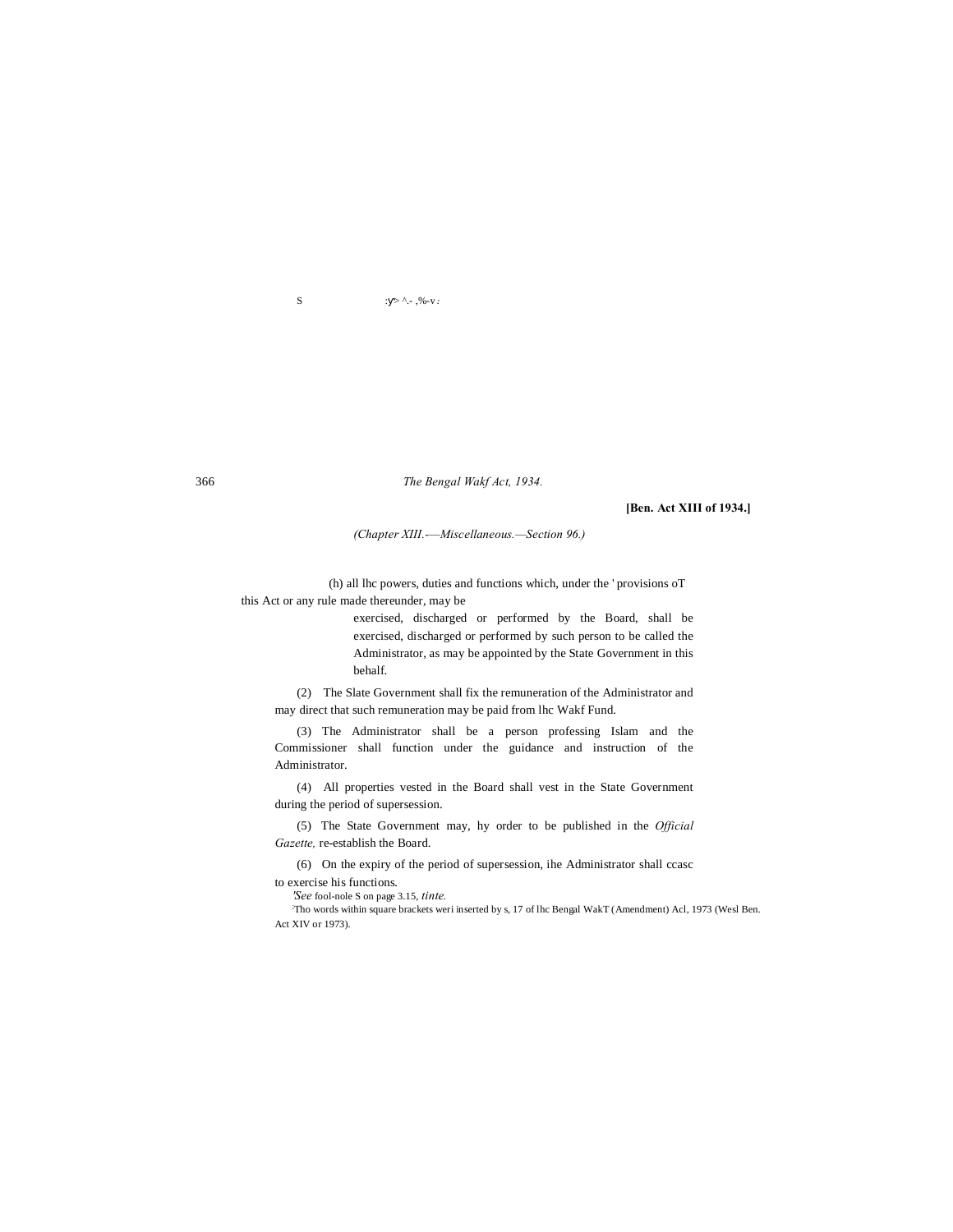S :y> ^.- ,%-v :

*(Chapter XIII.-—Miscellaneous.—Section 96.)*

(h) all lhc powers, duties and functions which, under the ' provisions oT this Act or any rule made thereunder, may be exercised, discharged or performed by the Board, shall be exercised, discharged or performed by such person to be called the Administrator, as may be appointed by the State Government in this behalf.

(2) The Slate Government shall fix the remuneration of the Administrator and may direct that such remuneration may be paid from lhc Wakf Fund.

(3) The Administrator shall be a person professing Islam and the Commissioner shall function under the guidance and instruction of the Administrator.

(4) All properties vested in the Board shall vest in the State Government during the period of supersession.

(5) The State Government may, hy order to be published in the *Official Gazette,* re-establish the Board.

(6) On the expiry of the period of supersession, ihe Administrator shall ccasc to exercise his functions.

'*See* fool-nole S on page 3.15, *tinte.*

[2]Tho words within square brackets weri inserted by s, 17 of lhc Bengal WakT (Amendment) Acl, 1973 (Wesl Ben. Act XIV or 1973).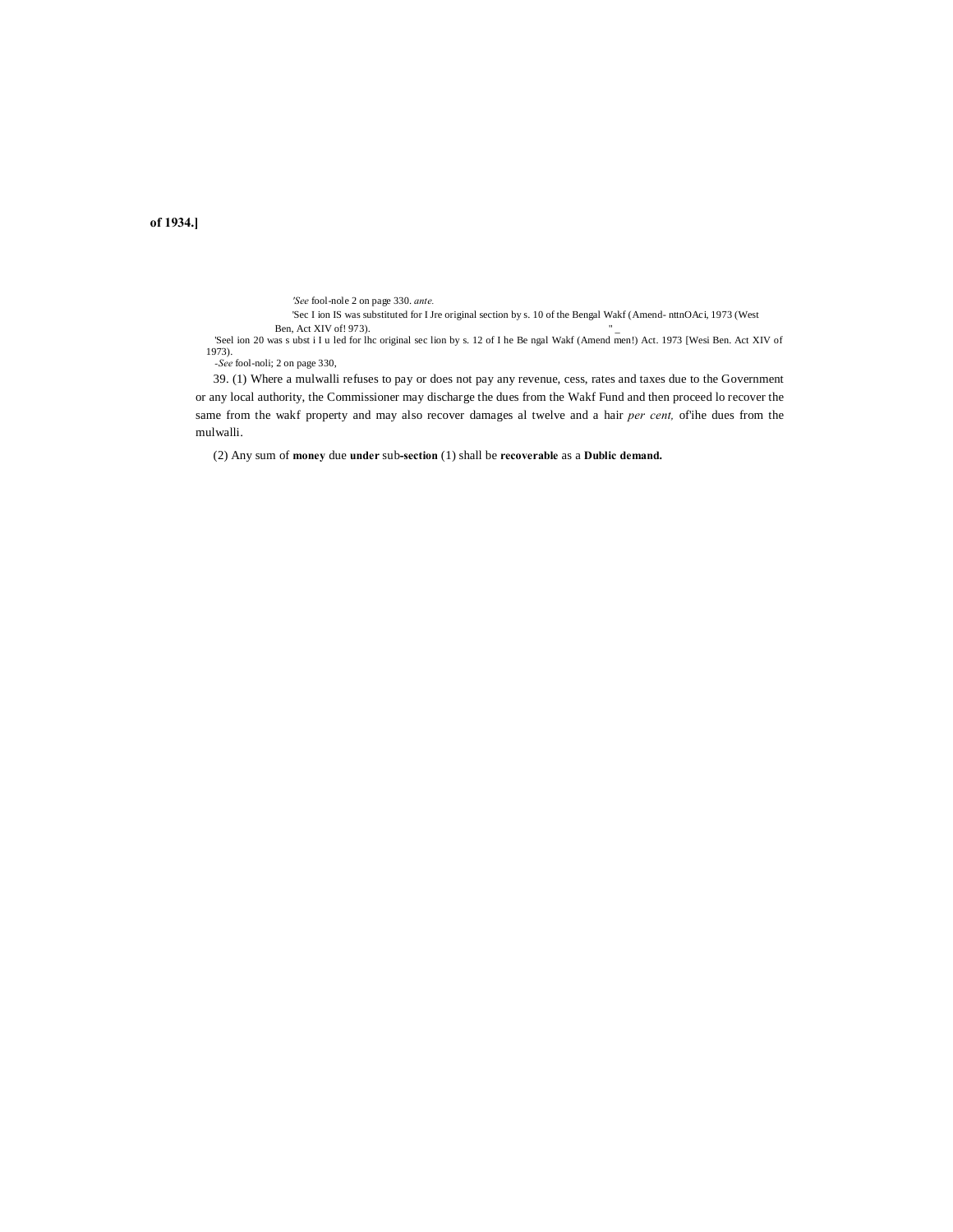**of 1934.]**

'*See* fool-nole 2 on page 330. *ante.*

'Sec I ion IS was substituted for I Jre original section by s. 10 of the Bengal Wakf (Amend- nttnOAci, 1973 (West Ben, Act XIV of! 973).

'Seel ion 20 was s ubst i I u led for lhc original sec lion by s. 12 of I he Be ngal Wakf (Amend men!) Act. 1973 [Wesi Ben. Act XIV of 1973).

-*See* fool-noli; 2 on page 330,

39. (1) Where a mulwalli refuses to pay or does not pay any revenue, cess, rates and taxes due to the Government or any local authority, the Commissioner may discharge the dues from the Wakf Fund and then proceed lo recover the same from the wakf property and may also recover damages al twelve and a hair *per cent,* of'ihe dues from the mulwalli.

(2) Any sum of **money** due **under** sub**-section** (1) shall be **recoverable** as a **Dublic demand.**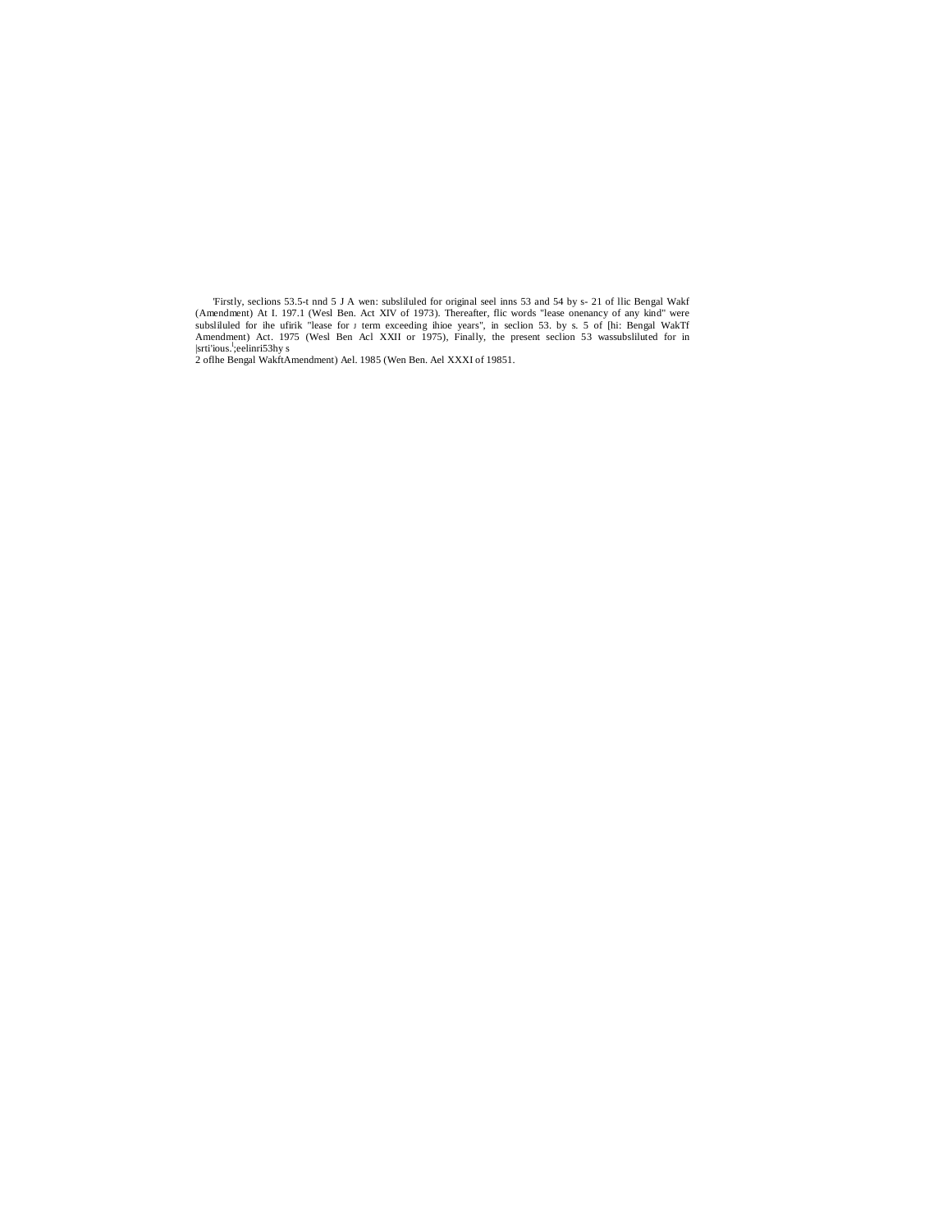'Firstly, seclions 53.5-t nnd 5 J A wen: subsliluled for original seel inns 53 and 54 by s- 21 of llic Bengal Wakf (Amendment) At I. 197.1 (Wesl Ben. Act XIV of 1973). Thereafter, flic words "lease onenancy of any kind" were subsliluled for ihe ufirik "lease for J term exceeding ihioe years", in seclion 53. by s. 5 of [hi: Bengal WakTf Amendment) Act. 1975 (Wesl Ben Acl XXII or 1975), Finally, the present seclion 53 wassubsliluted for in |srti'ious.';eelinri53hy s
2 oflhe Bengal WakftAmendment) Ael. 1985 (Wen Ben. Ael XXXI of 19851.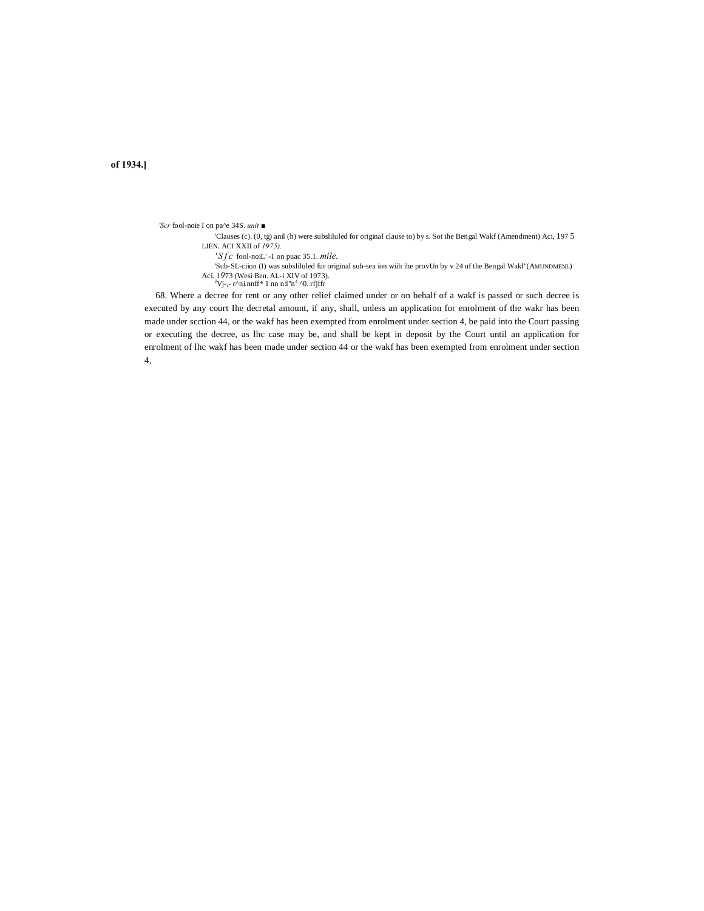**of 1934.]**

'*Scr* fool-noie I on pa^e 34S. *unit* ■

'Clauses (c). (0, tg) anil (h) were subsliluled for original clause to) by s. Sot ihe Bengal Wakf (Amendment) Aci, 197 5 LIEN. ACI XXII of *1975).*

'*Sfc* fool-noiL' -1 on puac 35.1. *mile.*

'Sub-SL-ciion (I) was subsliluled fur original sub-sea ion wiih ihe provUn by v 24 uf the Bengal Wakl"(AMUNDMENL) Aci. 1973 (Wesi Ben. AL-i XIV of 1973).

[J]Vj-,- r^ni.nnff* 1 nn n:l"n[4] ^0. rfjffr

68. Where a decree for rent or any other relief claimed under or on behalf of a wakf is passed or such decree is executed by any court Ihe decretal amount, if any, shall, unless an application for enrolment of the wakr has been made under scction 44, or the wakf has been exempted from enrolment under section 4, be paid into the Court passing or executing the decree, as lhc case may be, and shall be kept in deposit by the Court until an application for enrolment of lhc wakf has been made under section 44 or the wakf has been exempted from enrolment under section 4,